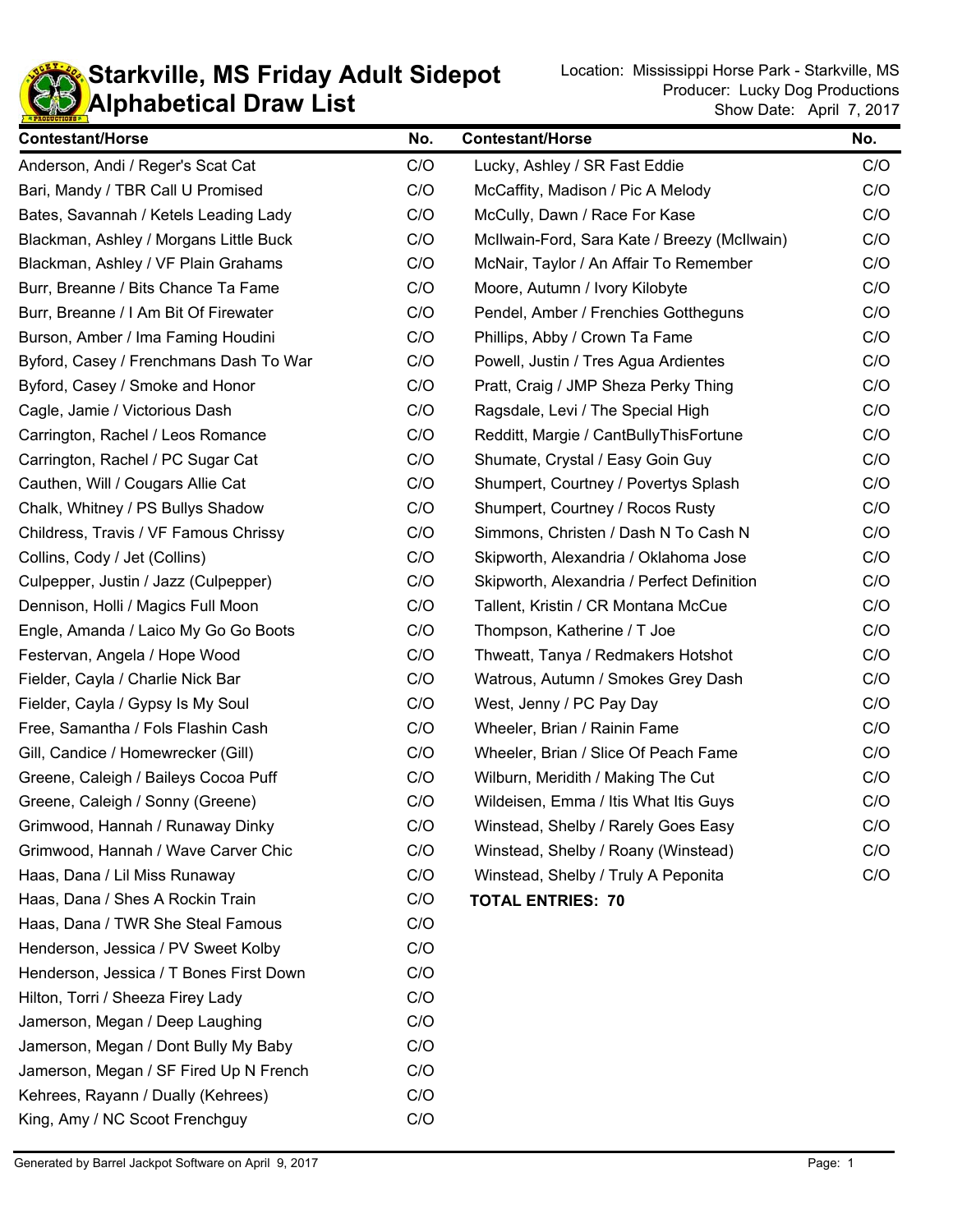# Starkville, MS Friday Adult Sidepot Alphabetical Draw List

Location: Mississippi Horse Park - Starkville, MS
Producer: Lucky Dog Productions
Show Date: April 7, 2017

| Contestant/Horse | No. |
|---|---|
| Anderson, Andi / Reger's Scat Cat | C/O |
| Bari, Mandy / TBR Call U Promised | C/O |
| Bates, Savannah / Ketels Leading Lady | C/O |
| Blackman, Ashley / Morgans Little Buck | C/O |
| Blackman, Ashley / VF Plain Grahams | C/O |
| Burr, Breanne / Bits Chance Ta Fame | C/O |
| Burr, Breanne / I Am Bit Of Firewater | C/O |
| Burson, Amber / Ima Faming Houdini | C/O |
| Byford, Casey / Frenchmans Dash To War | C/O |
| Byford, Casey / Smoke and Honor | C/O |
| Cagle, Jamie / Victorious Dash | C/O |
| Carrington, Rachel / Leos Romance | C/O |
| Carrington, Rachel / PC Sugar Cat | C/O |
| Cauthen, Will / Cougars Allie Cat | C/O |
| Chalk, Whitney / PS Bullys Shadow | C/O |
| Childress, Travis / VF Famous Chrissy | C/O |
| Collins, Cody / Jet (Collins) | C/O |
| Culpepper, Justin / Jazz (Culpepper) | C/O |
| Dennison, Holli / Magics Full Moon | C/O |
| Engle, Amanda / Laico My Go Go Boots | C/O |
| Festervan, Angela / Hope Wood | C/O |
| Fielder, Cayla / Charlie Nick Bar | C/O |
| Fielder, Cayla / Gypsy Is My Soul | C/O |
| Free, Samantha / Fols Flashin Cash | C/O |
| Gill, Candice / Homewrecker (Gill) | C/O |
| Greene, Caleigh / Baileys Cocoa Puff | C/O |
| Greene, Caleigh / Sonny (Greene) | C/O |
| Grimwood, Hannah / Runaway Dinky | C/O |
| Grimwood, Hannah / Wave Carver Chic | C/O |
| Haas, Dana / Lil Miss Runaway | C/O |
| Haas, Dana / Shes A Rockin Train | C/O |
| Haas, Dana / TWR She Steal Famous | C/O |
| Henderson, Jessica / PV Sweet Kolby | C/O |
| Henderson, Jessica / T Bones First Down | C/O |
| Hilton, Torri / Sheeza Firey Lady | C/O |
| Jamerson, Megan / Deep Laughing | C/O |
| Jamerson, Megan / Dont Bully My Baby | C/O |
| Jamerson, Megan / SF Fired Up N French | C/O |
| Kehrees, Rayann / Dually (Kehrees) | C/O |
| King, Amy / NC Scoot Frenchguy | C/O |
| Lucky, Ashley / SR Fast Eddie | C/O |
| McCaffity, Madison / Pic A Melody | C/O |
| McCully, Dawn / Race For Kase | C/O |
| McIlwain-Ford, Sara Kate / Breezy (McIlwain) | C/O |
| McNair, Taylor / An Affair To Remember | C/O |
| Moore, Autumn / Ivory Kilobyte | C/O |
| Pendel, Amber / Frenchies Gottheguns | C/O |
| Phillips, Abby / Crown Ta Fame | C/O |
| Powell, Justin / Tres Agua Ardientes | C/O |
| Pratt, Craig / JMP Sheza Perky Thing | C/O |
| Ragsdale, Levi / The Special High | C/O |
| Redditt, Margie / CantBullyThisFortune | C/O |
| Shumate, Crystal / Easy Goin Guy | C/O |
| Shumpert, Courtney / Povertys Splash | C/O |
| Shumpert, Courtney / Rocos Rusty | C/O |
| Simmons, Christen / Dash N To Cash N | C/O |
| Skipworth, Alexandria / Oklahoma Jose | C/O |
| Skipworth, Alexandria / Perfect Definition | C/O |
| Tallent, Kristin / CR Montana McCue | C/O |
| Thompson, Katherine / T Joe | C/O |
| Thweatt, Tanya / Redmakers Hotshot | C/O |
| Watrous, Autumn / Smokes Grey Dash | C/O |
| West, Jenny / PC Pay Day | C/O |
| Wheeler, Brian / Rainin Fame | C/O |
| Wheeler, Brian / Slice Of Peach Fame | C/O |
| Wilburn, Meridith / Making The Cut | C/O |
| Wildeisen, Emma / Itis What Itis Guys | C/O |
| Winstead, Shelby / Rarely Goes Easy | C/O |
| Winstead, Shelby / Roany (Winstead) | C/O |
| Winstead, Shelby / Truly A Peponita | C/O |

**TOTAL ENTRIES: 70**

Generated by Barrel Jackpot Software on April 9, 2017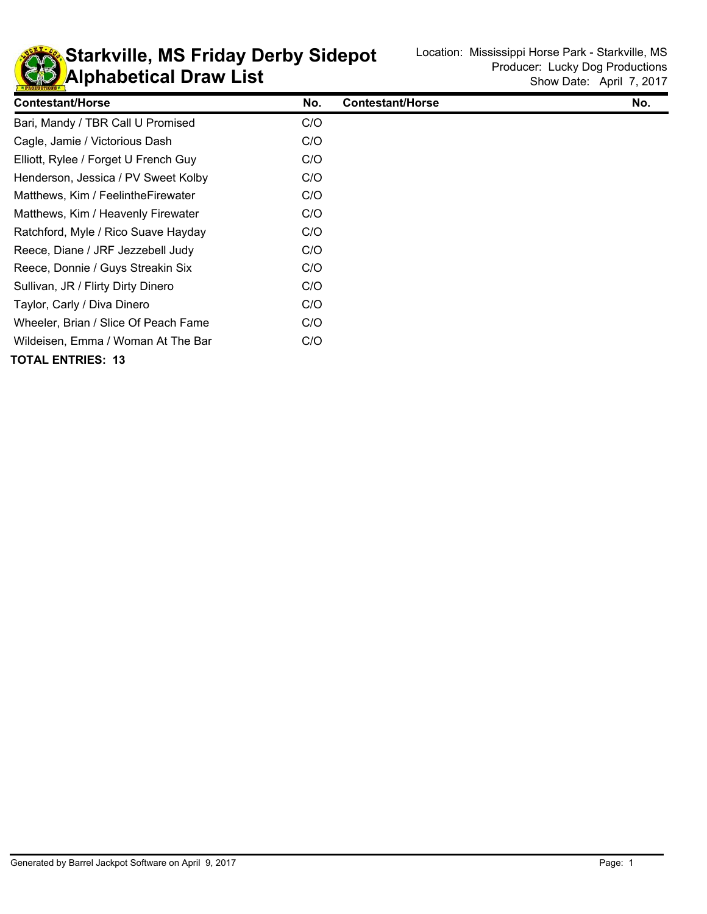# Starkville, MS Friday Derby Sidepot
# Alphabetical Draw List

Location: Mississippi Horse Park - Starkville, MS
Producer: Lucky Dog Productions
Show Date: April 7, 2017

| Contestant/Horse | No. | Contestant/Horse | No. |
|---|---|---|---|
| Bari, Mandy / TBR Call U Promised | C/O | | |
| Cagle, Jamie / Victorious Dash | C/O | | |
| Elliott, Rylee / Forget U French Guy | C/O | | |
| Henderson, Jessica / PV Sweet Kolby | C/O | | |
| Matthews, Kim / FeelintheFirewater | C/O | | |
| Matthews, Kim / Heavenly Firewater | C/O | | |
| Ratchford, Myle / Rico Suave Hayday | C/O | | |
| Reece, Diane / JRF Jezzebell Judy | C/O | | |
| Reece, Donnie / Guys Streakin Six | C/O | | |
| Sullivan, JR / Flirty Dirty Dinero | C/O | | |
| Taylor, Carly / Diva Dinero | C/O | | |
| Wheeler, Brian / Slice Of Peach Fame | C/O | | |
| Wildeisen, Emma / Woman At The Bar | C/O | | |

**TOTAL ENTRIES: 13**

Generated by Barrel Jackpot Software on April 9, 2017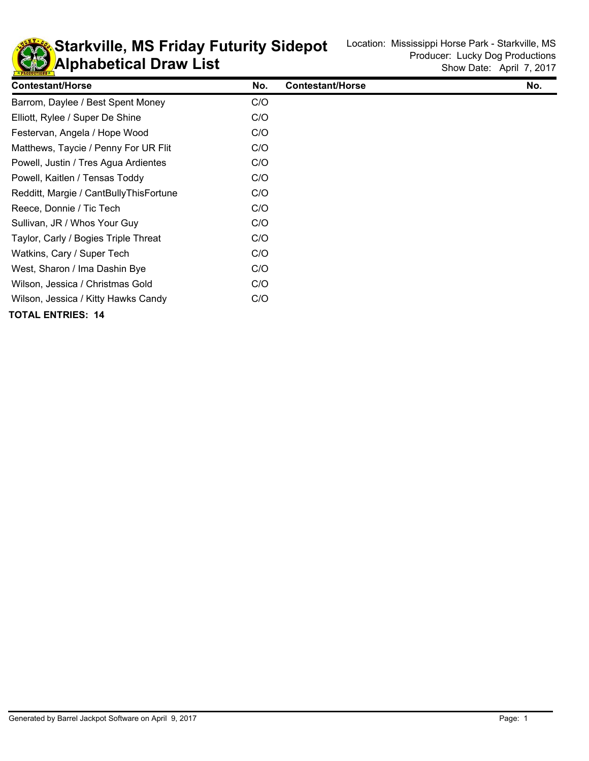# Starkville, MS Friday Futurity Sidepot Alphabetical Draw List

Location: Mississippi Horse Park - Starkville, MS
Producer: Lucky Dog Productions
Show Date: April 7, 2017

| Contestant/Horse | No. | Contestant/Horse | No. |
|---|---|---|---|
| Barrom, Daylee / Best Spent Money | C/O | | |
| Elliott, Rylee / Super De Shine | C/O | | |
| Festervan, Angela / Hope Wood | C/O | | |
| Matthews, Taycie / Penny For UR Flit | C/O | | |
| Powell, Justin / Tres Agua Ardientes | C/O | | |
| Powell, Kaitlen / Tensas Toddy | C/O | | |
| Redditt, Margie / CantBullyThisFortune | C/O | | |
| Reece, Donnie / Tic Tech | C/O | | |
| Sullivan, JR / Whos Your Guy | C/O | | |
| Taylor, Carly / Bogies Triple Threat | C/O | | |
| Watkins, Cary / Super Tech | C/O | | |
| West, Sharon / Ima Dashin Bye | C/O | | |
| Wilson, Jessica / Christmas Gold | C/O | | |
| Wilson, Jessica / Kitty Hawks Candy | C/O | | |

**TOTAL ENTRIES: 14**

Generated by Barrel Jackpot Software on April 9, 2017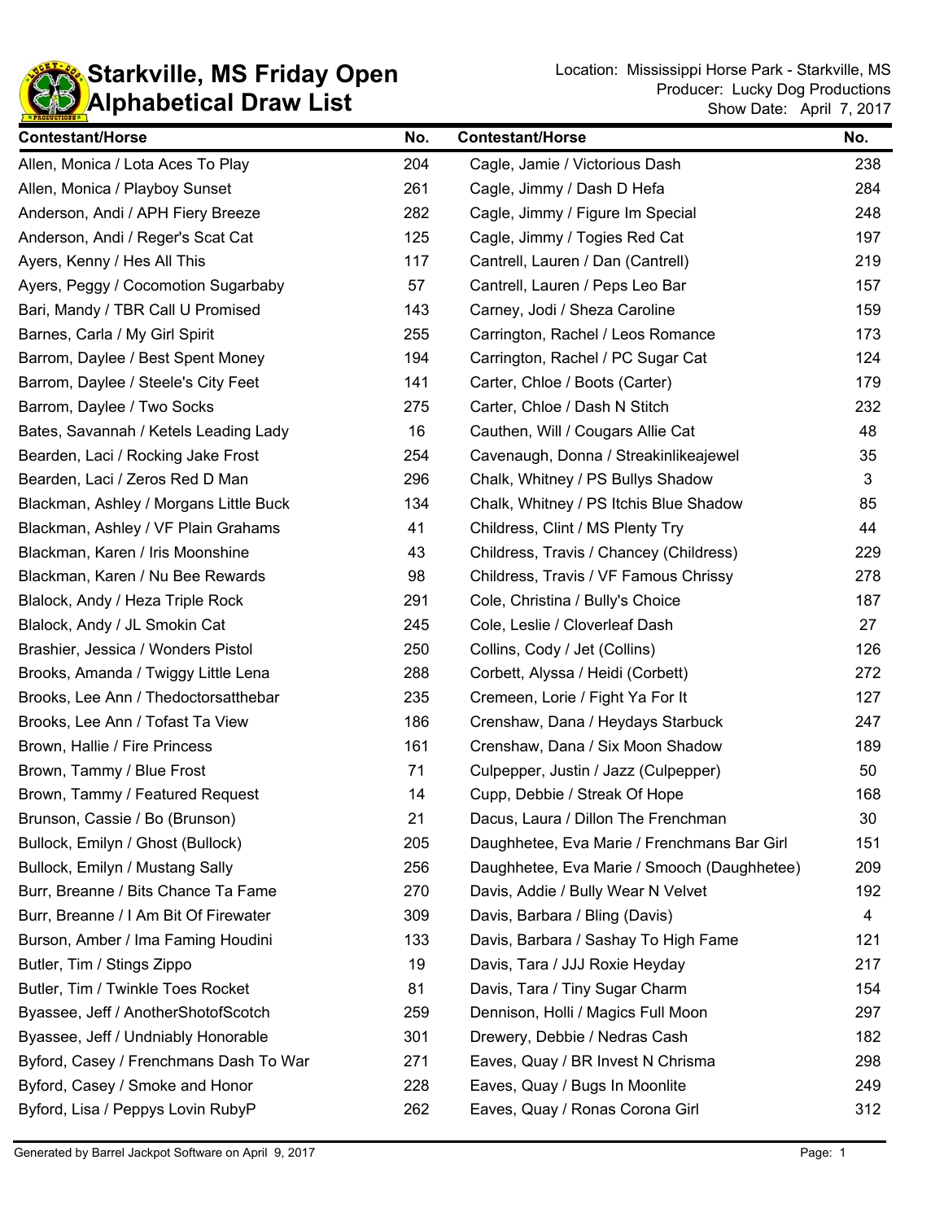# Starkville, MS Friday Open
## Alphabetical Draw List

Location: Mississippi Horse Park - Starkville, MS
Producer: Lucky Dog Productions
Show Date: April 7, 2017

| Contestant/Horse | No. | Contestant/Horse | No. |
|---|---|---|---|
| Allen, Monica / Lota Aces To Play | 204 | Cagle, Jamie / Victorious Dash | 238 |
| Allen, Monica / Playboy Sunset | 261 | Cagle, Jimmy / Dash D Hefa | 284 |
| Anderson, Andi / APH Fiery Breeze | 282 | Cagle, Jimmy / Figure Im Special | 248 |
| Anderson, Andi / Reger's Scat Cat | 125 | Cagle, Jimmy / Togies Red Cat | 197 |
| Ayers, Kenny / Hes All This | 117 | Cantrell, Lauren / Dan (Cantrell) | 219 |
| Ayers, Peggy / Cocomotion Sugarbaby | 57 | Cantrell, Lauren / Peps Leo Bar | 157 |
| Bari, Mandy / TBR Call U Promised | 143 | Carney, Jodi / Sheza Caroline | 159 |
| Barnes, Carla / My Girl Spirit | 255 | Carrington, Rachel / Leos Romance | 173 |
| Barrom, Daylee / Best Spent Money | 194 | Carrington, Rachel / PC Sugar Cat | 124 |
| Barrom, Daylee / Steele's City Feet | 141 | Carter, Chloe / Boots (Carter) | 179 |
| Barrom, Daylee / Two Socks | 275 | Carter, Chloe / Dash N Stitch | 232 |
| Bates, Savannah / Ketels Leading Lady | 16 | Cauthen, Will / Cougars Allie Cat | 48 |
| Bearden, Laci / Rocking Jake Frost | 254 | Cavenaugh, Donna / Streakinlikeajewel | 35 |
| Bearden, Laci / Zeros Red D Man | 296 | Chalk, Whitney / PS Bullys Shadow | 3 |
| Blackman, Ashley / Morgans Little Buck | 134 | Chalk, Whitney / PS Itchis Blue Shadow | 85 |
| Blackman, Ashley / VF Plain Grahams | 41 | Childress, Clint / MS Plenty Try | 44 |
| Blackman, Karen / Iris Moonshine | 43 | Childress, Travis / Chancey (Childress) | 229 |
| Blackman, Karen / Nu Bee Rewards | 98 | Childress, Travis / VF Famous Chrissy | 278 |
| Blalock, Andy / Heza Triple Rock | 291 | Cole, Christina / Bully's Choice | 187 |
| Blalock, Andy / JL Smokin Cat | 245 | Cole, Leslie / Cloverleaf Dash | 27 |
| Brashier, Jessica / Wonders Pistol | 250 | Collins, Cody / Jet (Collins) | 126 |
| Brooks, Amanda / Twiggy Little Lena | 288 | Corbett, Alyssa / Heidi (Corbett) | 272 |
| Brooks, Lee Ann / Thedoctorsatthebar | 235 | Cremeen, Lorie / Fight Ya For It | 127 |
| Brooks, Lee Ann / Tofast Ta View | 186 | Crenshaw, Dana / Heydays Starbuck | 247 |
| Brown, Hallie / Fire Princess | 161 | Crenshaw, Dana / Six Moon Shadow | 189 |
| Brown, Tammy / Blue Frost | 71 | Culpepper, Justin / Jazz (Culpepper) | 50 |
| Brown, Tammy / Featured Request | 14 | Cupp, Debbie / Streak Of Hope | 168 |
| Brunson, Cassie / Bo (Brunson) | 21 | Dacus, Laura / Dillon The Frenchman | 30 |
| Bullock, Emilyn / Ghost (Bullock) | 205 | Daughhetee, Eva Marie / Frenchmans Bar Girl | 151 |
| Bullock, Emilyn / Mustang Sally | 256 | Daughhetee, Eva Marie / Smooch (Daughhetee) | 209 |
| Burr, Breanne / Bits Chance Ta Fame | 270 | Davis, Addie / Bully Wear N Velvet | 192 |
| Burr, Breanne / I Am Bit Of Firewater | 309 | Davis, Barbara / Bling (Davis) | 4 |
| Burson, Amber / Ima Faming Houdini | 133 | Davis, Barbara / Sashay To High Fame | 121 |
| Butler, Tim / Stings Zippo | 19 | Davis, Tara / JJJ Roxie Heyday | 217 |
| Butler, Tim / Twinkle Toes Rocket | 81 | Davis, Tara / Tiny Sugar Charm | 154 |
| Byassee, Jeff / AnotherShotofScotch | 259 | Dennison, Holli / Magics Full Moon | 297 |
| Byassee, Jeff / Undniably Honorable | 301 | Drewery, Debbie / Nedras Cash | 182 |
| Byford, Casey / Frenchmans Dash To War | 271 | Eaves, Quay / BR Invest N Chrisma | 298 |
| Byford, Casey / Smoke and Honor | 228 | Eaves, Quay / Bugs In Moonlite | 249 |
| Byford, Lisa / Peppys Lovin RubyP | 262 | Eaves, Quay / Ronas Corona Girl | 312 |

Generated by Barrel Jackpot Software on April 9, 2017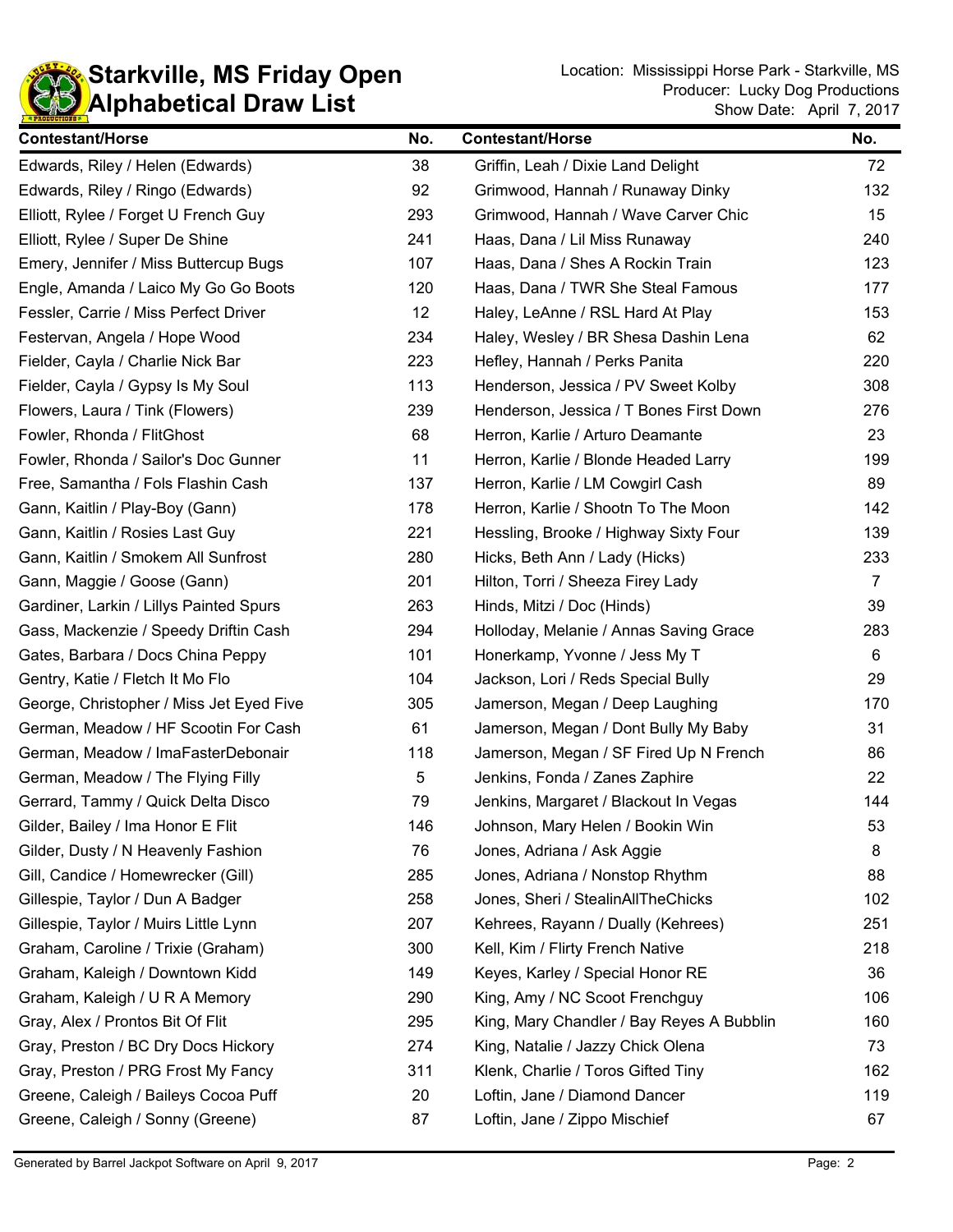# Starkville, MS Friday Open
## Alphabetical Draw List

Location: Mississippi Horse Park - Starkville, MS
Producer: Lucky Dog Productions
Show Date: April 7, 2017

| Contestant/Horse | No. | Contestant/Horse | No. |
|---|---|---|---|
| Edwards, Riley / Helen (Edwards) | 38 | Griffin, Leah / Dixie Land Delight | 72 |
| Edwards, Riley / Ringo (Edwards) | 92 | Grimwood, Hannah / Runaway Dinky | 132 |
| Elliott, Rylee / Forget U French Guy | 293 | Grimwood, Hannah / Wave Carver Chic | 15 |
| Elliott, Rylee / Super De Shine | 241 | Haas, Dana / Lil Miss Runaway | 240 |
| Emery, Jennifer / Miss Buttercup Bugs | 107 | Haas, Dana / Shes A Rockin Train | 123 |
| Engle, Amanda / Laico My Go Go Boots | 120 | Haas, Dana / TWR She Steal Famous | 177 |
| Fessler, Carrie / Miss Perfect Driver | 12 | Haley, LeAnne / RSL Hard At Play | 153 |
| Festervan, Angela / Hope Wood | 234 | Haley, Wesley / BR Shesa Dashin Lena | 62 |
| Fielder, Cayla / Charlie Nick Bar | 223 | Hefley, Hannah / Perks Panita | 220 |
| Fielder, Cayla / Gypsy Is My Soul | 113 | Henderson, Jessica / PV Sweet Kolby | 308 |
| Flowers, Laura / Tink (Flowers) | 239 | Henderson, Jessica / T Bones First Down | 276 |
| Fowler, Rhonda / FlitGhost | 68 | Herron, Karlie / Arturo Deamante | 23 |
| Fowler, Rhonda / Sailor's Doc Gunner | 11 | Herron, Karlie / Blonde Headed Larry | 199 |
| Free, Samantha / Fols Flashin Cash | 137 | Herron, Karlie / LM Cowgirl Cash | 89 |
| Gann, Kaitlin / Play-Boy (Gann) | 178 | Herron, Karlie / Shootn To The Moon | 142 |
| Gann, Kaitlin / Rosies Last Guy | 221 | Hessling, Brooke / Highway Sixty Four | 139 |
| Gann, Kaitlin / Smokem All Sunfrost | 280 | Hicks, Beth Ann / Lady (Hicks) | 233 |
| Gann, Maggie / Goose (Gann) | 201 | Hilton, Torri / Sheeza Firey Lady | 7 |
| Gardiner, Larkin / Lillys Painted Spurs | 263 | Hinds, Mitzi / Doc (Hinds) | 39 |
| Gass, Mackenzie / Speedy Driftin Cash | 294 | Holloday, Melanie / Annas Saving Grace | 283 |
| Gates, Barbara / Docs China Peppy | 101 | Honerkamp, Yvonne / Jess My T | 6 |
| Gentry, Katie / Fletch It Mo Flo | 104 | Jackson, Lori / Reds Special Bully | 29 |
| George, Christopher / Miss Jet Eyed Five | 305 | Jamerson, Megan / Deep Laughing | 170 |
| German, Meadow / HF Scootin For Cash | 61 | Jamerson, Megan / Dont Bully My Baby | 31 |
| German, Meadow / ImaFasterDebonair | 118 | Jamerson, Megan / SF Fired Up N French | 86 |
| German, Meadow / The Flying Filly | 5 | Jenkins, Fonda / Zanes Zaphire | 22 |
| Gerrard, Tammy / Quick Delta Disco | 79 | Jenkins, Margaret / Blackout In Vegas | 144 |
| Gilder, Bailey / Ima Honor E Flit | 146 | Johnson, Mary Helen / Bookin Win | 53 |
| Gilder, Dusty / N Heavenly Fashion | 76 | Jones, Adriana / Ask Aggie | 8 |
| Gill, Candice / Homewrecker (Gill) | 285 | Jones, Adriana / Nonstop Rhythm | 88 |
| Gillespie, Taylor / Dun A Badger | 258 | Jones, Sheri / StealinAllTheChicks | 102 |
| Gillespie, Taylor / Muirs Little Lynn | 207 | Kehrees, Rayann / Dually (Kehrees) | 251 |
| Graham, Caroline / Trixie (Graham) | 300 | Kell, Kim / Flirty French Native | 218 |
| Graham, Kaleigh / Downtown Kidd | 149 | Keyes, Karley / Special Honor RE | 36 |
| Graham, Kaleigh / U R A Memory | 290 | King, Amy / NC Scoot Frenchguy | 106 |
| Gray, Alex / Prontos Bit Of Flit | 295 | King, Mary Chandler / Bay Reyes A Bubblin | 160 |
| Gray, Preston / BC Dry Docs Hickory | 274 | King, Natalie / Jazzy Chick Olena | 73 |
| Gray, Preston / PRG Frost My Fancy | 311 | Klenk, Charlie / Toros Gifted Tiny | 162 |
| Greene, Caleigh / Baileys Cocoa Puff | 20 | Loftin, Jane / Diamond Dancer | 119 |
| Greene, Caleigh / Sonny (Greene) | 87 | Loftin, Jane / Zippo Mischief | 67 |

Generated by Barrel Jackpot Software on April 9, 2017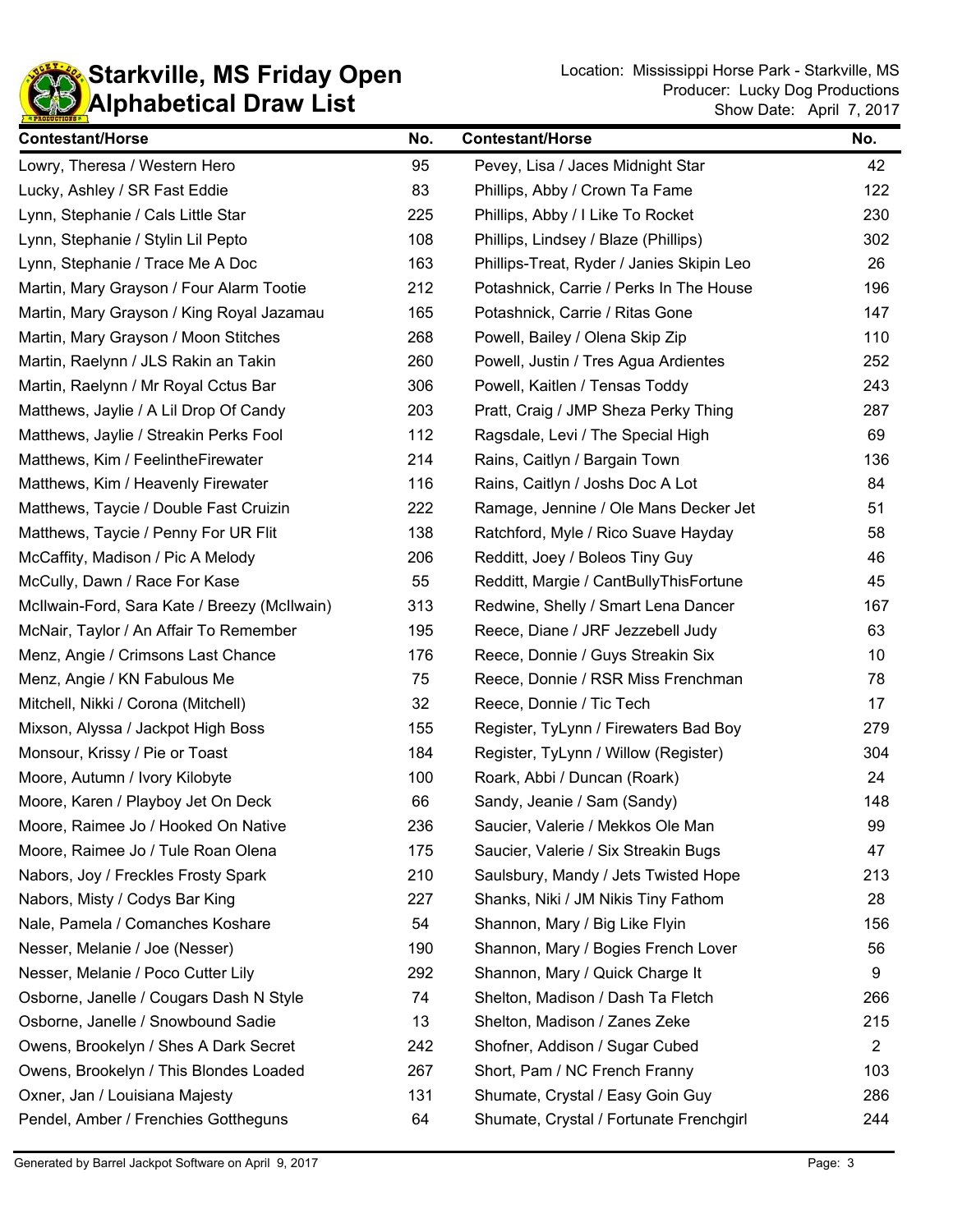# Starkville, MS Friday Open
# Alphabetical Draw List

Location: Mississippi Horse Park - Starkville, MS
Producer: Lucky Dog Productions
Show Date: April 7, 2017

| Contestant/Horse | No. | Contestant/Horse | No. |
|---|---|---|---|
| Lowry, Theresa / Western Hero | 95 | Pevey, Lisa / Jaces Midnight Star | 42 |
| Lucky, Ashley / SR Fast Eddie | 83 | Phillips, Abby / Crown Ta Fame | 122 |
| Lynn, Stephanie / Cals Little Star | 225 | Phillips, Abby / I Like To Rocket | 230 |
| Lynn, Stephanie / Stylin Lil Pepto | 108 | Phillips, Lindsey / Blaze (Phillips) | 302 |
| Lynn, Stephanie / Trace Me A Doc | 163 | Phillips-Treat, Ryder / Janies Skipin Leo | 26 |
| Martin, Mary Grayson / Four Alarm Tootie | 212 | Potashnick, Carrie / Perks In The House | 196 |
| Martin, Mary Grayson / King Royal Jazamau | 165 | Potashnick, Carrie / Ritas Gone | 147 |
| Martin, Mary Grayson / Moon Stitches | 268 | Powell, Bailey / Olena Skip Zip | 110 |
| Martin, Raelynn / JLS Rakin an Takin | 260 | Powell, Justin / Tres Agua Ardientes | 252 |
| Martin, Raelynn / Mr Royal Cctus Bar | 306 | Powell, Kaitlen / Tensas Toddy | 243 |
| Matthews, Jaylie / A Lil Drop Of Candy | 203 | Pratt, Craig / JMP Sheza Perky Thing | 287 |
| Matthews, Jaylie / Streakin Perks Fool | 112 | Ragsdale, Levi / The Special High | 69 |
| Matthews, Kim / FeelintheFirewater | 214 | Rains, Caitlyn / Bargain Town | 136 |
| Matthews, Kim / Heavenly Firewater | 116 | Rains, Caitlyn / Joshs Doc A Lot | 84 |
| Matthews, Taycie / Double Fast Cruizin | 222 | Ramage, Jennine / Ole Mans Decker Jet | 51 |
| Matthews, Taycie / Penny For UR Flit | 138 | Ratchford, Myle / Rico Suave Hayday | 58 |
| McCaffity, Madison / Pic A Melody | 206 | Redditt, Joey / Boleos Tiny Guy | 46 |
| McCully, Dawn / Race For Kase | 55 | Redditt, Margie / CantBullyThisFortune | 45 |
| McIlwain-Ford, Sara Kate / Breezy (McIlwain) | 313 | Redwine, Shelly / Smart Lena Dancer | 167 |
| McNair, Taylor / An Affair To Remember | 195 | Reece, Diane / JRF Jezzebell Judy | 63 |
| Menz, Angie / Crimsons Last Chance | 176 | Reece, Donnie / Guys Streakin Six | 10 |
| Menz, Angie / KN Fabulous Me | 75 | Reece, Donnie / RSR Miss Frenchman | 78 |
| Mitchell, Nikki / Corona (Mitchell) | 32 | Reece, Donnie / Tic Tech | 17 |
| Mixson, Alyssa / Jackpot High Boss | 155 | Register, TyLynn / Firewaters Bad Boy | 279 |
| Monsour, Krissy / Pie or Toast | 184 | Register, TyLynn / Willow (Register) | 304 |
| Moore, Autumn / Ivory Kilobyte | 100 | Roark, Abbi / Duncan (Roark) | 24 |
| Moore, Karen / Playboy Jet On Deck | 66 | Sandy, Jeanie / Sam (Sandy) | 148 |
| Moore, Raimee Jo / Hooked On Native | 236 | Saucier, Valerie / Mekkos Ole Man | 99 |
| Moore, Raimee Jo / Tule Roan Olena | 175 | Saucier, Valerie / Six Streakin Bugs | 47 |
| Nabors, Joy / Freckles Frosty Spark | 210 | Saulsbury, Mandy / Jets Twisted Hope | 213 |
| Nabors, Misty / Codys Bar King | 227 | Shanks, Niki / JM Nikis Tiny Fathom | 28 |
| Nale, Pamela / Comanches Koshare | 54 | Shannon, Mary / Big Like Flyin | 156 |
| Nesser, Melanie / Joe (Nesser) | 190 | Shannon, Mary / Bogies French Lover | 56 |
| Nesser, Melanie / Poco Cutter Lily | 292 | Shannon, Mary / Quick Charge It | 9 |
| Osborne, Janelle / Cougars Dash N Style | 74 | Shelton, Madison / Dash Ta Fletch | 266 |
| Osborne, Janelle / Snowbound Sadie | 13 | Shelton, Madison / Zanes Zeke | 215 |
| Owens, Brookelyn / Shes A Dark Secret | 242 | Shofner, Addison / Sugar Cubed | 2 |
| Owens, Brookelyn / This Blondes Loaded | 267 | Short, Pam / NC French Franny | 103 |
| Oxner, Jan / Louisiana Majesty | 131 | Shumate, Crystal / Easy Goin Guy | 286 |
| Pendel, Amber / Frenchies Gottheguns | 64 | Shumate, Crystal / Fortunate Frenchgirl | 244 |

Generated by Barrel Jackpot Software on April 9, 2017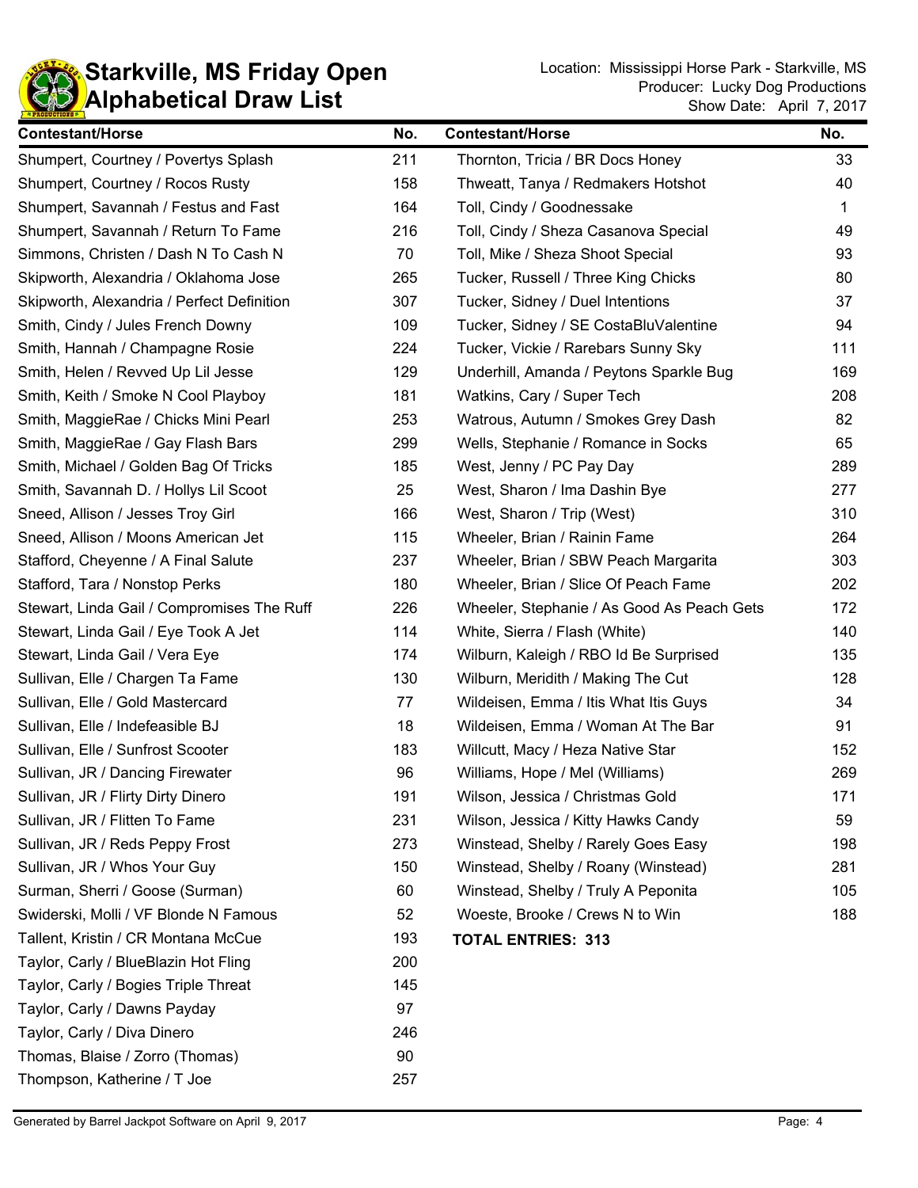# Starkville, MS Friday Open
## Alphabetical Draw List

Location: Mississippi Horse Park - Starkville, MS
Producer: Lucky Dog Productions
Show Date: April 7, 2017

| Contestant/Horse | No. |
|---|---|
| Shumpert, Courtney / Povertys Splash | 211 |
| Shumpert, Courtney / Rocos Rusty | 158 |
| Shumpert, Savannah / Festus and Fast | 164 |
| Shumpert, Savannah / Return To Fame | 216 |
| Simmons, Christen / Dash N To Cash N | 70 |
| Skipworth, Alexandria / Oklahoma Jose | 265 |
| Skipworth, Alexandria / Perfect Definition | 307 |
| Smith, Cindy / Jules French Downy | 109 |
| Smith, Hannah / Champagne Rosie | 224 |
| Smith, Helen / Revved Up Lil Jesse | 129 |
| Smith, Keith / Smoke N Cool Playboy | 181 |
| Smith, MaggieRae / Chicks Mini Pearl | 253 |
| Smith, MaggieRae / Gay Flash Bars | 299 |
| Smith, Michael / Golden Bag Of Tricks | 185 |
| Smith, Savannah D. / Hollys Lil Scoot | 25 |
| Sneed, Allison / Jesses Troy Girl | 166 |
| Sneed, Allison / Moons American Jet | 115 |
| Stafford, Cheyenne / A Final Salute | 237 |
| Stafford, Tara / Nonstop Perks | 180 |
| Stewart, Linda Gail / Compromises The Ruff | 226 |
| Stewart, Linda Gail / Eye Took A Jet | 114 |
| Stewart, Linda Gail / Vera Eye | 174 |
| Sullivan, Elle / Chargen Ta Fame | 130 |
| Sullivan, Elle / Gold Mastercard | 77 |
| Sullivan, Elle / Indefeasible BJ | 18 |
| Sullivan, Elle / Sunfrost Scooter | 183 |
| Sullivan, JR / Dancing Firewater | 96 |
| Sullivan, JR / Flirty Dirty Dinero | 191 |
| Sullivan, JR / Flitten To Fame | 231 |
| Sullivan, JR / Reds Peppy Frost | 273 |
| Sullivan, JR / Whos Your Guy | 150 |
| Surman, Sherri / Goose (Surman) | 60 |
| Swiderski, Molli / VF Blonde N Famous | 52 |
| Tallent, Kristin / CR Montana McCue | 193 |
| Taylor, Carly / BlueBlazin Hot Fling | 200 |
| Taylor, Carly / Bogies Triple Threat | 145 |
| Taylor, Carly / Dawns Payday | 97 |
| Taylor, Carly / Diva Dinero | 246 |
| Thomas, Blaise / Zorro (Thomas) | 90 |
| Thompson, Katherine / T Joe | 257 |
| Thornton, Tricia / BR Docs Honey | 33 |
| Thweatt, Tanya / Redmakers Hotshot | 40 |
| Toll, Cindy / Goodnessake | 1 |
| Toll, Cindy / Sheza Casanova Special | 49 |
| Toll, Mike / Sheza Shoot Special | 93 |
| Tucker, Russell / Three King Chicks | 80 |
| Tucker, Sidney / Duel Intentions | 37 |
| Tucker, Sidney / SE CostaBluValentine | 94 |
| Tucker, Vickie / Rarebars Sunny Sky | 111 |
| Underhill, Amanda / Peytons Sparkle Bug | 169 |
| Watkins, Cary / Super Tech | 208 |
| Watrous, Autumn / Smokes Grey Dash | 82 |
| Wells, Stephanie / Romance in Socks | 65 |
| West, Jenny / PC Pay Day | 289 |
| West, Sharon / Ima Dashin Bye | 277 |
| West, Sharon / Trip (West) | 310 |
| Wheeler, Brian / Rainin Fame | 264 |
| Wheeler, Brian / SBW Peach Margarita | 303 |
| Wheeler, Brian / Slice Of Peach Fame | 202 |
| Wheeler, Stephanie / As Good As Peach Gets | 172 |
| White, Sierra / Flash (White) | 140 |
| Wilburn, Kaleigh / RBO Id Be Surprised | 135 |
| Wilburn, Meridith / Making The Cut | 128 |
| Wildeisen, Emma / Itis What Itis Guys | 34 |
| Wildeisen, Emma / Woman At The Bar | 91 |
| Willcutt, Macy / Heza Native Star | 152 |
| Williams, Hope / Mel (Williams) | 269 |
| Wilson, Jessica / Christmas Gold | 171 |
| Wilson, Jessica / Kitty Hawks Candy | 59 |
| Winstead, Shelby / Rarely Goes Easy | 198 |
| Winstead, Shelby / Roany (Winstead) | 281 |
| Winstead, Shelby / Truly A Peponita | 105 |
| Woeste, Brooke / Crews N to Win | 188 |

**TOTAL ENTRIES: 313**

Generated by Barrel Jackpot Software on April 9, 2017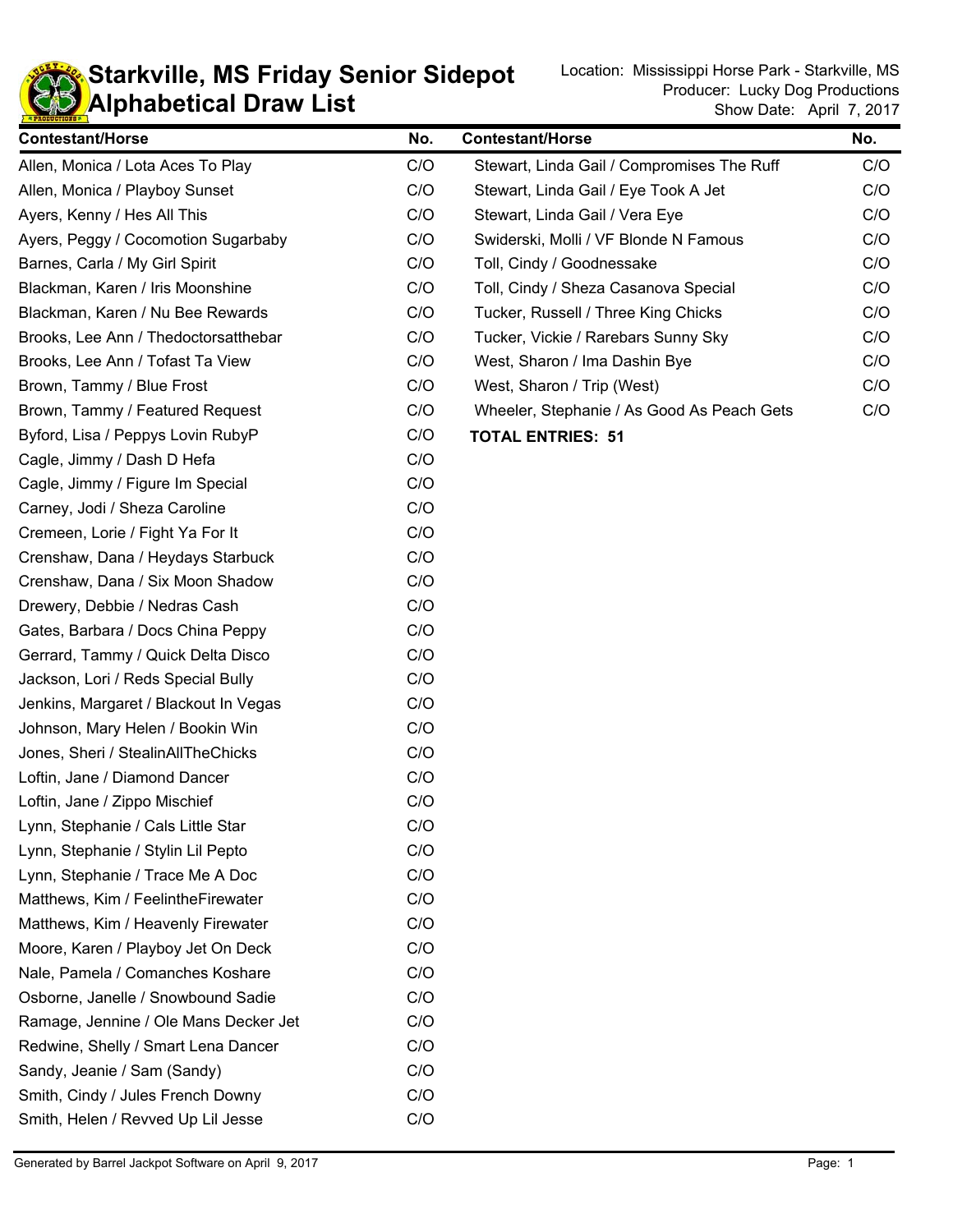# Starkville, MS Friday Senior Sidepot
# Alphabetical Draw List

Location: Mississippi Horse Park - Starkville, MS
Producer: Lucky Dog Productions
Show Date: April 7, 2017

| Contestant/Horse | No. |
|---|---|
| Allen, Monica / Lota Aces To Play | C/O |
| Allen, Monica / Playboy Sunset | C/O |
| Ayers, Kenny / Hes All This | C/O |
| Ayers, Peggy / Cocomotion Sugarbaby | C/O |
| Barnes, Carla / My Girl Spirit | C/O |
| Blackman, Karen / Iris Moonshine | C/O |
| Blackman, Karen / Nu Bee Rewards | C/O |
| Brooks, Lee Ann / Thedoctorsatthebar | C/O |
| Brooks, Lee Ann / Tofast Ta View | C/O |
| Brown, Tammy / Blue Frost | C/O |
| Brown, Tammy / Featured Request | C/O |
| Byford, Lisa / Peppys Lovin RubyP | C/O |
| Cagle, Jimmy / Dash D Hefa | C/O |
| Cagle, Jimmy / Figure Im Special | C/O |
| Carney, Jodi / Sheza Caroline | C/O |
| Cremeen, Lorie / Fight Ya For It | C/O |
| Crenshaw, Dana / Heydays Starbuck | C/O |
| Crenshaw, Dana / Six Moon Shadow | C/O |
| Drewery, Debbie / Nedras Cash | C/O |
| Gates, Barbara / Docs China Peppy | C/O |
| Gerrard, Tammy / Quick Delta Disco | C/O |
| Jackson, Lori / Reds Special Bully | C/O |
| Jenkins, Margaret / Blackout In Vegas | C/O |
| Johnson, Mary Helen / Bookin Win | C/O |
| Jones, Sheri / StealinAllTheChicks | C/O |
| Loftin, Jane / Diamond Dancer | C/O |
| Loftin, Jane / Zippo Mischief | C/O |
| Lynn, Stephanie / Cals Little Star | C/O |
| Lynn, Stephanie / Stylin Lil Pepto | C/O |
| Lynn, Stephanie / Trace Me A Doc | C/O |
| Matthews, Kim / FeelintheFirewater | C/O |
| Matthews, Kim / Heavenly Firewater | C/O |
| Moore, Karen / Playboy Jet On Deck | C/O |
| Nale, Pamela / Comanches Koshare | C/O |
| Osborne, Janelle / Snowbound Sadie | C/O |
| Ramage, Jennine / Ole Mans Decker Jet | C/O |
| Redwine, Shelly / Smart Lena Dancer | C/O |
| Sandy, Jeanie / Sam (Sandy) | C/O |
| Smith, Cindy / Jules French Downy | C/O |
| Smith, Helen / Revved Up Lil Jesse | C/O |
| Stewart, Linda Gail / Compromises The Ruff | C/O |
| Stewart, Linda Gail / Eye Took A Jet | C/O |
| Stewart, Linda Gail / Vera Eye | C/O |
| Swiderski, Molli / VF Blonde N Famous | C/O |
| Toll, Cindy / Goodnessake | C/O |
| Toll, Cindy / Sheza Casanova Special | C/O |
| Tucker, Russell / Three King Chicks | C/O |
| Tucker, Vickie / Rarebars Sunny Sky | C/O |
| West, Sharon / Ima Dashin Bye | C/O |
| West, Sharon / Trip (West) | C/O |
| Wheeler, Stephanie / As Good As Peach Gets | C/O |

**TOTAL ENTRIES: 51**

Generated by Barrel Jackpot Software on April 9, 2017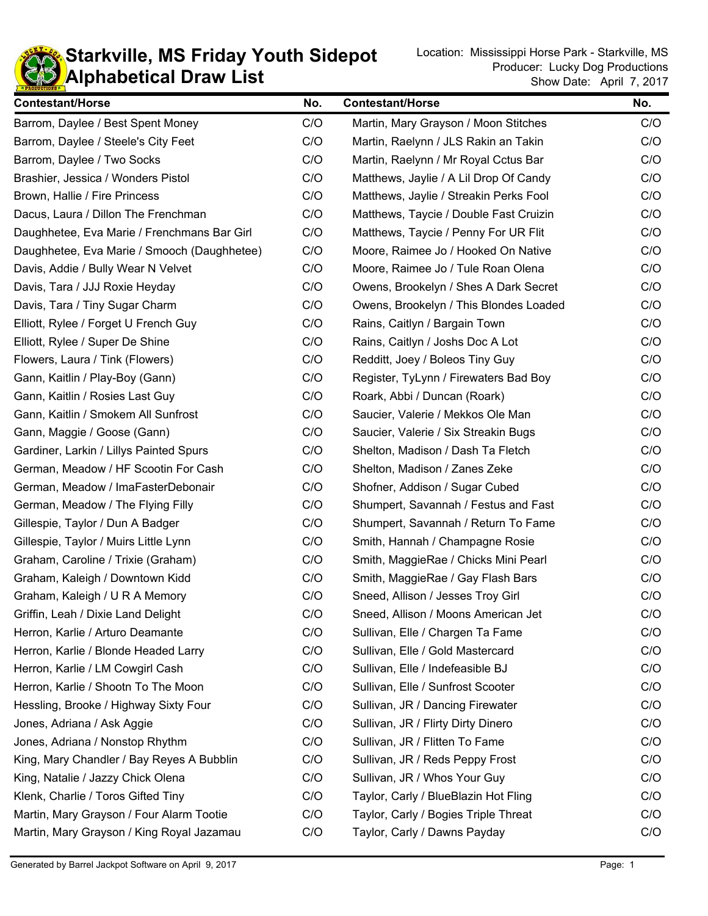# Starkville, MS Friday Youth Sidepot
## Alphabetical Draw List

Location: Mississippi Horse Park - Starkville, MS
Producer: Lucky Dog Productions
Show Date: April 7, 2017

| Contestant/Horse | No. |
|---|---|
| Barrom, Daylee / Best Spent Money | C/O |
| Barrom, Daylee / Steele's City Feet | C/O |
| Barrom, Daylee / Two Socks | C/O |
| Brashier, Jessica / Wonders Pistol | C/O |
| Brown, Hallie / Fire Princess | C/O |
| Dacus, Laura / Dillon The Frenchman | C/O |
| Daughhetee, Eva Marie / Frenchmans Bar Girl | C/O |
| Daughhetee, Eva Marie / Smooch (Daughhetee) | C/O |
| Davis, Addie / Bully Wear N Velvet | C/O |
| Davis, Tara / JJJ Roxie Heyday | C/O |
| Davis, Tara / Tiny Sugar Charm | C/O |
| Elliott, Rylee / Forget U French Guy | C/O |
| Elliott, Rylee / Super De Shine | C/O |
| Flowers, Laura / Tink (Flowers) | C/O |
| Gann, Kaitlin / Play-Boy (Gann) | C/O |
| Gann, Kaitlin / Rosies Last Guy | C/O |
| Gann, Kaitlin / Smokem All Sunfrost | C/O |
| Gann, Maggie / Goose (Gann) | C/O |
| Gardiner, Larkin / Lillys Painted Spurs | C/O |
| German, Meadow / HF Scootin For Cash | C/O |
| German, Meadow / ImaFasterDebonair | C/O |
| German, Meadow / The Flying Filly | C/O |
| Gillespie, Taylor / Dun A Badger | C/O |
| Gillespie, Taylor / Muirs Little Lynn | C/O |
| Graham, Caroline / Trixie (Graham) | C/O |
| Graham, Kaleigh / Downtown Kidd | C/O |
| Graham, Kaleigh / U R A Memory | C/O |
| Griffin, Leah / Dixie Land Delight | C/O |
| Herron, Karlie / Arturo Deamante | C/O |
| Herron, Karlie / Blonde Headed Larry | C/O |
| Herron, Karlie / LM Cowgirl Cash | C/O |
| Herron, Karlie / Shootn To The Moon | C/O |
| Hessling, Brooke / Highway Sixty Four | C/O |
| Jones, Adriana / Ask Aggie | C/O |
| Jones, Adriana / Nonstop Rhythm | C/O |
| King, Mary Chandler / Bay Reyes A Bubblin | C/O |
| King, Natalie / Jazzy Chick Olena | C/O |
| Klenk, Charlie / Toros Gifted Tiny | C/O |
| Martin, Mary Grayson / Four Alarm Tootie | C/O |
| Martin, Mary Grayson / King Royal Jazamau | C/O |
| Martin, Mary Grayson / Moon Stitches | C/O |
| Martin, Raelynn / JLS Rakin an Takin | C/O |
| Martin, Raelynn / Mr Royal Cctus Bar | C/O |
| Matthews, Jaylie / A Lil Drop Of Candy | C/O |
| Matthews, Jaylie / Streakin Perks Fool | C/O |
| Matthews, Taycie / Double Fast Cruizin | C/O |
| Matthews, Taycie / Penny For UR Flit | C/O |
| Moore, Raimee Jo / Hooked On Native | C/O |
| Moore, Raimee Jo / Tule Roan Olena | C/O |
| Owens, Brookelyn / Shes A Dark Secret | C/O |
| Owens, Brookelyn / This Blondes Loaded | C/O |
| Rains, Caitlyn / Bargain Town | C/O |
| Rains, Caitlyn / Joshs Doc A Lot | C/O |
| Redditt, Joey / Boleos Tiny Guy | C/O |
| Register, TyLynn / Firewaters Bad Boy | C/O |
| Roark, Abbi / Duncan (Roark) | C/O |
| Saucier, Valerie / Mekkos Ole Man | C/O |
| Saucier, Valerie / Six Streakin Bugs | C/O |
| Shelton, Madison / Dash Ta Fletch | C/O |
| Shelton, Madison / Zanes Zeke | C/O |
| Shofner, Addison / Sugar Cubed | C/O |
| Shumpert, Savannah / Festus and Fast | C/O |
| Shumpert, Savannah / Return To Fame | C/O |
| Smith, Hannah / Champagne Rosie | C/O |
| Smith, MaggieRae / Chicks Mini Pearl | C/O |
| Smith, MaggieRae / Gay Flash Bars | C/O |
| Sneed, Allison / Jesses Troy Girl | C/O |
| Sneed, Allison / Moons American Jet | C/O |
| Sullivan, Elle / Chargen Ta Fame | C/O |
| Sullivan, Elle / Gold Mastercard | C/O |
| Sullivan, Elle / Indefeasible BJ | C/O |
| Sullivan, Elle / Sunfrost Scooter | C/O |
| Sullivan, JR / Dancing Firewater | C/O |
| Sullivan, JR / Flirty Dirty Dinero | C/O |
| Sullivan, JR / Flitten To Fame | C/O |
| Sullivan, JR / Reds Peppy Frost | C/O |
| Sullivan, JR / Whos Your Guy | C/O |
| Taylor, Carly / BlueBlazin Hot Fling | C/O |
| Taylor, Carly / Bogies Triple Threat | C/O |
| Taylor, Carly / Dawns Payday | C/O |

Generated by Barrel Jackpot Software on April 9, 2017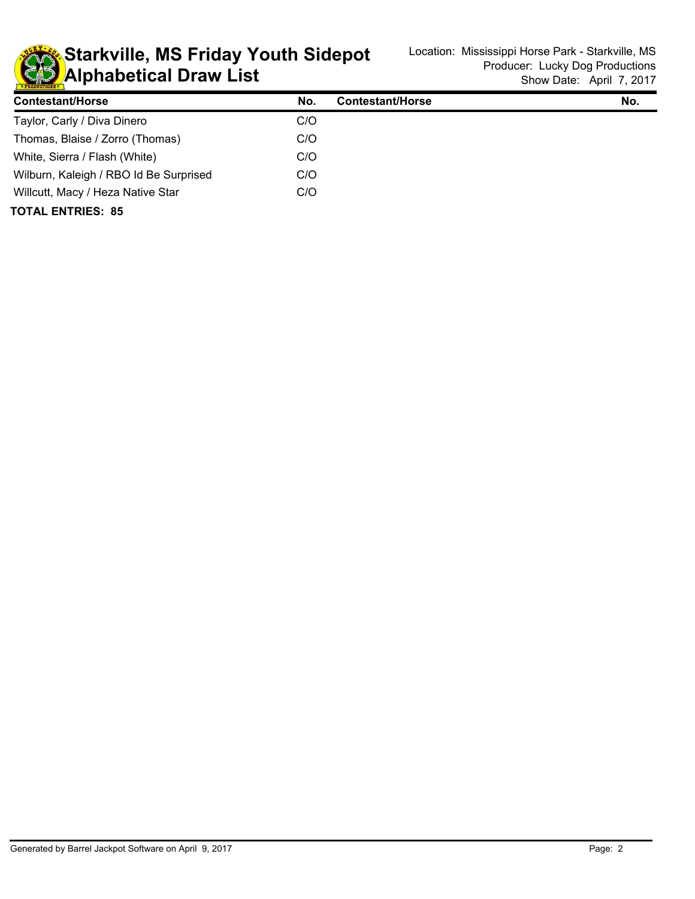# Starkville, MS Friday Youth Sidepot
# Alphabetical Draw List

Location: Mississippi Horse Park - Starkville, MS
Producer: Lucky Dog Productions
Show Date: April 7, 2017

| Contestant/Horse | No. | Contestant/Horse | No. |
|---|---|---|---|
| Taylor, Carly / Diva Dinero | C/O | | |
| Thomas, Blaise / Zorro (Thomas) | C/O | | |
| White, Sierra / Flash (White) | C/O | | |
| Wilburn, Kaleigh / RBO Id Be Surprised | C/O | | |
| Willcutt, Macy / Heza Native Star | C/O | | |

**TOTAL ENTRIES: 85**

Generated by Barrel Jackpot Software on April 9, 2017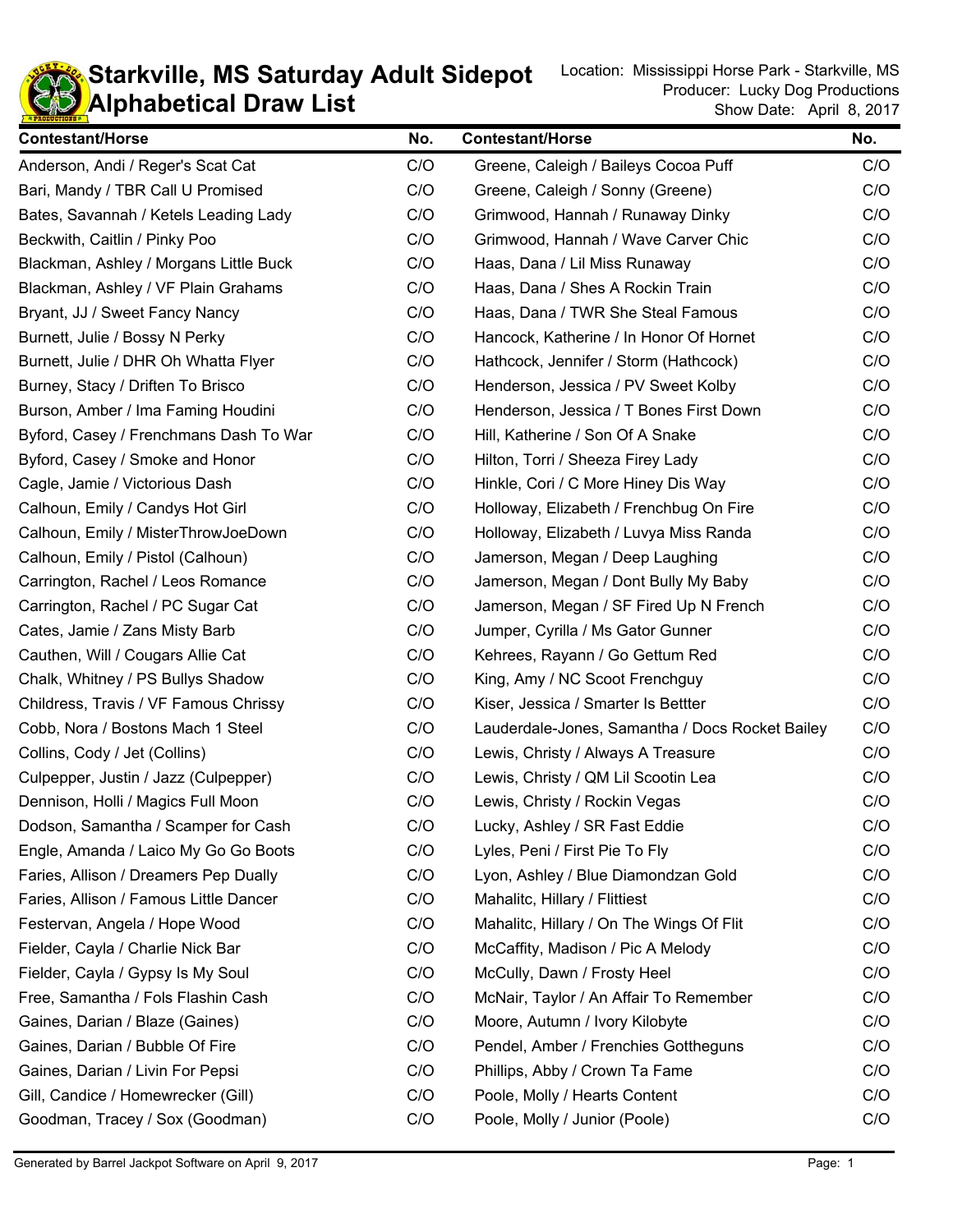# Starkville, MS Saturday Adult Sidepot
# Alphabetical Draw List

Location: Mississippi Horse Park - Starkville, MS
Producer: Lucky Dog Productions
Show Date: April 8, 2017

| Contestant/Horse | No. | Contestant/Horse | No. |
|---|---|---|---|
| Anderson, Andi / Reger's Scat Cat | C/O | Greene, Caleigh / Baileys Cocoa Puff | C/O |
| Bari, Mandy / TBR Call U Promised | C/O | Greene, Caleigh / Sonny (Greene) | C/O |
| Bates, Savannah / Ketels Leading Lady | C/O | Grimwood, Hannah / Runaway Dinky | C/O |
| Beckwith, Caitlin / Pinky Poo | C/O | Grimwood, Hannah / Wave Carver Chic | C/O |
| Blackman, Ashley / Morgans Little Buck | C/O | Haas, Dana / Lil Miss Runaway | C/O |
| Blackman, Ashley / VF Plain Grahams | C/O | Haas, Dana / Shes A Rockin Train | C/O |
| Bryant, JJ / Sweet Fancy Nancy | C/O | Haas, Dana / TWR She Steal Famous | C/O |
| Burnett, Julie / Bossy N Perky | C/O | Hancock, Katherine / In Honor Of Hornet | C/O |
| Burnett, Julie / DHR Oh Whatta Flyer | C/O | Hathcock, Jennifer / Storm (Hathcock) | C/O |
| Burney, Stacy / Driften To Brisco | C/O | Henderson, Jessica / PV Sweet Kolby | C/O |
| Burson, Amber / Ima Faming Houdini | C/O | Henderson, Jessica / T Bones First Down | C/O |
| Byford, Casey / Frenchmans Dash To War | C/O | Hill, Katherine / Son Of A Snake | C/O |
| Byford, Casey / Smoke and Honor | C/O | Hilton, Torri / Sheeza Firey Lady | C/O |
| Cagle, Jamie / Victorious Dash | C/O | Hinkle, Cori / C More Hiney Dis Way | C/O |
| Calhoun, Emily / Candys Hot Girl | C/O | Holloway, Elizabeth / Frenchbug On Fire | C/O |
| Calhoun, Emily / MisterThrowJoeDown | C/O | Holloway, Elizabeth / Luvya Miss Randa | C/O |
| Calhoun, Emily / Pistol (Calhoun) | C/O | Jamerson, Megan / Deep Laughing | C/O |
| Carrington, Rachel / Leos Romance | C/O | Jamerson, Megan / Dont Bully My Baby | C/O |
| Carrington, Rachel / PC Sugar Cat | C/O | Jamerson, Megan / SF Fired Up N French | C/O |
| Cates, Jamie / Zans Misty Barb | C/O | Jumper, Cyrilla / Ms Gator Gunner | C/O |
| Cauthen, Will / Cougars Allie Cat | C/O | Kehrees, Rayann / Go Gettum Red | C/O |
| Chalk, Whitney / PS Bullys Shadow | C/O | King, Amy / NC Scoot Frenchguy | C/O |
| Childress, Travis / VF Famous Chrissy | C/O | Kiser, Jessica / Smarter Is Bettter | C/O |
| Cobb, Nora / Bostons Mach 1 Steel | C/O | Lauderdale-Jones, Samantha / Docs Rocket Bailey | C/O |
| Collins, Cody / Jet (Collins) | C/O | Lewis, Christy / Always A Treasure | C/O |
| Culpepper, Justin / Jazz (Culpepper) | C/O | Lewis, Christy / QM Lil Scootin Lea | C/O |
| Dennison, Holli / Magics Full Moon | C/O | Lewis, Christy / Rockin Vegas | C/O |
| Dodson, Samantha / Scamper for Cash | C/O | Lucky, Ashley / SR Fast Eddie | C/O |
| Engle, Amanda / Laico My Go Go Boots | C/O | Lyles, Peni / First Pie To Fly | C/O |
| Faries, Allison / Dreamers Pep Dually | C/O | Lyon, Ashley / Blue Diamondzan Gold | C/O |
| Faries, Allison / Famous Little Dancer | C/O | Mahalitc, Hillary / Flittiest | C/O |
| Festervan, Angela / Hope Wood | C/O | Mahalitc, Hillary / On The Wings Of Flit | C/O |
| Fielder, Cayla / Charlie Nick Bar | C/O | McCaffity, Madison / Pic A Melody | C/O |
| Fielder, Cayla / Gypsy Is My Soul | C/O | McCully, Dawn / Frosty Heel | C/O |
| Free, Samantha / Fols Flashin Cash | C/O | McNair, Taylor / An Affair To Remember | C/O |
| Gaines, Darian / Blaze (Gaines) | C/O | Moore, Autumn / Ivory Kilobyte | C/O |
| Gaines, Darian / Bubble Of Fire | C/O | Pendel, Amber / Frenchies Gottheguns | C/O |
| Gaines, Darian / Livin For Pepsi | C/O | Phillips, Abby / Crown Ta Fame | C/O |
| Gill, Candice / Homewrecker (Gill) | C/O | Poole, Molly / Hearts Content | C/O |
| Goodman, Tracey / Sox (Goodman) | C/O | Poole, Molly / Junior (Poole) | C/O |

Generated by Barrel Jackpot Software on April 9, 2017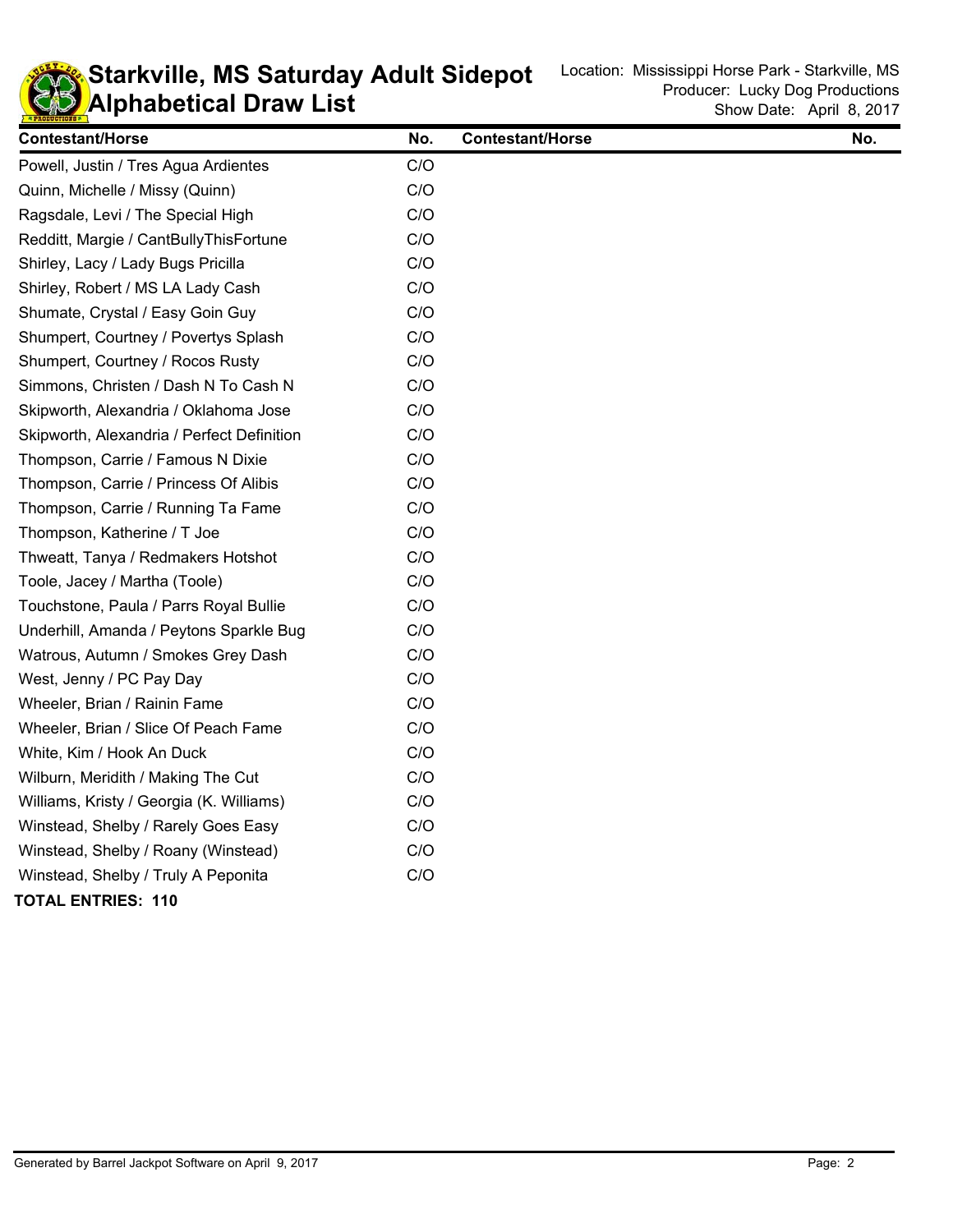# Starkville, MS Saturday Adult Sidepot Alphabetical Draw List

Location: Mississippi Horse Park - Starkville, MS
Producer: Lucky Dog Productions
Show Date: April 8, 2017

| Contestant/Horse | No. | Contestant/Horse | No. |
|---|---|---|---|
| Powell, Justin / Tres Agua Ardientes | C/O | | |
| Quinn, Michelle / Missy (Quinn) | C/O | | |
| Ragsdale, Levi / The Special High | C/O | | |
| Redditt, Margie / CantBullyThisFortune | C/O | | |
| Shirley, Lacy / Lady Bugs Pricilla | C/O | | |
| Shirley, Robert / MS LA Lady Cash | C/O | | |
| Shumate, Crystal / Easy Goin Guy | C/O | | |
| Shumpert, Courtney / Povertys Splash | C/O | | |
| Shumpert, Courtney / Rocos Rusty | C/O | | |
| Simmons, Christen / Dash N To Cash N | C/O | | |
| Skipworth, Alexandria / Oklahoma Jose | C/O | | |
| Skipworth, Alexandria / Perfect Definition | C/O | | |
| Thompson, Carrie / Famous N Dixie | C/O | | |
| Thompson, Carrie / Princess Of Alibis | C/O | | |
| Thompson, Carrie / Running Ta Fame | C/O | | |
| Thompson, Katherine / T Joe | C/O | | |
| Thweatt, Tanya / Redmakers Hotshot | C/O | | |
| Toole, Jacey / Martha (Toole) | C/O | | |
| Touchstone, Paula / Parrs Royal Bullie | C/O | | |
| Underhill, Amanda / Peytons Sparkle Bug | C/O | | |
| Watrous, Autumn / Smokes Grey Dash | C/O | | |
| West, Jenny / PC Pay Day | C/O | | |
| Wheeler, Brian / Rainin Fame | C/O | | |
| Wheeler, Brian / Slice Of Peach Fame | C/O | | |
| White, Kim / Hook An Duck | C/O | | |
| Wilburn, Meridith / Making The Cut | C/O | | |
| Williams, Kristy / Georgia (K. Williams) | C/O | | |
| Winstead, Shelby / Rarely Goes Easy | C/O | | |
| Winstead, Shelby / Roany (Winstead) | C/O | | |
| Winstead, Shelby / Truly A Peponita | C/O | | |

**TOTAL ENTRIES: 110**

Generated by Barrel Jackpot Software on April 9, 2017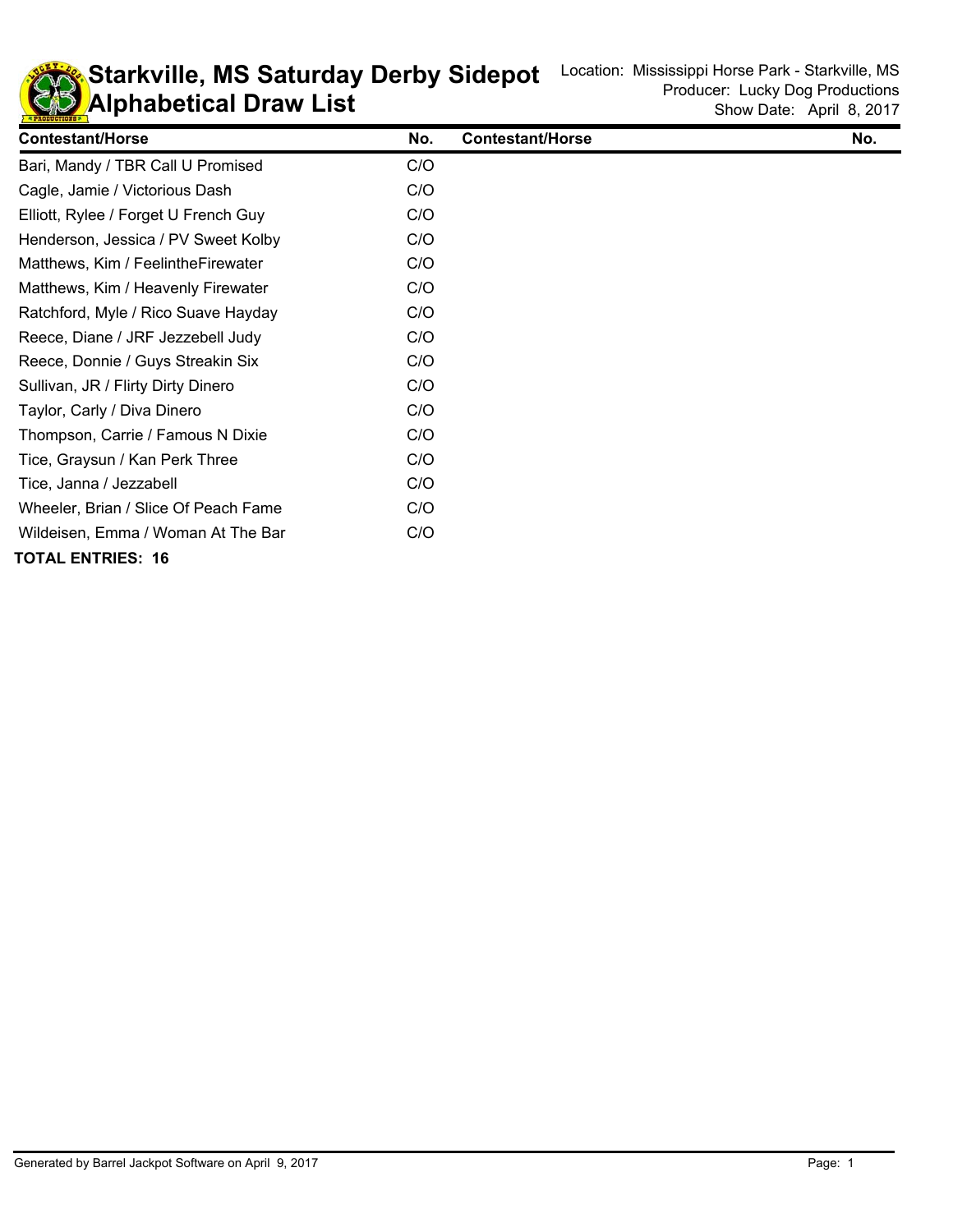# Starkville, MS Saturday Derby Sidepot
## Alphabetical Draw List

Location: Mississippi Horse Park - Starkville, MS
Producer: Lucky Dog Productions
Show Date: April 8, 2017

| Contestant/Horse | No. | Contestant/Horse | No. |
|---|---|---|---|
| Bari, Mandy / TBR Call U Promised | C/O | | |
| Cagle, Jamie / Victorious Dash | C/O | | |
| Elliott, Rylee / Forget U French Guy | C/O | | |
| Henderson, Jessica / PV Sweet Kolby | C/O | | |
| Matthews, Kim / FeelintheFirewater | C/O | | |
| Matthews, Kim / Heavenly Firewater | C/O | | |
| Ratchford, Myle / Rico Suave Hayday | C/O | | |
| Reece, Diane / JRF Jezzebell Judy | C/O | | |
| Reece, Donnie / Guys Streakin Six | C/O | | |
| Sullivan, JR / Flirty Dirty Dinero | C/O | | |
| Taylor, Carly / Diva Dinero | C/O | | |
| Thompson, Carrie / Famous N Dixie | C/O | | |
| Tice, Graysun / Kan Perk Three | C/O | | |
| Tice, Janna / Jezzabell | C/O | | |
| Wheeler, Brian / Slice Of Peach Fame | C/O | | |
| Wildeisen, Emma / Woman At The Bar | C/O | | |

**TOTAL ENTRIES: 16**

Generated by Barrel Jackpot Software on April 9, 2017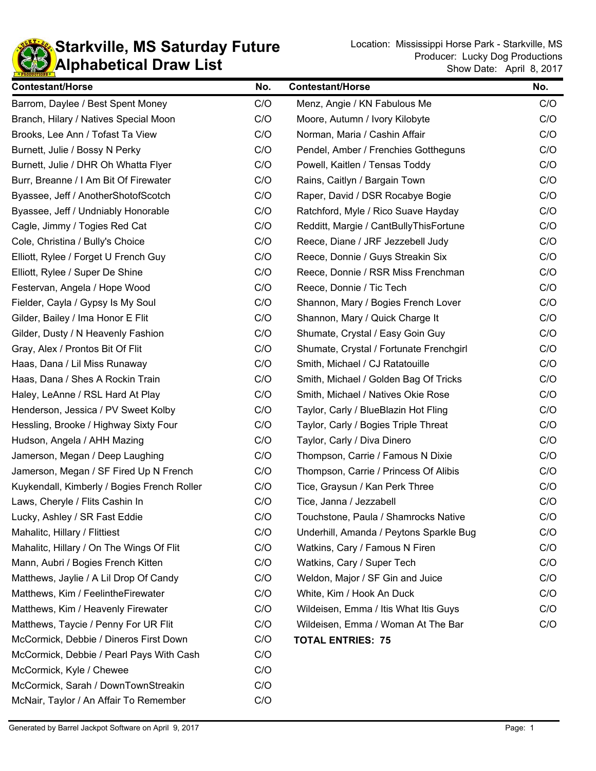# Starkville, MS Saturday Future
## Alphabetical Draw List

Location: Mississippi Horse Park - Starkville, MS
Producer: Lucky Dog Productions
Show Date: April 8, 2017

| Contestant/Horse | No. |
|---|---|
| Barrom, Daylee / Best Spent Money | C/O |
| Branch, Hilary / Natives Special Moon | C/O |
| Brooks, Lee Ann / Tofast Ta View | C/O |
| Burnett, Julie / Bossy N Perky | C/O |
| Burnett, Julie / DHR Oh Whatta Flyer | C/O |
| Burr, Breanne / I Am Bit Of Firewater | C/O |
| Byassee, Jeff / AnotherShotofScotch | C/O |
| Byassee, Jeff / Undniably Honorable | C/O |
| Cagle, Jimmy / Togies Red Cat | C/O |
| Cole, Christina / Bully's Choice | C/O |
| Elliott, Rylee / Forget U French Guy | C/O |
| Elliott, Rylee / Super De Shine | C/O |
| Festervan, Angela / Hope Wood | C/O |
| Fielder, Cayla / Gypsy Is My Soul | C/O |
| Gilder, Bailey / Ima Honor E Flit | C/O |
| Gilder, Dusty / N Heavenly Fashion | C/O |
| Gray, Alex / Prontos Bit Of Flit | C/O |
| Haas, Dana / Lil Miss Runaway | C/O |
| Haas, Dana / Shes A Rockin Train | C/O |
| Haley, LeAnne / RSL Hard At Play | C/O |
| Henderson, Jessica / PV Sweet Kolby | C/O |
| Hessling, Brooke / Highway Sixty Four | C/O |
| Hudson, Angela / AHH Mazing | C/O |
| Jamerson, Megan / Deep Laughing | C/O |
| Jamerson, Megan / SF Fired Up N French | C/O |
| Kuykendall, Kimberly / Bogies French Roller | C/O |
| Laws, Cheryle / Flits Cashin In | C/O |
| Lucky, Ashley / SR Fast Eddie | C/O |
| Mahalitc, Hillary / Flittiest | C/O |
| Mahalitc, Hillary / On The Wings Of Flit | C/O |
| Mann, Aubri / Bogies French Kitten | C/O |
| Matthews, Jaylie / A Lil Drop Of Candy | C/O |
| Matthews, Kim / FeelintheFirewater | C/O |
| Matthews, Kim / Heavenly Firewater | C/O |
| Matthews, Taycie / Penny For UR Flit | C/O |
| McCormick, Debbie / Dineros First Down | C/O |
| McCormick, Debbie / Pearl Pays With Cash | C/O |
| McCormick, Kyle / Chewee | C/O |
| McCormick, Sarah / DownTownStreakin | C/O |
| McNair, Taylor / An Affair To Remember | C/O |
| Menz, Angie / KN Fabulous Me | C/O |
| Moore, Autumn / Ivory Kilobyte | C/O |
| Norman, Maria / Cashin Affair | C/O |
| Pendel, Amber / Frenchies Gottheguns | C/O |
| Powell, Kaitlen / Tensas Toddy | C/O |
| Rains, Caitlyn / Bargain Town | C/O |
| Raper, David / DSR Rocabye Bogie | C/O |
| Ratchford, Myle / Rico Suave Hayday | C/O |
| Redditt, Margie / CantBullyThisFortune | C/O |
| Reece, Diane / JRF Jezzebell Judy | C/O |
| Reece, Donnie / Guys Streakin Six | C/O |
| Reece, Donnie / RSR Miss Frenchman | C/O |
| Reece, Donnie / Tic Tech | C/O |
| Shannon, Mary / Bogies French Lover | C/O |
| Shannon, Mary / Quick Charge It | C/O |
| Shumate, Crystal / Easy Goin Guy | C/O |
| Shumate, Crystal / Fortunate Frenchgirl | C/O |
| Smith, Michael / CJ Ratatouille | C/O |
| Smith, Michael / Golden Bag Of Tricks | C/O |
| Smith, Michael / Natives Okie Rose | C/O |
| Taylor, Carly / BlueBlazin Hot Fling | C/O |
| Taylor, Carly / Bogies Triple Threat | C/O |
| Taylor, Carly / Diva Dinero | C/O |
| Thompson, Carrie / Famous N Dixie | C/O |
| Thompson, Carrie / Princess Of Alibis | C/O |
| Tice, Graysun / Kan Perk Three | C/O |
| Tice, Janna / Jezzabell | C/O |
| Touchstone, Paula / Shamrocks Native | C/O |
| Underhill, Amanda / Peytons Sparkle Bug | C/O |
| Watkins, Cary / Famous N Firen | C/O |
| Watkins, Cary / Super Tech | C/O |
| Weldon, Major / SF Gin and Juice | C/O |
| White, Kim / Hook An Duck | C/O |
| Wildeisen, Emma / Itis What Itis Guys | C/O |
| Wildeisen, Emma / Woman At The Bar | C/O |

**TOTAL ENTRIES: 75**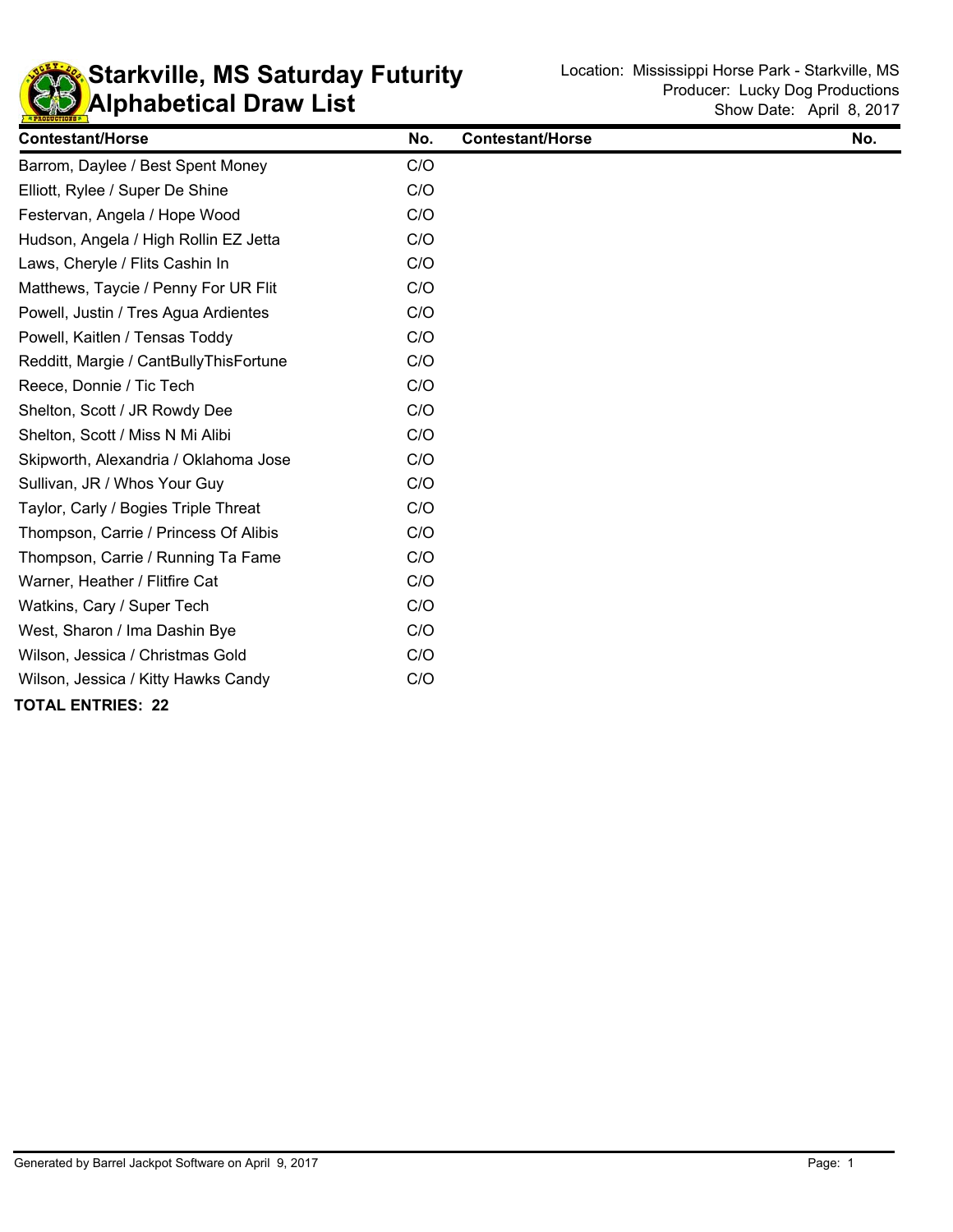# Starkville, MS Saturday Futurity
# Alphabetical Draw List

Location: Mississippi Horse Park - Starkville, MS
Producer: Lucky Dog Productions
Show Date: April 8, 2017

| Contestant/Horse | No. | Contestant/Horse | No. |
|---|---|---|---|
| Barrom, Daylee / Best Spent Money | C/O | | |
| Elliott, Rylee / Super De Shine | C/O | | |
| Festervan, Angela / Hope Wood | C/O | | |
| Hudson, Angela / High Rollin EZ Jetta | C/O | | |
| Laws, Cheryle / Flits Cashin In | C/O | | |
| Matthews, Taycie / Penny For UR Flit | C/O | | |
| Powell, Justin / Tres Agua Ardientes | C/O | | |
| Powell, Kaitlen / Tensas Toddy | C/O | | |
| Redditt, Margie / CantBullyThisFortune | C/O | | |
| Reece, Donnie / Tic Tech | C/O | | |
| Shelton, Scott / JR Rowdy Dee | C/O | | |
| Shelton, Scott / Miss N Mi Alibi | C/O | | |
| Skipworth, Alexandria / Oklahoma Jose | C/O | | |
| Sullivan, JR / Whos Your Guy | C/O | | |
| Taylor, Carly / Bogies Triple Threat | C/O | | |
| Thompson, Carrie / Princess Of Alibis | C/O | | |
| Thompson, Carrie / Running Ta Fame | C/O | | |
| Warner, Heather / Flitfire Cat | C/O | | |
| Watkins, Cary / Super Tech | C/O | | |
| West, Sharon / Ima Dashin Bye | C/O | | |
| Wilson, Jessica / Christmas Gold | C/O | | |
| Wilson, Jessica / Kitty Hawks Candy | C/O | | |

**TOTAL ENTRIES: 22**

Generated by Barrel Jackpot Software on April 9, 2017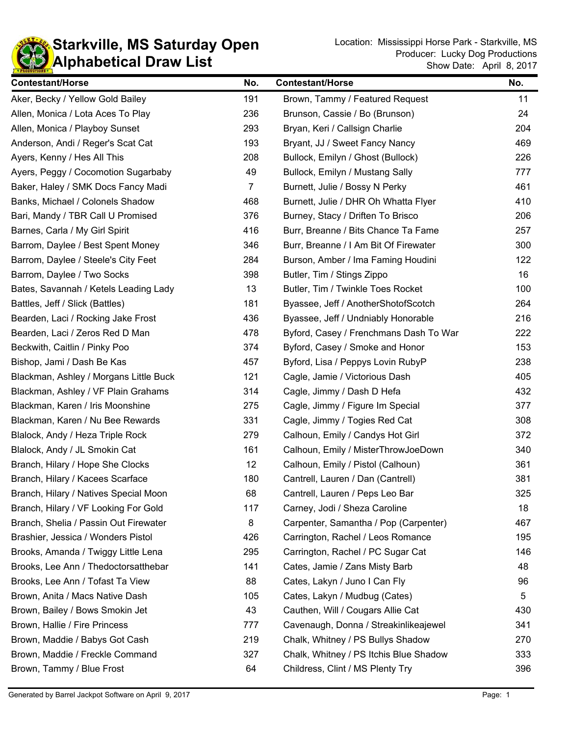# Starkville, MS Saturday Open
## Alphabetical Draw List

Location: Mississippi Horse Park - Starkville, MS
Producer: Lucky Dog Productions
Show Date: April 8, 2017

| Contestant/Horse | No. | Contestant/Horse | No. |
|---|---|---|---|
| Aker, Becky / Yellow Gold Bailey | 191 | Brown, Tammy / Featured Request | 11 |
| Allen, Monica / Lota Aces To Play | 236 | Brunson, Cassie / Bo (Brunson) | 24 |
| Allen, Monica / Playboy Sunset | 293 | Bryan, Keri / Callsign Charlie | 204 |
| Anderson, Andi / Reger's Scat Cat | 193 | Bryant, JJ / Sweet Fancy Nancy | 469 |
| Ayers, Kenny / Hes All This | 208 | Bullock, Emilyn / Ghost (Bullock) | 226 |
| Ayers, Peggy / Cocomotion Sugarbaby | 49 | Bullock, Emilyn / Mustang Sally | 777 |
| Baker, Haley / SMK Docs Fancy Madi | 7 | Burnett, Julie / Bossy N Perky | 461 |
| Banks, Michael / Colonels Shadow | 468 | Burnett, Julie / DHR Oh Whatta Flyer | 410 |
| Bari, Mandy / TBR Call U Promised | 376 | Burney, Stacy / Driften To Brisco | 206 |
| Barnes, Carla / My Girl Spirit | 416 | Burr, Breanne / Bits Chance Ta Fame | 257 |
| Barrom, Daylee / Best Spent Money | 346 | Burr, Breanne / I Am Bit Of Firewater | 300 |
| Barrom, Daylee / Steele's City Feet | 284 | Burson, Amber / Ima Faming Houdini | 122 |
| Barrom, Daylee / Two Socks | 398 | Butler, Tim / Stings Zippo | 16 |
| Bates, Savannah / Ketels Leading Lady | 13 | Butler, Tim / Twinkle Toes Rocket | 100 |
| Battles, Jeff / Slick (Battles) | 181 | Byassee, Jeff / AnotherShotofScotch | 264 |
| Bearden, Laci / Rocking Jake Frost | 436 | Byassee, Jeff / Undniably Honorable | 216 |
| Bearden, Laci / Zeros Red D Man | 478 | Byford, Casey / Frenchmans Dash To War | 222 |
| Beckwith, Caitlin / Pinky Poo | 374 | Byford, Casey / Smoke and Honor | 153 |
| Bishop, Jami / Dash Be Kas | 457 | Byford, Lisa / Peppys Lovin RubyP | 238 |
| Blackman, Ashley / Morgans Little Buck | 121 | Cagle, Jamie / Victorious Dash | 405 |
| Blackman, Ashley / VF Plain Grahams | 314 | Cagle, Jimmy / Dash D Hefa | 432 |
| Blackman, Karen / Iris Moonshine | 275 | Cagle, Jimmy / Figure Im Special | 377 |
| Blackman, Karen / Nu Bee Rewards | 331 | Cagle, Jimmy / Togies Red Cat | 308 |
| Blalock, Andy / Heza Triple Rock | 279 | Calhoun, Emily / Candys Hot Girl | 372 |
| Blalock, Andy / JL Smokin Cat | 161 | Calhoun, Emily / MisterThrowJoeDown | 340 |
| Branch, Hilary / Hope She Clocks | 12 | Calhoun, Emily / Pistol (Calhoun) | 361 |
| Branch, Hilary / Kacees Scarface | 180 | Cantrell, Lauren / Dan (Cantrell) | 381 |
| Branch, Hilary / Natives Special Moon | 68 | Cantrell, Lauren / Peps Leo Bar | 325 |
| Branch, Hilary / VF Looking For Gold | 117 | Carney, Jodi / Sheza Caroline | 18 |
| Branch, Shelia / Passin Out Firewater | 8 | Carpenter, Samantha / Pop (Carpenter) | 467 |
| Brashier, Jessica / Wonders Pistol | 426 | Carrington, Rachel / Leos Romance | 195 |
| Brooks, Amanda / Twiggy Little Lena | 295 | Carrington, Rachel / PC Sugar Cat | 146 |
| Brooks, Lee Ann / Thedoctorsatthebar | 141 | Cates, Jamie / Zans Misty Barb | 48 |
| Brooks, Lee Ann / Tofast Ta View | 88 | Cates, Lakyn / Juno I Can Fly | 96 |
| Brown, Anita / Macs Native Dash | 105 | Cates, Lakyn / Mudbug (Cates) | 5 |
| Brown, Bailey / Bows Smokin Jet | 43 | Cauthen, Will / Cougars Allie Cat | 430 |
| Brown, Hallie / Fire Princess | 777 | Cavenaugh, Donna / Streakinlikeajewel | 341 |
| Brown, Maddie / Babys Got Cash | 219 | Chalk, Whitney / PS Bullys Shadow | 270 |
| Brown, Maddie / Freckle Command | 327 | Chalk, Whitney / PS Itchis Blue Shadow | 333 |
| Brown, Tammy / Blue Frost | 64 | Childress, Clint / MS Plenty Try | 396 |

Generated by Barrel Jackpot Software on April 9, 2017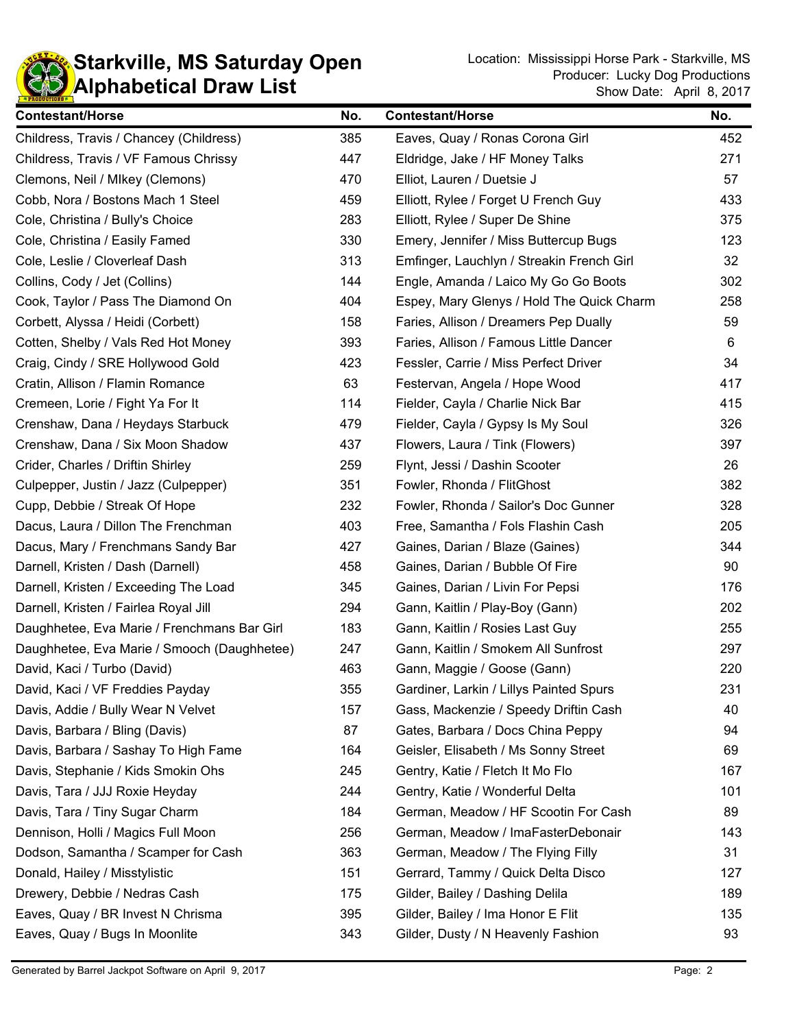# Starkville, MS Saturday Open
## Alphabetical Draw List

Location: Mississippi Horse Park - Starkville, MS
Producer: Lucky Dog Productions
Show Date: April 8, 2017

| Contestant/Horse | No. | Contestant/Horse | No. |
|---|---|---|---|
| Childress, Travis / Chancey (Childress) | 385 | Eaves, Quay / Ronas Corona Girl | 452 |
| Childress, Travis / VF Famous Chrissy | 447 | Eldridge, Jake / HF Money Talks | 271 |
| Clemons, Neil / MIkey (Clemons) | 470 | Elliot, Lauren / Duetsie J | 57 |
| Cobb, Nora / Bostons Mach 1 Steel | 459 | Elliott, Rylee / Forget U French Guy | 433 |
| Cole, Christina / Bully's Choice | 283 | Elliott, Rylee / Super De Shine | 375 |
| Cole, Christina / Easily Famed | 330 | Emery, Jennifer / Miss Buttercup Bugs | 123 |
| Cole, Leslie / Cloverleaf Dash | 313 | Emfinger, Lauchlyn / Streakin French Girl | 32 |
| Collins, Cody / Jet (Collins) | 144 | Engle, Amanda / Laico My Go Go Boots | 302 |
| Cook, Taylor / Pass The Diamond On | 404 | Espey, Mary Glenys / Hold The Quick Charm | 258 |
| Corbett, Alyssa / Heidi (Corbett) | 158 | Faries, Allison / Dreamers Pep Dually | 59 |
| Cotten, Shelby / Vals Red Hot Money | 393 | Faries, Allison / Famous Little Dancer | 6 |
| Craig, Cindy / SRE Hollywood Gold | 423 | Fessler, Carrie / Miss Perfect Driver | 34 |
| Cratin, Allison / Flamin Romance | 63 | Festervan, Angela / Hope Wood | 417 |
| Cremeen, Lorie / Fight Ya For It | 114 | Fielder, Cayla / Charlie Nick Bar | 415 |
| Crenshaw, Dana / Heydays Starbuck | 479 | Fielder, Cayla / Gypsy Is My Soul | 326 |
| Crenshaw, Dana / Six Moon Shadow | 437 | Flowers, Laura / Tink (Flowers) | 397 |
| Crider, Charles / Driftin Shirley | 259 | Flynt, Jessi / Dashin Scooter | 26 |
| Culpepper, Justin / Jazz (Culpepper) | 351 | Fowler, Rhonda / FlitGhost | 382 |
| Cupp, Debbie / Streak Of Hope | 232 | Fowler, Rhonda / Sailor's Doc Gunner | 328 |
| Dacus, Laura / Dillon The Frenchman | 403 | Free, Samantha / Fols Flashin Cash | 205 |
| Dacus, Mary / Frenchmans Sandy Bar | 427 | Gaines, Darian / Blaze (Gaines) | 344 |
| Darnell, Kristen / Dash (Darnell) | 458 | Gaines, Darian / Bubble Of Fire | 90 |
| Darnell, Kristen / Exceeding The Load | 345 | Gaines, Darian / Livin For Pepsi | 176 |
| Darnell, Kristen / Fairlea Royal Jill | 294 | Gann, Kaitlin / Play-Boy (Gann) | 202 |
| Daughhetee, Eva Marie / Frenchmans Bar Girl | 183 | Gann, Kaitlin / Rosies Last Guy | 255 |
| Daughhetee, Eva Marie / Smooch (Daughhetee) | 247 | Gann, Kaitlin / Smokem All Sunfrost | 297 |
| David, Kaci / Turbo (David) | 463 | Gann, Maggie / Goose (Gann) | 220 |
| David, Kaci / VF Freddies Payday | 355 | Gardiner, Larkin / Lillys Painted Spurs | 231 |
| Davis, Addie / Bully Wear N Velvet | 157 | Gass, Mackenzie / Speedy Driftin Cash | 40 |
| Davis, Barbara / Bling (Davis) | 87 | Gates, Barbara / Docs China Peppy | 94 |
| Davis, Barbara / Sashay To High Fame | 164 | Geisler, Elisabeth / Ms Sonny Street | 69 |
| Davis, Stephanie / Kids Smokin Ohs | 245 | Gentry, Katie / Fletch It Mo Flo | 167 |
| Davis, Tara / JJJ Roxie Heyday | 244 | Gentry, Katie / Wonderful Delta | 101 |
| Davis, Tara / Tiny Sugar Charm | 184 | German, Meadow / HF Scootin For Cash | 89 |
| Dennison, Holli / Magics Full Moon | 256 | German, Meadow / ImaFasterDebonair | 143 |
| Dodson, Samantha / Scamper for Cash | 363 | German, Meadow / The Flying Filly | 31 |
| Donald, Hailey / Misstylistic | 151 | Gerrard, Tammy / Quick Delta Disco | 127 |
| Drewery, Debbie / Nedras Cash | 175 | Gilder, Bailey / Dashing Delila | 189 |
| Eaves, Quay / BR Invest N Chrisma | 395 | Gilder, Bailey / Ima Honor E Flit | 135 |
| Eaves, Quay / Bugs In Moonlite | 343 | Gilder, Dusty / N Heavenly Fashion | 93 |

Generated by Barrel Jackpot Software on April 9, 2017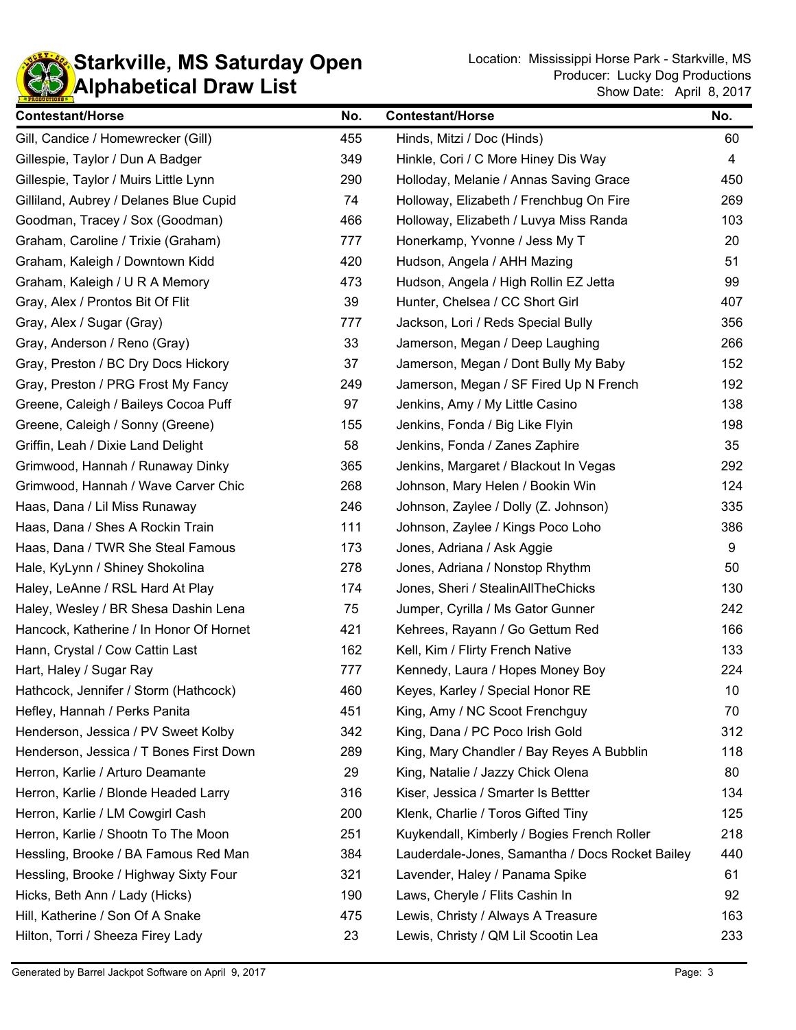# Starkville, MS Saturday Open
## Alphabetical Draw List

Location: Mississippi Horse Park - Starkville, MS
Producer: Lucky Dog Productions
Show Date: April 8, 2017

| Contestant/Horse | No. |
|---|---|
| Gill, Candice / Homewrecker (Gill) | 455 |
| Gillespie, Taylor / Dun A Badger | 349 |
| Gillespie, Taylor / Muirs Little Lynn | 290 |
| Gilliland, Aubrey / Delanes Blue Cupid | 74 |
| Goodman, Tracey / Sox (Goodman) | 466 |
| Graham, Caroline / Trixie (Graham) | 777 |
| Graham, Kaleigh / Downtown Kidd | 420 |
| Graham, Kaleigh / U R A Memory | 473 |
| Gray, Alex / Prontos Bit Of Flit | 39 |
| Gray, Alex / Sugar (Gray) | 777 |
| Gray, Anderson / Reno (Gray) | 33 |
| Gray, Preston / BC Dry Docs Hickory | 37 |
| Gray, Preston / PRG Frost My Fancy | 249 |
| Greene, Caleigh / Baileys Cocoa Puff | 97 |
| Greene, Caleigh / Sonny (Greene) | 155 |
| Griffin, Leah / Dixie Land Delight | 58 |
| Grimwood, Hannah / Runaway Dinky | 365 |
| Grimwood, Hannah / Wave Carver Chic | 268 |
| Haas, Dana / Lil Miss Runaway | 246 |
| Haas, Dana / Shes A Rockin Train | 111 |
| Haas, Dana / TWR She Steal Famous | 173 |
| Hale, KyLynn / Shiney Shokolina | 278 |
| Haley, LeAnne / RSL Hard At Play | 174 |
| Haley, Wesley / BR Shesa Dashin Lena | 75 |
| Hancock, Katherine / In Honor Of Hornet | 421 |
| Hann, Crystal / Cow Cattin Last | 162 |
| Hart, Haley / Sugar Ray | 777 |
| Hathcock, Jennifer / Storm (Hathcock) | 460 |
| Hefley, Hannah / Perks Panita | 451 |
| Henderson, Jessica / PV Sweet Kolby | 342 |
| Henderson, Jessica / T Bones First Down | 289 |
| Herron, Karlie / Arturo Deamante | 29 |
| Herron, Karlie / Blonde Headed Larry | 316 |
| Herron, Karlie / LM Cowgirl Cash | 200 |
| Herron, Karlie / Shootn To The Moon | 251 |
| Hessling, Brooke / BA Famous Red Man | 384 |
| Hessling, Brooke / Highway Sixty Four | 321 |
| Hicks, Beth Ann / Lady (Hicks) | 190 |
| Hill, Katherine / Son Of A Snake | 475 |
| Hilton, Torri / Sheeza Firey Lady | 23 |
| Hinds, Mitzi / Doc (Hinds) | 60 |
| Hinkle, Cori / C More Hiney Dis Way | 4 |
| Holloday, Melanie / Annas Saving Grace | 450 |
| Holloway, Elizabeth / Frenchbug On Fire | 269 |
| Holloway, Elizabeth / Luvya Miss Randa | 103 |
| Honerkamp, Yvonne / Jess My T | 20 |
| Hudson, Angela / AHH Mazing | 51 |
| Hudson, Angela / High Rollin EZ Jetta | 99 |
| Hunter, Chelsea / CC Short Girl | 407 |
| Jackson, Lori / Reds Special Bully | 356 |
| Jamerson, Megan / Deep Laughing | 266 |
| Jamerson, Megan / Dont Bully My Baby | 152 |
| Jamerson, Megan / SF Fired Up N French | 192 |
| Jenkins, Amy / My Little Casino | 138 |
| Jenkins, Fonda / Big Like Flyin | 198 |
| Jenkins, Fonda / Zanes Zaphire | 35 |
| Jenkins, Margaret / Blackout In Vegas | 292 |
| Johnson, Mary Helen / Bookin Win | 124 |
| Johnson, Zaylee / Dolly (Z. Johnson) | 335 |
| Johnson, Zaylee / Kings Poco Loho | 386 |
| Jones, Adriana / Ask Aggie | 9 |
| Jones, Adriana / Nonstop Rhythm | 50 |
| Jones, Sheri / StealinAllTheChicks | 130 |
| Jumper, Cyrilla / Ms Gator Gunner | 242 |
| Kehrees, Rayann / Go Gettum Red | 166 |
| Kell, Kim / Flirty French Native | 133 |
| Kennedy, Laura / Hopes Money Boy | 224 |
| Keyes, Karley / Special Honor RE | 10 |
| King, Amy / NC Scoot Frenchguy | 70 |
| King, Dana / PC Poco Irish Gold | 312 |
| King, Mary Chandler / Bay Reyes A Bubblin | 118 |
| King, Natalie / Jazzy Chick Olena | 80 |
| Kiser, Jessica / Smarter Is Bettter | 134 |
| Klenk, Charlie / Toros Gifted Tiny | 125 |
| Kuykendall, Kimberly / Bogies French Roller | 218 |
| Lauderdale-Jones, Samantha / Docs Rocket Bailey | 440 |
| Lavender, Haley / Panama Spike | 61 |
| Laws, Cheryle / Flits Cashin In | 92 |
| Lewis, Christy / Always A Treasure | 163 |
| Lewis, Christy / QM Lil Scootin Lea | 233 |

Generated by Barrel Jackpot Software on April 9, 2017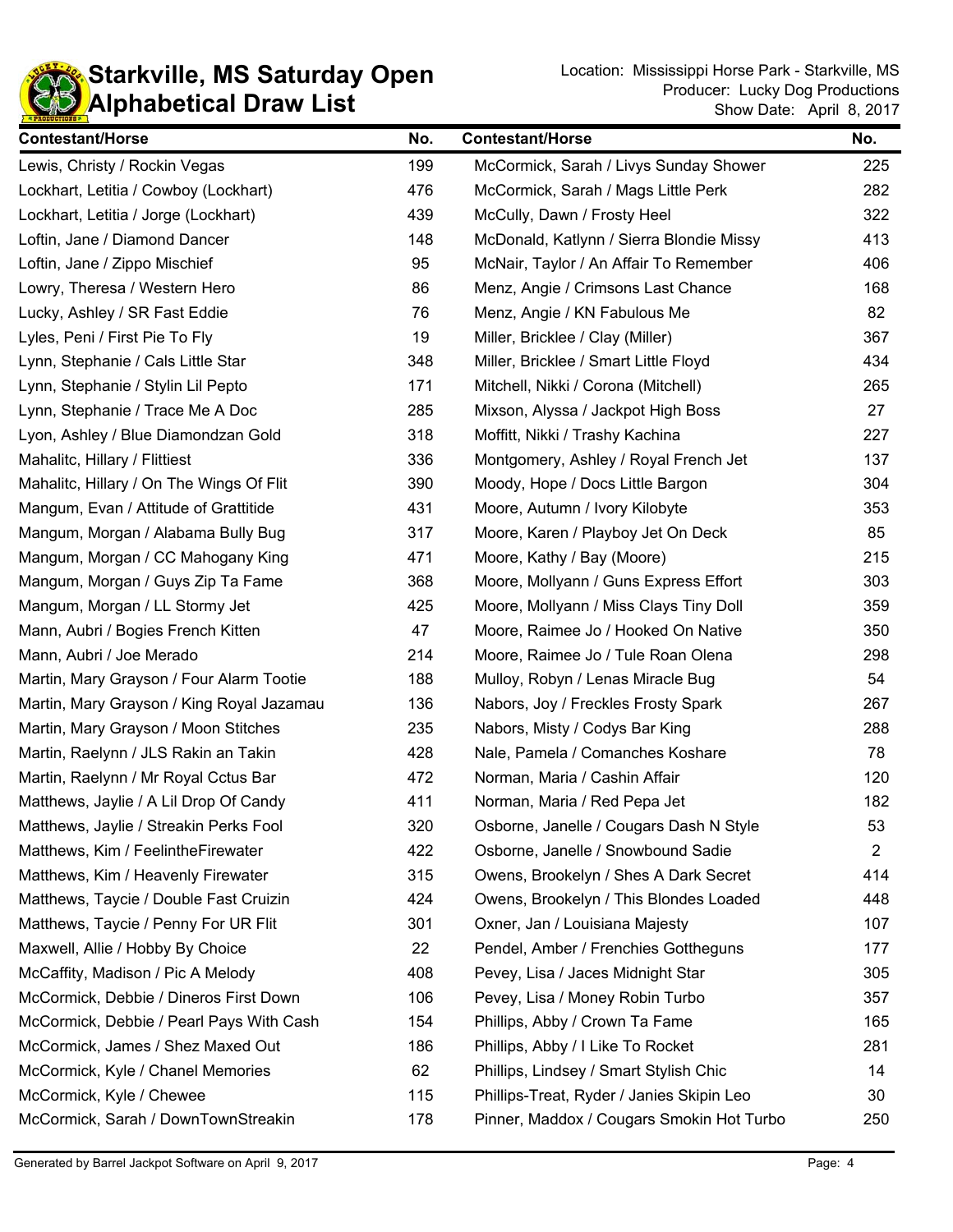# Starkville, MS Saturday Open
## Alphabetical Draw List

Location: Mississippi Horse Park - Starkville, MS
Producer: Lucky Dog Productions
Show Date: April 8, 2017

| Contestant/Horse | No. |
|---|---|
| Lewis, Christy / Rockin Vegas | 199 |
| Lockhart, Letitia / Cowboy (Lockhart) | 476 |
| Lockhart, Letitia / Jorge (Lockhart) | 439 |
| Loftin, Jane / Diamond Dancer | 148 |
| Loftin, Jane / Zippo Mischief | 95 |
| Lowry, Theresa / Western Hero | 86 |
| Lucky, Ashley / SR Fast Eddie | 76 |
| Lyles, Peni / First Pie To Fly | 19 |
| Lynn, Stephanie / Cals Little Star | 348 |
| Lynn, Stephanie / Stylin Lil Pepto | 171 |
| Lynn, Stephanie / Trace Me A Doc | 285 |
| Lyon, Ashley / Blue Diamondzan Gold | 318 |
| Mahalitc, Hillary / Flittiest | 336 |
| Mahalitc, Hillary / On The Wings Of Flit | 390 |
| Mangum, Evan / Attitude of Grattitide | 431 |
| Mangum, Morgan / Alabama Bully Bug | 317 |
| Mangum, Morgan / CC Mahogany King | 471 |
| Mangum, Morgan / Guys Zip Ta Fame | 368 |
| Mangum, Morgan / LL Stormy Jet | 425 |
| Mann, Aubri / Bogies French Kitten | 47 |
| Mann, Aubri / Joe Merado | 214 |
| Martin, Mary Grayson / Four Alarm Tootie | 188 |
| Martin, Mary Grayson / King Royal Jazamau | 136 |
| Martin, Mary Grayson / Moon Stitches | 235 |
| Martin, Raelynn / JLS Rakin an Takin | 428 |
| Martin, Raelynn / Mr Royal Cctus Bar | 472 |
| Matthews, Jaylie / A Lil Drop Of Candy | 411 |
| Matthews, Jaylie / Streakin Perks Fool | 320 |
| Matthews, Kim / FeelintheFirewater | 422 |
| Matthews, Kim / Heavenly Firewater | 315 |
| Matthews, Taycie / Double Fast Cruizin | 424 |
| Matthews, Taycie / Penny For UR Flit | 301 |
| Maxwell, Allie / Hobby By Choice | 22 |
| McCaffity, Madison / Pic A Melody | 408 |
| McCormick, Debbie / Dineros First Down | 106 |
| McCormick, Debbie / Pearl Pays With Cash | 154 |
| McCormick, James / Shez Maxed Out | 186 |
| McCormick, Kyle / Chanel Memories | 62 |
| McCormick, Kyle / Chewee | 115 |
| McCormick, Sarah / DownTownStreakin | 178 |
| McCormick, Sarah / Livys Sunday Shower | 225 |
| McCormick, Sarah / Mags Little Perk | 282 |
| McCully, Dawn / Frosty Heel | 322 |
| McDonald, Katlynn / Sierra Blondie Missy | 413 |
| McNair, Taylor / An Affair To Remember | 406 |
| Menz, Angie / Crimsons Last Chance | 168 |
| Menz, Angie / KN Fabulous Me | 82 |
| Miller, Bricklee / Clay (Miller) | 367 |
| Miller, Bricklee / Smart Little Floyd | 434 |
| Mitchell, Nikki / Corona (Mitchell) | 265 |
| Mixson, Alyssa / Jackpot High Boss | 27 |
| Moffitt, Nikki / Trashy Kachina | 227 |
| Montgomery, Ashley / Royal French Jet | 137 |
| Moody, Hope / Docs Little Bargon | 304 |
| Moore, Autumn / Ivory Kilobyte | 353 |
| Moore, Karen / Playboy Jet On Deck | 85 |
| Moore, Kathy / Bay (Moore) | 215 |
| Moore, Mollyann / Guns Express Effort | 303 |
| Moore, Mollyann / Miss Clays Tiny Doll | 359 |
| Moore, Raimee Jo / Hooked On Native | 350 |
| Moore, Raimee Jo / Tule Roan Olena | 298 |
| Mulloy, Robyn / Lenas Miracle Bug | 54 |
| Nabors, Joy / Freckles Frosty Spark | 267 |
| Nabors, Misty / Codys Bar King | 288 |
| Nale, Pamela / Comanches Koshare | 78 |
| Norman, Maria / Cashin Affair | 120 |
| Norman, Maria / Red Pepa Jet | 182 |
| Osborne, Janelle / Cougars Dash N Style | 53 |
| Osborne, Janelle / Snowbound Sadie | 2 |
| Owens, Brookelyn / Shes A Dark Secret | 414 |
| Owens, Brookelyn / This Blondes Loaded | 448 |
| Oxner, Jan / Louisiana Majesty | 107 |
| Pendel, Amber / Frenchies Gottheguns | 177 |
| Pevey, Lisa / Jaces Midnight Star | 305 |
| Pevey, Lisa / Money Robin Turbo | 357 |
| Phillips, Abby / Crown Ta Fame | 165 |
| Phillips, Abby / I Like To Rocket | 281 |
| Phillips, Lindsey / Smart Stylish Chic | 14 |
| Phillips-Treat, Ryder / Janies Skipin Leo | 30 |
| Pinner, Maddox / Cougars Smokin Hot Turbo | 250 |

Generated by Barrel Jackpot Software on April 9, 2017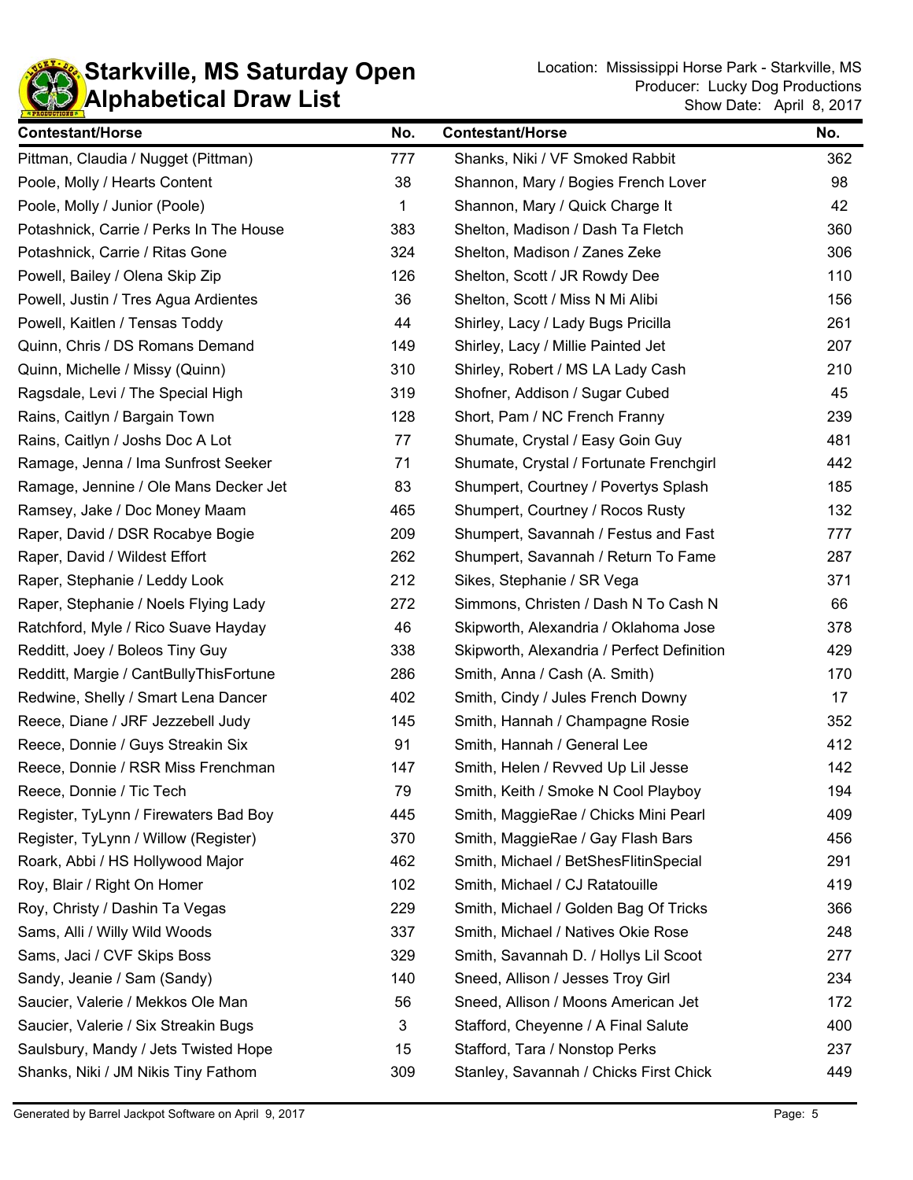# Starkville, MS Saturday Open
## Alphabetical Draw List

Location: Mississippi Horse Park - Starkville, MS
Producer: Lucky Dog Productions
Show Date: April 8, 2017

| Contestant/Horse | No. | Contestant/Horse | No. |
|---|---|---|---|
| Pittman, Claudia / Nugget (Pittman) | 777 | Shanks, Niki / VF Smoked Rabbit | 362 |
| Poole, Molly / Hearts Content | 38 | Shannon, Mary / Bogies French Lover | 98 |
| Poole, Molly / Junior (Poole) | 1 | Shannon, Mary / Quick Charge It | 42 |
| Potashnick, Carrie / Perks In The House | 383 | Shelton, Madison / Dash Ta Fletch | 360 |
| Potashnick, Carrie / Ritas Gone | 324 | Shelton, Madison / Zanes Zeke | 306 |
| Powell, Bailey / Olena Skip Zip | 126 | Shelton, Scott / JR Rowdy Dee | 110 |
| Powell, Justin / Tres Agua Ardientes | 36 | Shelton, Scott / Miss N Mi Alibi | 156 |
| Powell, Kaitlen / Tensas Toddy | 44 | Shirley, Lacy / Lady Bugs Pricilla | 261 |
| Quinn, Chris / DS Romans Demand | 149 | Shirley, Lacy / Millie Painted Jet | 207 |
| Quinn, Michelle / Missy (Quinn) | 310 | Shirley, Robert / MS LA Lady Cash | 210 |
| Ragsdale, Levi / The Special High | 319 | Shofner, Addison / Sugar Cubed | 45 |
| Rains, Caitlyn / Bargain Town | 128 | Short, Pam / NC French Franny | 239 |
| Rains, Caitlyn / Joshs Doc A Lot | 77 | Shumate, Crystal / Easy Goin Guy | 481 |
| Ramage, Jenna / Ima Sunfrost Seeker | 71 | Shumate, Crystal / Fortunate Frenchgirl | 442 |
| Ramage, Jennine / Ole Mans Decker Jet | 83 | Shumpert, Courtney / Povertys Splash | 185 |
| Ramsey, Jake / Doc Money Maam | 465 | Shumpert, Courtney / Rocos Rusty | 132 |
| Raper, David / DSR Rocabye Bogie | 209 | Shumpert, Savannah / Festus and Fast | 777 |
| Raper, David / Wildest Effort | 262 | Shumpert, Savannah / Return To Fame | 287 |
| Raper, Stephanie / Leddy Look | 212 | Sikes, Stephanie / SR Vega | 371 |
| Raper, Stephanie / Noels Flying Lady | 272 | Simmons, Christen / Dash N To Cash N | 66 |
| Ratchford, Myle / Rico Suave Hayday | 46 | Skipworth, Alexandria / Oklahoma Jose | 378 |
| Redditt, Joey / Boleos Tiny Guy | 338 | Skipworth, Alexandria / Perfect Definition | 429 |
| Redditt, Margie / CantBullyThisFortune | 286 | Smith, Anna / Cash (A. Smith) | 170 |
| Redwine, Shelly / Smart Lena Dancer | 402 | Smith, Cindy / Jules French Downy | 17 |
| Reece, Diane / JRF Jezzebell Judy | 145 | Smith, Hannah / Champagne Rosie | 352 |
| Reece, Donnie / Guys Streakin Six | 91 | Smith, Hannah / General Lee | 412 |
| Reece, Donnie / RSR Miss Frenchman | 147 | Smith, Helen / Revved Up Lil Jesse | 142 |
| Reece, Donnie / Tic Tech | 79 | Smith, Keith / Smoke N Cool Playboy | 194 |
| Register, TyLynn / Firewaters Bad Boy | 445 | Smith, MaggieRae / Chicks Mini Pearl | 409 |
| Register, TyLynn / Willow (Register) | 370 | Smith, MaggieRae / Gay Flash Bars | 456 |
| Roark, Abbi / HS Hollywood Major | 462 | Smith, Michael / BetShesFlitinSpecial | 291 |
| Roy, Blair / Right On Homer | 102 | Smith, Michael / CJ Ratatouille | 419 |
| Roy, Christy / Dashin Ta Vegas | 229 | Smith, Michael / Golden Bag Of Tricks | 366 |
| Sams, Alli / Willy Wild Woods | 337 | Smith, Michael / Natives Okie Rose | 248 |
| Sams, Jaci / CVF Skips Boss | 329 | Smith, Savannah D. / Hollys Lil Scoot | 277 |
| Sandy, Jeanie / Sam (Sandy) | 140 | Sneed, Allison / Jesses Troy Girl | 234 |
| Saucier, Valerie / Mekkos Ole Man | 56 | Sneed, Allison / Moons American Jet | 172 |
| Saucier, Valerie / Six Streakin Bugs | 3 | Stafford, Cheyenne / A Final Salute | 400 |
| Saulsbury, Mandy / Jets Twisted Hope | 15 | Stafford, Tara / Nonstop Perks | 237 |
| Shanks, Niki / JM Nikis Tiny Fathom | 309 | Stanley, Savannah / Chicks First Chick | 449 |

Generated by Barrel Jackpot Software on April 9, 2017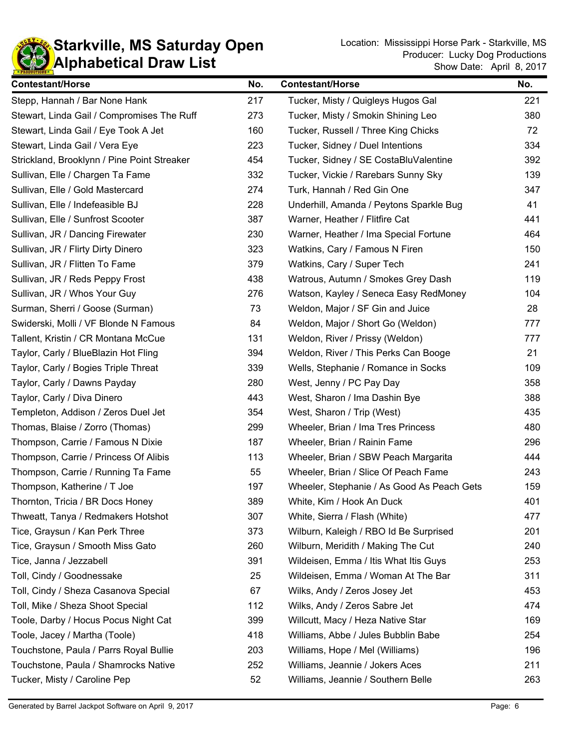# Starkville, MS Saturday Open
## Alphabetical Draw List

Location: Mississippi Horse Park - Starkville, MS
Producer: Lucky Dog Productions
Show Date: April 8, 2017

| Contestant/Horse | No. | Contestant/Horse | No. |
|---|---|---|---|
| Stepp, Hannah / Bar None Hank | 217 | Tucker, Misty / Quigleys Hugos Gal | 221 |
| Stewart, Linda Gail / Compromises The Ruff | 273 | Tucker, Misty / Smokin Shining Leo | 380 |
| Stewart, Linda Gail / Eye Took A Jet | 160 | Tucker, Russell / Three King Chicks | 72 |
| Stewart, Linda Gail / Vera Eye | 223 | Tucker, Sidney / Duel Intentions | 334 |
| Strickland, Brooklynn / Pine Point Streaker | 454 | Tucker, Sidney / SE CostaBluValentine | 392 |
| Sullivan, Elle / Chargen Ta Fame | 332 | Tucker, Vickie / Rarebars Sunny Sky | 139 |
| Sullivan, Elle / Gold Mastercard | 274 | Turk, Hannah / Red Gin One | 347 |
| Sullivan, Elle / Indefeasible BJ | 228 | Underhill, Amanda / Peytons Sparkle Bug | 41 |
| Sullivan, Elle / Sunfrost Scooter | 387 | Warner, Heather / Flitfire Cat | 441 |
| Sullivan, JR / Dancing Firewater | 230 | Warner, Heather / Ima Special Fortune | 464 |
| Sullivan, JR / Flirty Dirty Dinero | 323 | Watkins, Cary / Famous N Firen | 150 |
| Sullivan, JR / Flitten To Fame | 379 | Watkins, Cary / Super Tech | 241 |
| Sullivan, JR / Reds Peppy Frost | 438 | Watrous, Autumn / Smokes Grey Dash | 119 |
| Sullivan, JR / Whos Your Guy | 276 | Watson, Kayley / Seneca Easy RedMoney | 104 |
| Surman, Sherri / Goose (Surman) | 73 | Weldon, Major / SF Gin and Juice | 28 |
| Swiderski, Molli / VF Blonde N Famous | 84 | Weldon, Major / Short Go (Weldon) | 777 |
| Tallent, Kristin / CR Montana McCue | 131 | Weldon, River / Prissy (Weldon) | 777 |
| Taylor, Carly / BlueBlazin Hot Fling | 394 | Weldon, River / This Perks Can Booge | 21 |
| Taylor, Carly / Bogies Triple Threat | 339 | Wells, Stephanie / Romance in Socks | 109 |
| Taylor, Carly / Dawns Payday | 280 | West, Jenny / PC Pay Day | 358 |
| Taylor, Carly / Diva Dinero | 443 | West, Sharon / Ima Dashin Bye | 388 |
| Templeton, Addison / Zeros Duel Jet | 354 | West, Sharon / Trip (West) | 435 |
| Thomas, Blaise / Zorro (Thomas) | 299 | Wheeler, Brian / Ima Tres Princess | 480 |
| Thompson, Carrie / Famous N Dixie | 187 | Wheeler, Brian / Rainin Fame | 296 |
| Thompson, Carrie / Princess Of Alibis | 113 | Wheeler, Brian / SBW Peach Margarita | 444 |
| Thompson, Carrie / Running Ta Fame | 55 | Wheeler, Brian / Slice Of Peach Fame | 243 |
| Thompson, Katherine / T Joe | 197 | Wheeler, Stephanie / As Good As Peach Gets | 159 |
| Thornton, Tricia / BR Docs Honey | 389 | White, Kim / Hook An Duck | 401 |
| Thweatt, Tanya / Redmakers Hotshot | 307 | White, Sierra / Flash (White) | 477 |
| Tice, Graysun / Kan Perk Three | 373 | Wilburn, Kaleigh / RBO Id Be Surprised | 201 |
| Tice, Graysun / Smooth Miss Gato | 260 | Wilburn, Meridith / Making The Cut | 240 |
| Tice, Janna / Jezzabell | 391 | Wildeisen, Emma / Itis What Itis Guys | 253 |
| Toll, Cindy / Goodnessake | 25 | Wildeisen, Emma / Woman At The Bar | 311 |
| Toll, Cindy / Sheza Casanova Special | 67 | Wilks, Andy / Zeros Josey Jet | 453 |
| Toll, Mike / Sheza Shoot Special | 112 | Wilks, Andy / Zeros Sabre Jet | 474 |
| Toole, Darby / Hocus Pocus Night Cat | 399 | Willcutt, Macy / Heza Native Star | 169 |
| Toole, Jacey / Martha (Toole) | 418 | Williams, Abbe / Jules Bubblin Babe | 254 |
| Touchstone, Paula / Parrs Royal Bullie | 203 | Williams, Hope / Mel (Williams) | 196 |
| Touchstone, Paula / Shamrocks Native | 252 | Williams, Jeannie / Jokers Aces | 211 |
| Tucker, Misty / Caroline Pep | 52 | Williams, Jeannie / Southern Belle | 263 |

Generated by Barrel Jackpot Software on April 9, 2017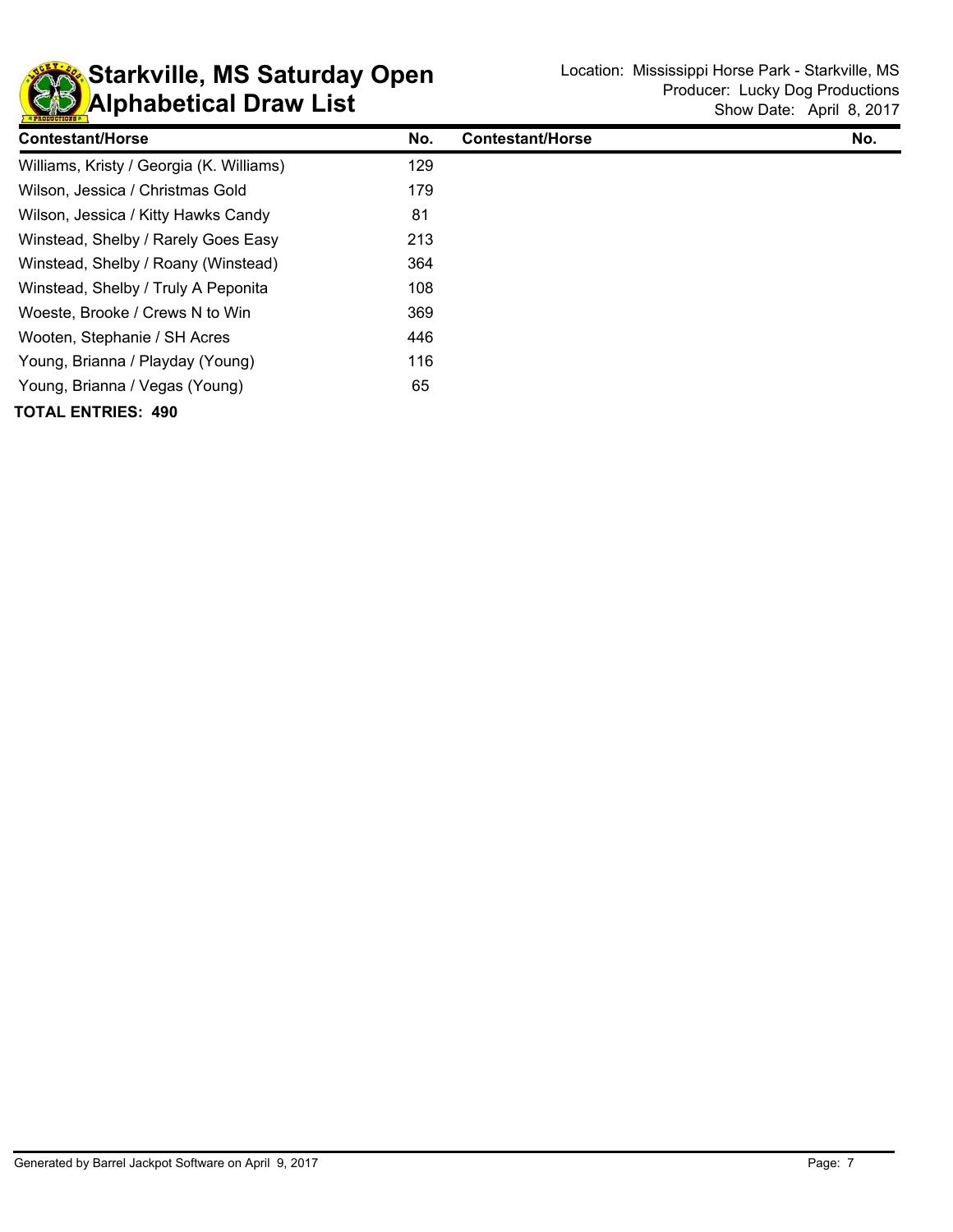# Starkville, MS Saturday Open
# Alphabetical Draw List

Location: Mississippi Horse Park - Starkville, MS
Producer: Lucky Dog Productions
Show Date: April 8, 2017

| Contestant/Horse | No. | Contestant/Horse | No. |
|---|---|---|---|
| Williams, Kristy / Georgia (K. Williams) | 129 | | |
| Wilson, Jessica / Christmas Gold | 179 | | |
| Wilson, Jessica / Kitty Hawks Candy | 81 | | |
| Winstead, Shelby / Rarely Goes Easy | 213 | | |
| Winstead, Shelby / Roany (Winstead) | 364 | | |
| Winstead, Shelby / Truly A Peponita | 108 | | |
| Woeste, Brooke / Crews N to Win | 369 | | |
| Wooten, Stephanie / SH Acres | 446 | | |
| Young, Brianna / Playday (Young) | 116 | | |
| Young, Brianna / Vegas (Young) | 65 | | |

**TOTAL ENTRIES: 490**

Generated by Barrel Jackpot Software on April 9, 2017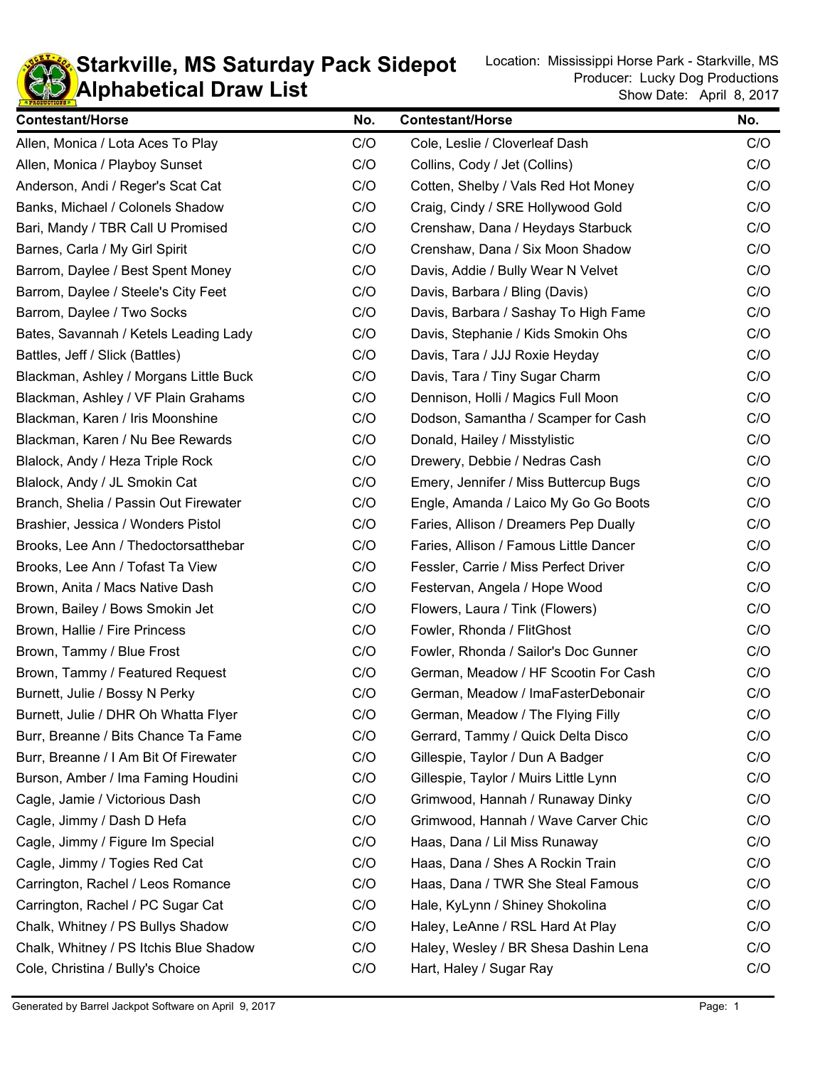# Starkville, MS Saturday Pack Sidepot
# Alphabetical Draw List

Location: Mississippi Horse Park - Starkville, MS
Producer: Lucky Dog Productions
Show Date: April 8, 2017

| Contestant/Horse | No. |
|---|---|
| Allen, Monica / Lota Aces To Play | C/O |
| Allen, Monica / Playboy Sunset | C/O |
| Anderson, Andi / Reger's Scat Cat | C/O |
| Banks, Michael / Colonels Shadow | C/O |
| Bari, Mandy / TBR Call U Promised | C/O |
| Barnes, Carla / My Girl Spirit | C/O |
| Barrom, Daylee / Best Spent Money | C/O |
| Barrom, Daylee / Steele's City Feet | C/O |
| Barrom, Daylee / Two Socks | C/O |
| Bates, Savannah / Ketels Leading Lady | C/O |
| Battles, Jeff / Slick (Battles) | C/O |
| Blackman, Ashley / Morgans Little Buck | C/O |
| Blackman, Ashley / VF Plain Grahams | C/O |
| Blackman, Karen / Iris Moonshine | C/O |
| Blackman, Karen / Nu Bee Rewards | C/O |
| Blalock, Andy / Heza Triple Rock | C/O |
| Blalock, Andy / JL Smokin Cat | C/O |
| Branch, Shelia / Passin Out Firewater | C/O |
| Brashier, Jessica / Wonders Pistol | C/O |
| Brooks, Lee Ann / Thedoctorsatthebar | C/O |
| Brooks, Lee Ann / Tofast Ta View | C/O |
| Brown, Anita / Macs Native Dash | C/O |
| Brown, Bailey / Bows Smokin Jet | C/O |
| Brown, Hallie / Fire Princess | C/O |
| Brown, Tammy / Blue Frost | C/O |
| Brown, Tammy / Featured Request | C/O |
| Burnett, Julie / Bossy N Perky | C/O |
| Burnett, Julie / DHR Oh Whatta Flyer | C/O |
| Burr, Breanne / Bits Chance Ta Fame | C/O |
| Burr, Breanne / I Am Bit Of Firewater | C/O |
| Burson, Amber / Ima Faming Houdini | C/O |
| Cagle, Jamie / Victorious Dash | C/O |
| Cagle, Jimmy / Dash D Hefa | C/O |
| Cagle, Jimmy / Figure Im Special | C/O |
| Cagle, Jimmy / Togies Red Cat | C/O |
| Carrington, Rachel / Leos Romance | C/O |
| Carrington, Rachel / PC Sugar Cat | C/O |
| Chalk, Whitney / PS Bullys Shadow | C/O |
| Chalk, Whitney / PS Itchis Blue Shadow | C/O |
| Cole, Christina / Bully's Choice | C/O |
| Cole, Leslie / Cloverleaf Dash | C/O |
| Collins, Cody / Jet (Collins) | C/O |
| Cotten, Shelby / Vals Red Hot Money | C/O |
| Craig, Cindy / SRE Hollywood Gold | C/O |
| Crenshaw, Dana / Heydays Starbuck | C/O |
| Crenshaw, Dana / Six Moon Shadow | C/O |
| Davis, Addie / Bully Wear N Velvet | C/O |
| Davis, Barbara / Bling (Davis) | C/O |
| Davis, Barbara / Sashay To High Fame | C/O |
| Davis, Stephanie / Kids Smokin Ohs | C/O |
| Davis, Tara / JJJ Roxie Heyday | C/O |
| Davis, Tara / Tiny Sugar Charm | C/O |
| Dennison, Holli / Magics Full Moon | C/O |
| Dodson, Samantha / Scamper for Cash | C/O |
| Donald, Hailey / Misstylistic | C/O |
| Drewery, Debbie / Nedras Cash | C/O |
| Emery, Jennifer / Miss Buttercup Bugs | C/O |
| Engle, Amanda / Laico My Go Go Boots | C/O |
| Faries, Allison / Dreamers Pep Dually | C/O |
| Faries, Allison / Famous Little Dancer | C/O |
| Fessler, Carrie / Miss Perfect Driver | C/O |
| Festervan, Angela / Hope Wood | C/O |
| Flowers, Laura / Tink (Flowers) | C/O |
| Fowler, Rhonda / FlitGhost | C/O |
| Fowler, Rhonda / Sailor's Doc Gunner | C/O |
| German, Meadow / HF Scootin For Cash | C/O |
| German, Meadow / ImaFasterDebonair | C/O |
| German, Meadow / The Flying Filly | C/O |
| Gerrard, Tammy / Quick Delta Disco | C/O |
| Gillespie, Taylor / Dun A Badger | C/O |
| Gillespie, Taylor / Muirs Little Lynn | C/O |
| Grimwood, Hannah / Runaway Dinky | C/O |
| Grimwood, Hannah / Wave Carver Chic | C/O |
| Haas, Dana / Lil Miss Runaway | C/O |
| Haas, Dana / Shes A Rockin Train | C/O |
| Haas, Dana / TWR She Steal Famous | C/O |
| Hale, KyLynn / Shiney Shokolina | C/O |
| Haley, LeAnne / RSL Hard At Play | C/O |
| Haley, Wesley / BR Shesa Dashin Lena | C/O |
| Hart, Haley / Sugar Ray | C/O |

Generated by Barrel Jackpot Software on April 9, 2017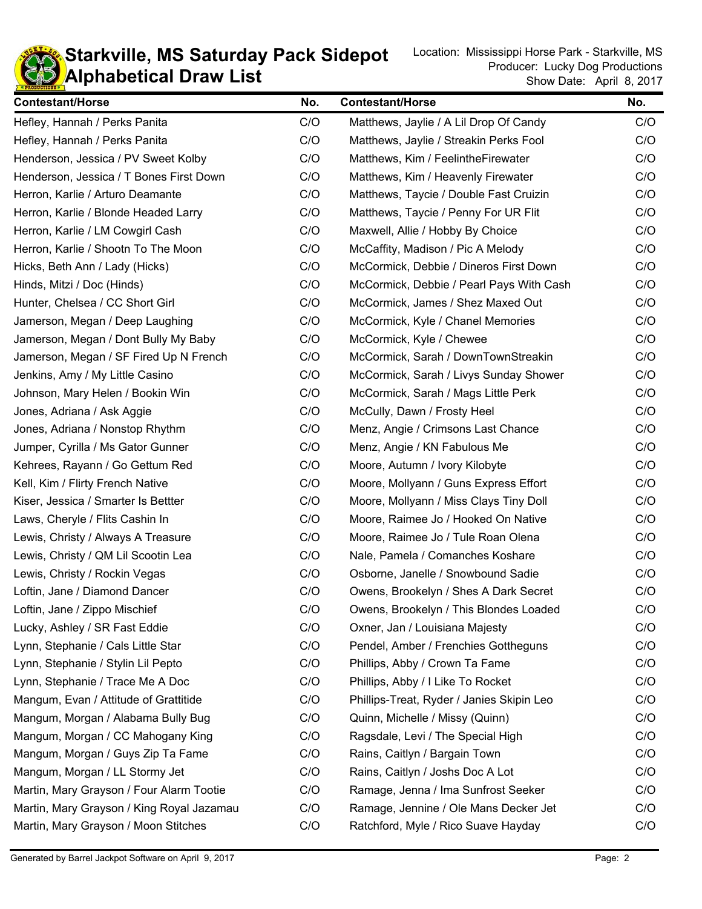# Starkville, MS Saturday Pack Sidepot
# Alphabetical Draw List

Location: Mississippi Horse Park - Starkville, MS
Producer: Lucky Dog Productions
Show Date: April 8, 2017

| Contestant/Horse | No. | Contestant/Horse | No. |
|---|---|---|---|
| Hefley, Hannah / Perks Panita | C/O | Matthews, Jaylie / A Lil Drop Of Candy | C/O |
| Hefley, Hannah / Perks Panita | C/O | Matthews, Jaylie / Streakin Perks Fool | C/O |
| Henderson, Jessica / PV Sweet Kolby | C/O | Matthews, Kim / FeelintheFirewater | C/O |
| Henderson, Jessica / T Bones First Down | C/O | Matthews, Kim / Heavenly Firewater | C/O |
| Herron, Karlie / Arturo Deamante | C/O | Matthews, Taycie / Double Fast Cruizin | C/O |
| Herron, Karlie / Blonde Headed Larry | C/O | Matthews, Taycie / Penny For UR Flit | C/O |
| Herron, Karlie / LM Cowgirl Cash | C/O | Maxwell, Allie / Hobby By Choice | C/O |
| Herron, Karlie / Shootn To The Moon | C/O | McCaffity, Madison / Pic A Melody | C/O |
| Hicks, Beth Ann / Lady (Hicks) | C/O | McCormick, Debbie / Dineros First Down | C/O |
| Hinds, Mitzi / Doc (Hinds) | C/O | McCormick, Debbie / Pearl Pays With Cash | C/O |
| Hunter, Chelsea / CC Short Girl | C/O | McCormick, James / Shez Maxed Out | C/O |
| Jamerson, Megan / Deep Laughing | C/O | McCormick, Kyle / Chanel Memories | C/O |
| Jamerson, Megan / Dont Bully My Baby | C/O | McCormick, Kyle / Chewee | C/O |
| Jamerson, Megan / SF Fired Up N French | C/O | McCormick, Sarah / DownTownStreakin | C/O |
| Jenkins, Amy / My Little Casino | C/O | McCormick, Sarah / Livys Sunday Shower | C/O |
| Johnson, Mary Helen / Bookin Win | C/O | McCormick, Sarah / Mags Little Perk | C/O |
| Jones, Adriana / Ask Aggie | C/O | McCully, Dawn / Frosty Heel | C/O |
| Jones, Adriana / Nonstop Rhythm | C/O | Menz, Angie / Crimsons Last Chance | C/O |
| Jumper, Cyrilla / Ms Gator Gunner | C/O | Menz, Angie / KN Fabulous Me | C/O |
| Kehrees, Rayann / Go Gettum Red | C/O | Moore, Autumn / Ivory Kilobyte | C/O |
| Kell, Kim / Flirty French Native | C/O | Moore, Mollyann / Guns Express Effort | C/O |
| Kiser, Jessica / Smarter Is Bettter | C/O | Moore, Mollyann / Miss Clays Tiny Doll | C/O |
| Laws, Cheryle / Flits Cashin In | C/O | Moore, Raimee Jo / Hooked On Native | C/O |
| Lewis, Christy / Always A Treasure | C/O | Moore, Raimee Jo / Tule Roan Olena | C/O |
| Lewis, Christy / QM Lil Scootin Lea | C/O | Nale, Pamela / Comanches Koshare | C/O |
| Lewis, Christy / Rockin Vegas | C/O | Osborne, Janelle / Snowbound Sadie | C/O |
| Loftin, Jane / Diamond Dancer | C/O | Owens, Brookelyn / Shes A Dark Secret | C/O |
| Loftin, Jane / Zippo Mischief | C/O | Owens, Brookelyn / This Blondes Loaded | C/O |
| Lucky, Ashley / SR Fast Eddie | C/O | Oxner, Jan / Louisiana Majesty | C/O |
| Lynn, Stephanie / Cals Little Star | C/O | Pendel, Amber / Frenchies Gottheguns | C/O |
| Lynn, Stephanie / Stylin Lil Pepto | C/O | Phillips, Abby / Crown Ta Fame | C/O |
| Lynn, Stephanie / Trace Me A Doc | C/O | Phillips, Abby / I Like To Rocket | C/O |
| Mangum, Evan / Attitude of Grattitide | C/O | Phillips-Treat, Ryder / Janies Skipin Leo | C/O |
| Mangum, Morgan / Alabama Bully Bug | C/O | Quinn, Michelle / Missy (Quinn) | C/O |
| Mangum, Morgan / CC Mahogany King | C/O | Ragsdale, Levi / The Special High | C/O |
| Mangum, Morgan / Guys Zip Ta Fame | C/O | Rains, Caitlyn / Bargain Town | C/O |
| Mangum, Morgan / LL Stormy Jet | C/O | Rains, Caitlyn / Joshs Doc A Lot | C/O |
| Martin, Mary Grayson / Four Alarm Tootie | C/O | Ramage, Jenna / Ima Sunfrost Seeker | C/O |
| Martin, Mary Grayson / King Royal Jazamau | C/O | Ramage, Jennine / Ole Mans Decker Jet | C/O |
| Martin, Mary Grayson / Moon Stitches | C/O | Ratchford, Myle / Rico Suave Hayday | C/O |

Generated by Barrel Jackpot Software on April 9, 2017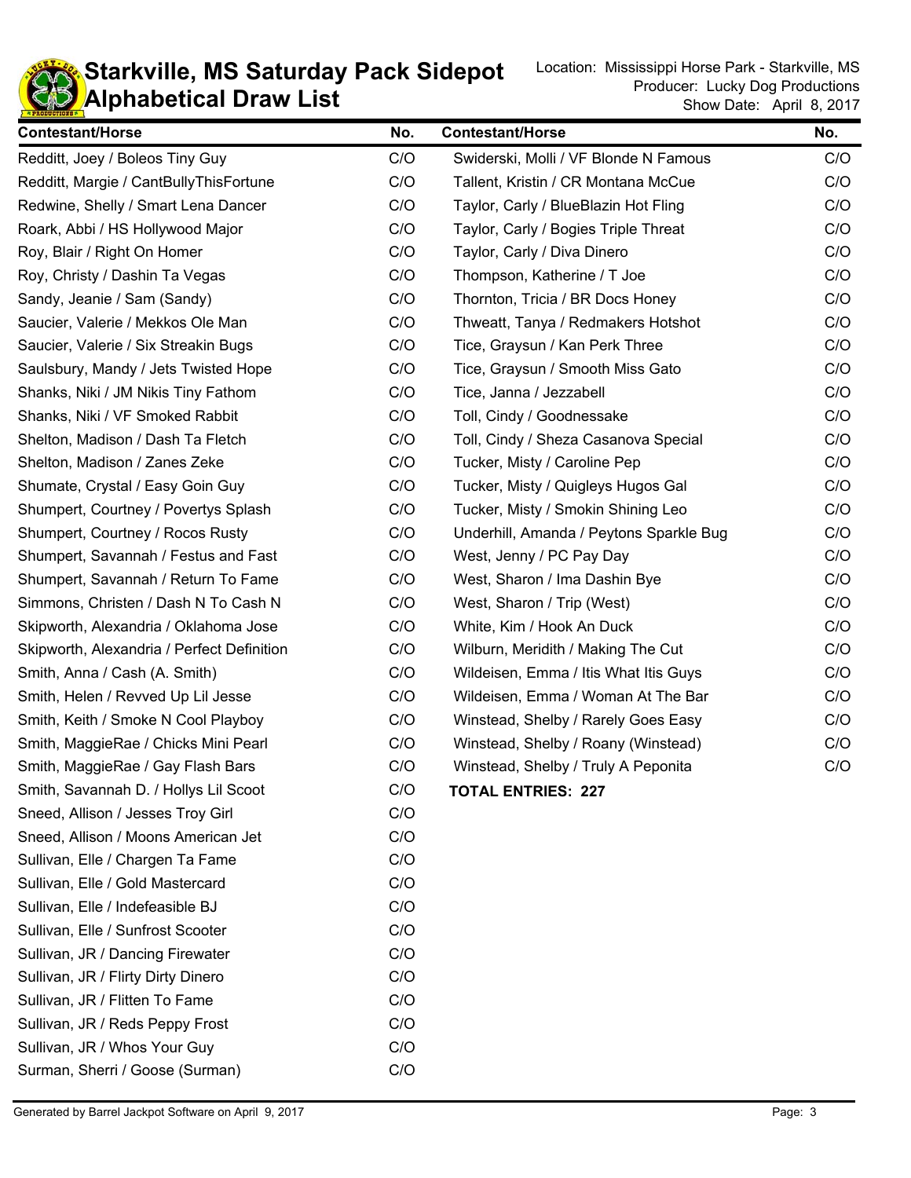# Starkville, MS Saturday Pack Sidepot
## Alphabetical Draw List

Location: Mississippi Horse Park - Starkville, MS
Producer: Lucky Dog Productions
Show Date: April 8, 2017

| Contestant/Horse | No. |
|---|---|
| Redditt, Joey / Boleos Tiny Guy | C/O |
| Redditt, Margie / CantBullyThisFortune | C/O |
| Redwine, Shelly / Smart Lena Dancer | C/O |
| Roark, Abbi / HS Hollywood Major | C/O |
| Roy, Blair / Right On Homer | C/O |
| Roy, Christy / Dashin Ta Vegas | C/O |
| Sandy, Jeanie / Sam (Sandy) | C/O |
| Saucier, Valerie / Mekkos Ole Man | C/O |
| Saucier, Valerie / Six Streakin Bugs | C/O |
| Saulsbury, Mandy / Jets Twisted Hope | C/O |
| Shanks, Niki / JM Nikis Tiny Fathom | C/O |
| Shanks, Niki / VF Smoked Rabbit | C/O |
| Shelton, Madison / Dash Ta Fletch | C/O |
| Shelton, Madison / Zanes Zeke | C/O |
| Shumate, Crystal / Easy Goin Guy | C/O |
| Shumpert, Courtney / Povertys Splash | C/O |
| Shumpert, Courtney / Rocos Rusty | C/O |
| Shumpert, Savannah / Festus and Fast | C/O |
| Shumpert, Savannah / Return To Fame | C/O |
| Simmons, Christen / Dash N To Cash N | C/O |
| Skipworth, Alexandria / Oklahoma Jose | C/O |
| Skipworth, Alexandria / Perfect Definition | C/O |
| Smith, Anna / Cash (A. Smith) | C/O |
| Smith, Helen / Revved Up Lil Jesse | C/O |
| Smith, Keith / Smoke N Cool Playboy | C/O |
| Smith, MaggieRae / Chicks Mini Pearl | C/O |
| Smith, MaggieRae / Gay Flash Bars | C/O |
| Smith, Savannah D. / Hollys Lil Scoot | C/O |
| Sneed, Allison / Jesses Troy Girl | C/O |
| Sneed, Allison / Moons American Jet | C/O |
| Sullivan, Elle / Chargen Ta Fame | C/O |
| Sullivan, Elle / Gold Mastercard | C/O |
| Sullivan, Elle / Indefeasible BJ | C/O |
| Sullivan, Elle / Sunfrost Scooter | C/O |
| Sullivan, JR / Dancing Firewater | C/O |
| Sullivan, JR / Flirty Dirty Dinero | C/O |
| Sullivan, JR / Flitten To Fame | C/O |
| Sullivan, JR / Reds Peppy Frost | C/O |
| Sullivan, JR / Whos Your Guy | C/O |
| Surman, Sherri / Goose (Surman) | C/O |
| Swiderski, Molli / VF Blonde N Famous | C/O |
| Tallent, Kristin / CR Montana McCue | C/O |
| Taylor, Carly / BlueBlazin Hot Fling | C/O |
| Taylor, Carly / Bogies Triple Threat | C/O |
| Taylor, Carly / Diva Dinero | C/O |
| Thompson, Katherine / T Joe | C/O |
| Thornton, Tricia / BR Docs Honey | C/O |
| Thweatt, Tanya / Redmakers Hotshot | C/O |
| Tice, Graysun / Kan Perk Three | C/O |
| Tice, Graysun / Smooth Miss Gato | C/O |
| Tice, Janna / Jezzabell | C/O |
| Toll, Cindy / Goodnessake | C/O |
| Toll, Cindy / Sheza Casanova Special | C/O |
| Tucker, Misty / Caroline Pep | C/O |
| Tucker, Misty / Quigleys Hugos Gal | C/O |
| Tucker, Misty / Smokin Shining Leo | C/O |
| Underhill, Amanda / Peytons Sparkle Bug | C/O |
| West, Jenny / PC Pay Day | C/O |
| West, Sharon / Ima Dashin Bye | C/O |
| West, Sharon / Trip (West) | C/O |
| White, Kim / Hook An Duck | C/O |
| Wilburn, Meridith / Making The Cut | C/O |
| Wildeisen, Emma / Itis What Itis Guys | C/O |
| Wildeisen, Emma / Woman At The Bar | C/O |
| Winstead, Shelby / Rarely Goes Easy | C/O |
| Winstead, Shelby / Roany (Winstead) | C/O |
| Winstead, Shelby / Truly A Peponita | C/O |

**TOTAL ENTRIES: 227**

Generated by Barrel Jackpot Software on April 9, 2017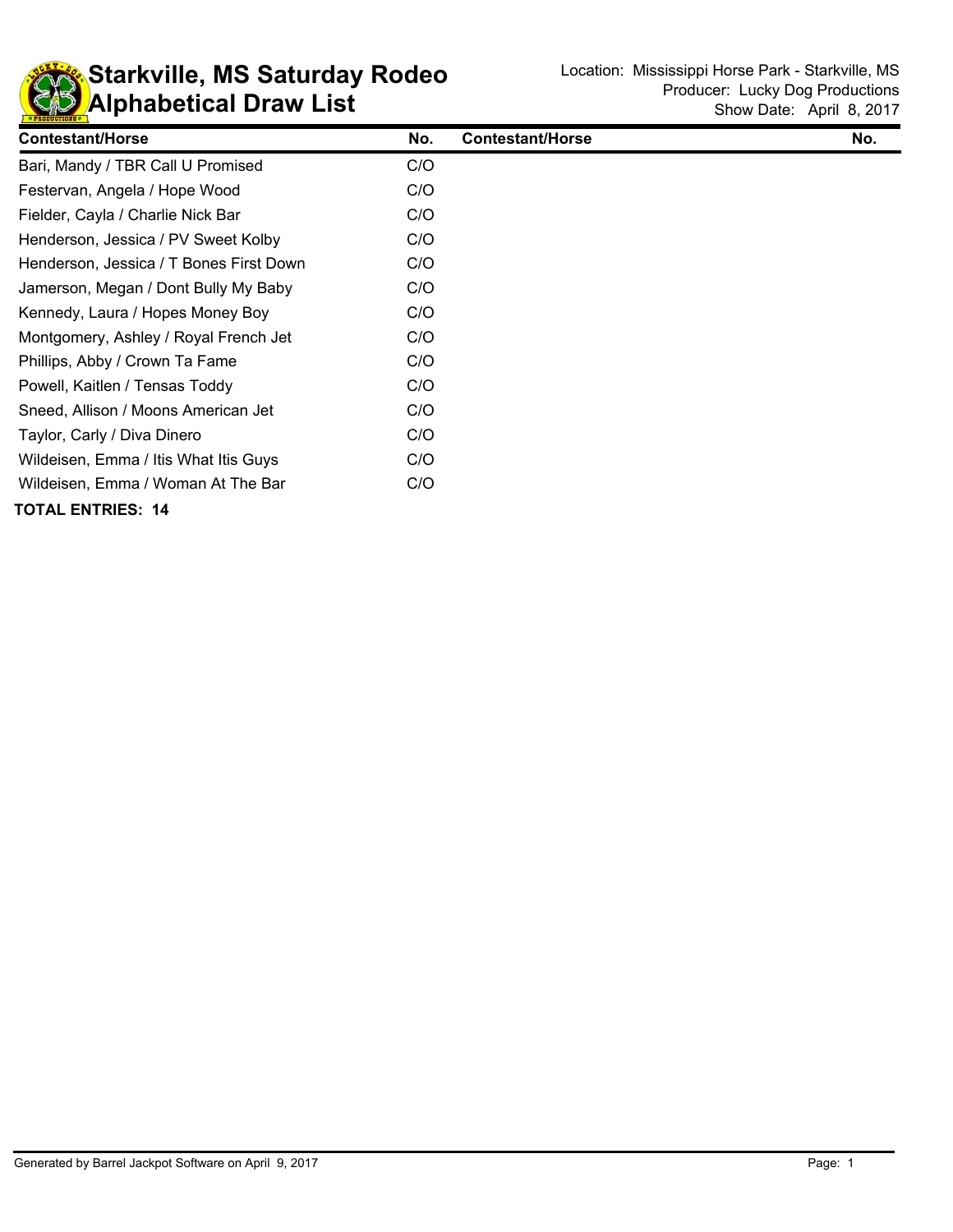# Starkville, MS Saturday Rodeo
# Alphabetical Draw List

Location: Mississippi Horse Park - Starkville, MS
Producer: Lucky Dog Productions
Show Date: April 8, 2017

| Contestant/Horse | No. | Contestant/Horse | No. |
|---|---|---|---|
| Bari, Mandy / TBR Call U Promised | C/O | | |
| Festervan, Angela / Hope Wood | C/O | | |
| Fielder, Cayla / Charlie Nick Bar | C/O | | |
| Henderson, Jessica / PV Sweet Kolby | C/O | | |
| Henderson, Jessica / T Bones First Down | C/O | | |
| Jamerson, Megan / Dont Bully My Baby | C/O | | |
| Kennedy, Laura / Hopes Money Boy | C/O | | |
| Montgomery, Ashley / Royal French Jet | C/O | | |
| Phillips, Abby / Crown Ta Fame | C/O | | |
| Powell, Kaitlen / Tensas Toddy | C/O | | |
| Sneed, Allison / Moons American Jet | C/O | | |
| Taylor, Carly / Diva Dinero | C/O | | |
| Wildeisen, Emma / Itis What Itis Guys | C/O | | |
| Wildeisen, Emma / Woman At The Bar | C/O | | |

**TOTAL ENTRIES: 14**

Generated by Barrel Jackpot Software on April 9, 2017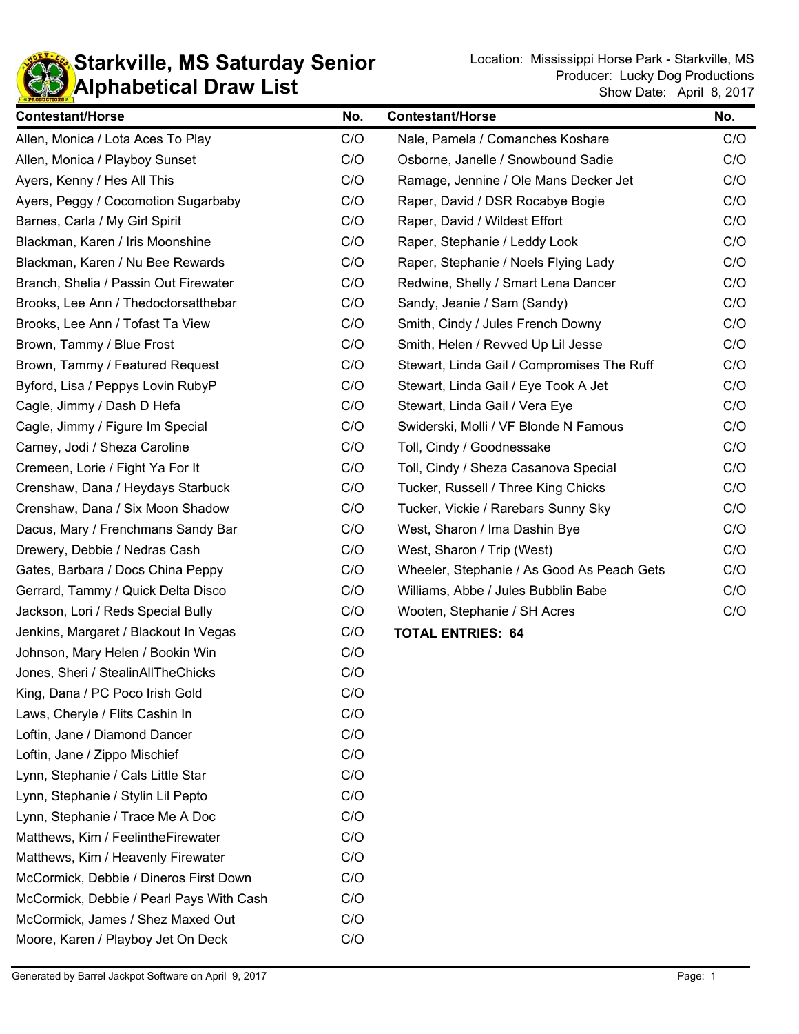# Starkville, MS Saturday Senior Alphabetical Draw List

Location: Mississippi Horse Park - Starkville, MS
Producer: Lucky Dog Productions
Show Date: April 8, 2017

| Contestant/Horse | No. |
|---|---|
| Allen, Monica / Lota Aces To Play | C/O |
| Allen, Monica / Playboy Sunset | C/O |
| Ayers, Kenny / Hes All This | C/O |
| Ayers, Peggy / Cocomotion Sugarbaby | C/O |
| Barnes, Carla / My Girl Spirit | C/O |
| Blackman, Karen / Iris Moonshine | C/O |
| Blackman, Karen / Nu Bee Rewards | C/O |
| Branch, Shelia / Passin Out Firewater | C/O |
| Brooks, Lee Ann / Thedoctorsatthebar | C/O |
| Brooks, Lee Ann / Tofast Ta View | C/O |
| Brown, Tammy / Blue Frost | C/O |
| Brown, Tammy / Featured Request | C/O |
| Byford, Lisa / Peppys Lovin RubyP | C/O |
| Cagle, Jimmy / Dash D Hefa | C/O |
| Cagle, Jimmy / Figure Im Special | C/O |
| Carney, Jodi / Sheza Caroline | C/O |
| Cremeen, Lorie / Fight Ya For It | C/O |
| Crenshaw, Dana / Heydays Starbuck | C/O |
| Crenshaw, Dana / Six Moon Shadow | C/O |
| Dacus, Mary / Frenchmans Sandy Bar | C/O |
| Drewery, Debbie / Nedras Cash | C/O |
| Gates, Barbara / Docs China Peppy | C/O |
| Gerrard, Tammy / Quick Delta Disco | C/O |
| Jackson, Lori / Reds Special Bully | C/O |
| Jenkins, Margaret / Blackout In Vegas | C/O |
| Johnson, Mary Helen / Bookin Win | C/O |
| Jones, Sheri / StealinAllTheChicks | C/O |
| King, Dana / PC Poco Irish Gold | C/O |
| Laws, Cheryle / Flits Cashin In | C/O |
| Loftin, Jane / Diamond Dancer | C/O |
| Loftin, Jane / Zippo Mischief | C/O |
| Lynn, Stephanie / Cals Little Star | C/O |
| Lynn, Stephanie / Stylin Lil Pepto | C/O |
| Lynn, Stephanie / Trace Me A Doc | C/O |
| Matthews, Kim / FeelintheFirewater | C/O |
| Matthews, Kim / Heavenly Firewater | C/O |
| McCormick, Debbie / Dineros First Down | C/O |
| McCormick, Debbie / Pearl Pays With Cash | C/O |
| McCormick, James / Shez Maxed Out | C/O |
| Moore, Karen / Playboy Jet On Deck | C/O |
| Nale, Pamela / Comanches Koshare | C/O |
| Osborne, Janelle / Snowbound Sadie | C/O |
| Ramage, Jennine / Ole Mans Decker Jet | C/O |
| Raper, David / DSR Rocabye Bogie | C/O |
| Raper, David / Wildest Effort | C/O |
| Raper, Stephanie / Leddy Look | C/O |
| Raper, Stephanie / Noels Flying Lady | C/O |
| Redwine, Shelly / Smart Lena Dancer | C/O |
| Sandy, Jeanie / Sam (Sandy) | C/O |
| Smith, Cindy / Jules French Downy | C/O |
| Smith, Helen / Revved Up Lil Jesse | C/O |
| Stewart, Linda Gail / Compromises The Ruff | C/O |
| Stewart, Linda Gail / Eye Took A Jet | C/O |
| Stewart, Linda Gail / Vera Eye | C/O |
| Swiderski, Molli / VF Blonde N Famous | C/O |
| Toll, Cindy / Goodnessake | C/O |
| Toll, Cindy / Sheza Casanova Special | C/O |
| Tucker, Russell / Three King Chicks | C/O |
| Tucker, Vickie / Rarebars Sunny Sky | C/O |
| West, Sharon / Ima Dashin Bye | C/O |
| West, Sharon / Trip (West) | C/O |
| Wheeler, Stephanie / As Good As Peach Gets | C/O |
| Williams, Abbe / Jules Bubblin Babe | C/O |
| Wooten, Stephanie / SH Acres | C/O |

**TOTAL ENTRIES: 64**

Generated by Barrel Jackpot Software on April 9, 2017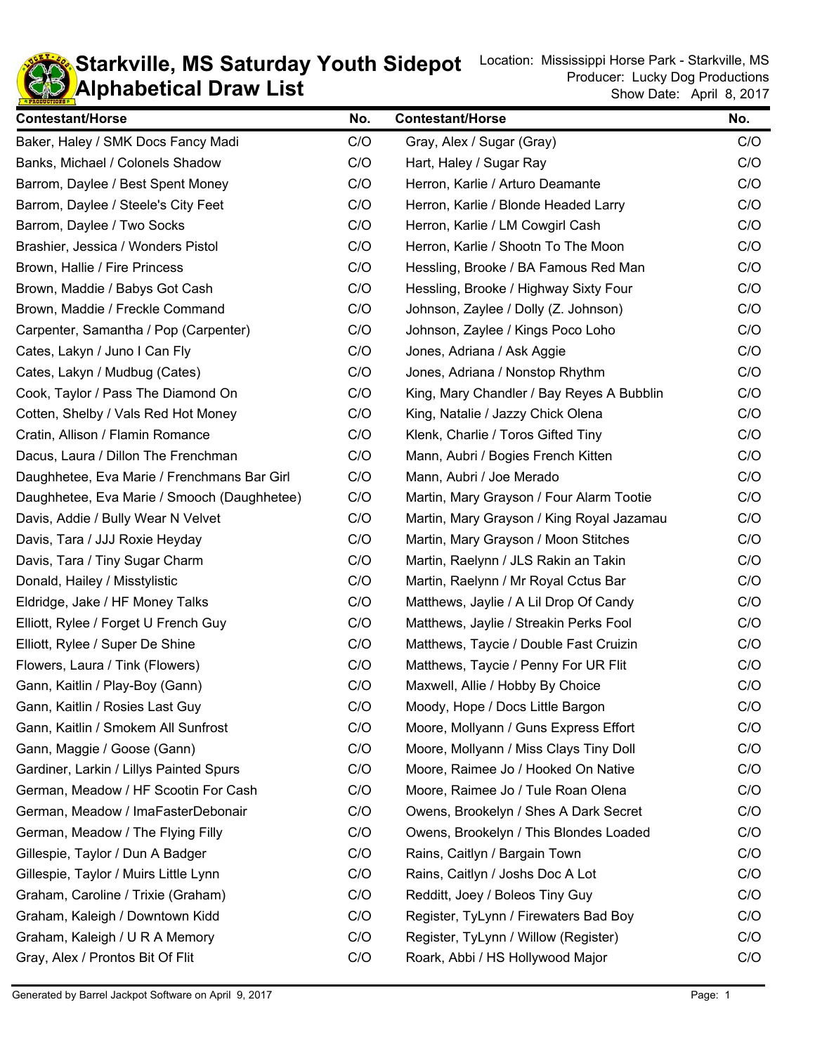# Starkville, MS Saturday Youth Sidepot
# Alphabetical Draw List

Location: Mississippi Horse Park - Starkville, MS
Producer: Lucky Dog Productions
Show Date: April 8, 2017

| Contestant/Horse | No. |
|---|---|
| Baker, Haley / SMK Docs Fancy Madi | C/O |
| Banks, Michael / Colonels Shadow | C/O |
| Barrom, Daylee / Best Spent Money | C/O |
| Barrom, Daylee / Steele's City Feet | C/O |
| Barrom, Daylee / Two Socks | C/O |
| Brashier, Jessica / Wonders Pistol | C/O |
| Brown, Hallie / Fire Princess | C/O |
| Brown, Maddie / Babys Got Cash | C/O |
| Brown, Maddie / Freckle Command | C/O |
| Carpenter, Samantha / Pop (Carpenter) | C/O |
| Cates, Lakyn / Juno I Can Fly | C/O |
| Cates, Lakyn / Mudbug (Cates) | C/O |
| Cook, Taylor / Pass The Diamond On | C/O |
| Cotten, Shelby / Vals Red Hot Money | C/O |
| Cratin, Allison / Flamin Romance | C/O |
| Dacus, Laura / Dillon The Frenchman | C/O |
| Daughhetee, Eva Marie / Frenchmans Bar Girl | C/O |
| Daughhetee, Eva Marie / Smooch (Daughhetee) | C/O |
| Davis, Addie / Bully Wear N Velvet | C/O |
| Davis, Tara / JJJ Roxie Heyday | C/O |
| Davis, Tara / Tiny Sugar Charm | C/O |
| Donald, Hailey / Misstylistic | C/O |
| Eldridge, Jake / HF Money Talks | C/O |
| Elliott, Rylee / Forget U French Guy | C/O |
| Elliott, Rylee / Super De Shine | C/O |
| Flowers, Laura / Tink (Flowers) | C/O |
| Gann, Kaitlin / Play-Boy (Gann) | C/O |
| Gann, Kaitlin / Rosies Last Guy | C/O |
| Gann, Kaitlin / Smokem All Sunfrost | C/O |
| Gann, Maggie / Goose (Gann) | C/O |
| Gardiner, Larkin / Lillys Painted Spurs | C/O |
| German, Meadow / HF Scootin For Cash | C/O |
| German, Meadow / ImaFasterDebonair | C/O |
| German, Meadow / The Flying Filly | C/O |
| Gillespie, Taylor / Dun A Badger | C/O |
| Gillespie, Taylor / Muirs Little Lynn | C/O |
| Graham, Caroline / Trixie (Graham) | C/O |
| Graham, Kaleigh / Downtown Kidd | C/O |
| Graham, Kaleigh / U R A Memory | C/O |
| Gray, Alex / Prontos Bit Of Flit | C/O |
| Gray, Alex / Sugar (Gray) | C/O |
| Hart, Haley / Sugar Ray | C/O |
| Herron, Karlie / Arturo Deamante | C/O |
| Herron, Karlie / Blonde Headed Larry | C/O |
| Herron, Karlie / LM Cowgirl Cash | C/O |
| Herron, Karlie / Shootn To The Moon | C/O |
| Hessling, Brooke / BA Famous Red Man | C/O |
| Hessling, Brooke / Highway Sixty Four | C/O |
| Johnson, Zaylee / Dolly (Z. Johnson) | C/O |
| Johnson, Zaylee / Kings Poco Loho | C/O |
| Jones, Adriana / Ask Aggie | C/O |
| Jones, Adriana / Nonstop Rhythm | C/O |
| King, Mary Chandler / Bay Reyes A Bubblin | C/O |
| King, Natalie / Jazzy Chick Olena | C/O |
| Klenk, Charlie / Toros Gifted Tiny | C/O |
| Mann, Aubri / Bogies French Kitten | C/O |
| Mann, Aubri / Joe Merado | C/O |
| Martin, Mary Grayson / Four Alarm Tootie | C/O |
| Martin, Mary Grayson / King Royal Jazamau | C/O |
| Martin, Mary Grayson / Moon Stitches | C/O |
| Martin, Raelynn / JLS Rakin an Takin | C/O |
| Martin, Raelynn / Mr Royal Cctus Bar | C/O |
| Matthews, Jaylie / A Lil Drop Of Candy | C/O |
| Matthews, Jaylie / Streakin Perks Fool | C/O |
| Matthews, Taycie / Double Fast Cruizin | C/O |
| Matthews, Taycie / Penny For UR Flit | C/O |
| Maxwell, Allie / Hobby By Choice | C/O |
| Moody, Hope / Docs Little Bargon | C/O |
| Moore, Mollyann / Guns Express Effort | C/O |
| Moore, Mollyann / Miss Clays Tiny Doll | C/O |
| Moore, Raimee Jo / Hooked On Native | C/O |
| Moore, Raimee Jo / Tule Roan Olena | C/O |
| Owens, Brookelyn / Shes A Dark Secret | C/O |
| Owens, Brookelyn / This Blondes Loaded | C/O |
| Rains, Caitlyn / Bargain Town | C/O |
| Rains, Caitlyn / Joshs Doc A Lot | C/O |
| Redditt, Joey / Boleos Tiny Guy | C/O |
| Register, TyLynn / Firewaters Bad Boy | C/O |
| Register, TyLynn / Willow (Register) | C/O |
| Roark, Abbi / HS Hollywood Major | C/O |

Generated by Barrel Jackpot Software on April 9, 2017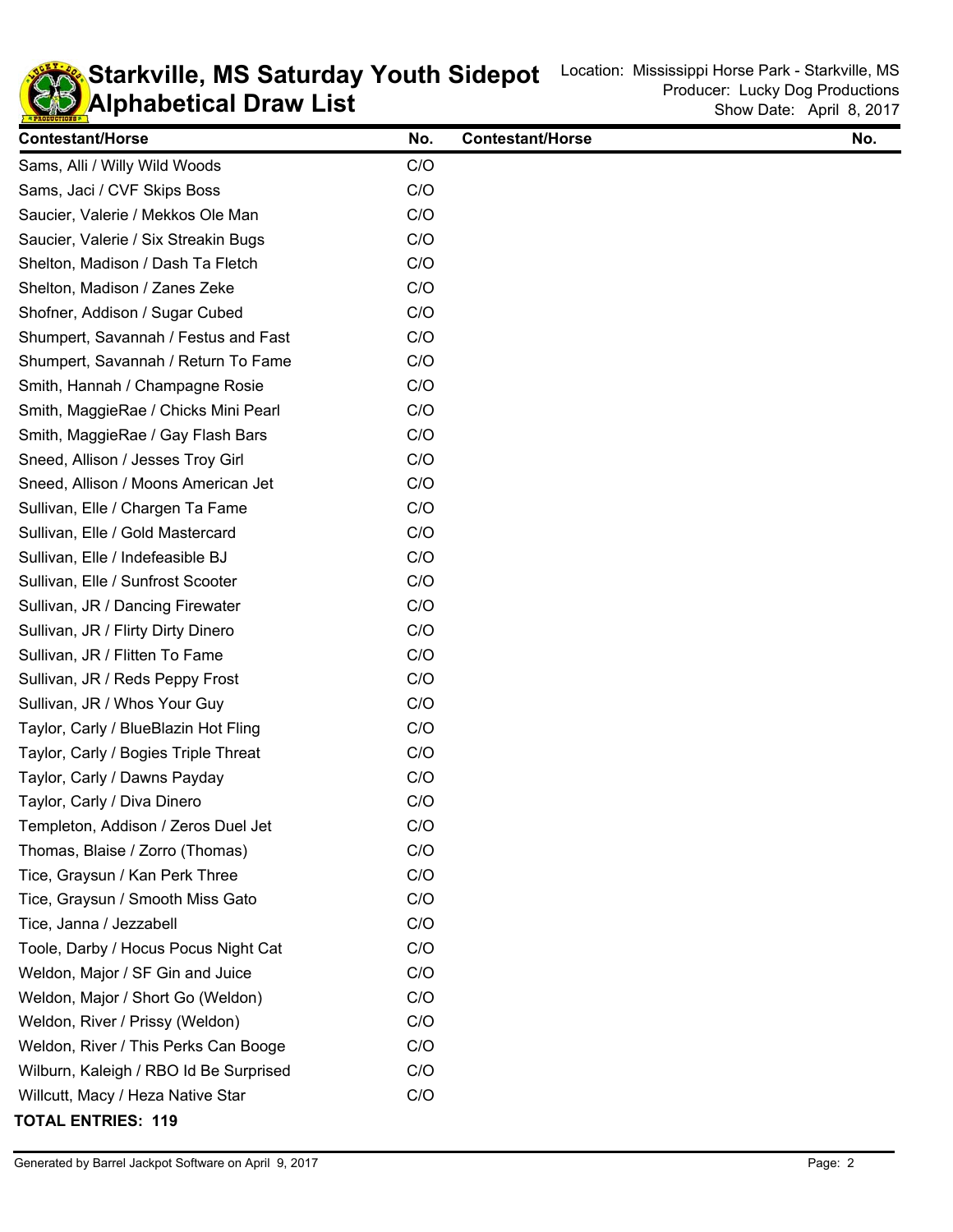# Starkville, MS Saturday Youth Sidepot
## Alphabetical Draw List

Location: Mississippi Horse Park - Starkville, MS
Producer: Lucky Dog Productions
Show Date: April 8, 2017

| Contestant/Horse | No. | Contestant/Horse | No. |
|---|---|---|---|
| Sams, Alli / Willy Wild Woods | C/O | | |
| Sams, Jaci / CVF Skips Boss | C/O | | |
| Saucier, Valerie / Mekkos Ole Man | C/O | | |
| Saucier, Valerie / Six Streakin Bugs | C/O | | |
| Shelton, Madison / Dash Ta Fletch | C/O | | |
| Shelton, Madison / Zanes Zeke | C/O | | |
| Shofner, Addison / Sugar Cubed | C/O | | |
| Shumpert, Savannah / Festus and Fast | C/O | | |
| Shumpert, Savannah / Return To Fame | C/O | | |
| Smith, Hannah / Champagne Rosie | C/O | | |
| Smith, MaggieRae / Chicks Mini Pearl | C/O | | |
| Smith, MaggieRae / Gay Flash Bars | C/O | | |
| Sneed, Allison / Jesses Troy Girl | C/O | | |
| Sneed, Allison / Moons American Jet | C/O | | |
| Sullivan, Elle / Chargen Ta Fame | C/O | | |
| Sullivan, Elle / Gold Mastercard | C/O | | |
| Sullivan, Elle / Indefeasible BJ | C/O | | |
| Sullivan, Elle / Sunfrost Scooter | C/O | | |
| Sullivan, JR / Dancing Firewater | C/O | | |
| Sullivan, JR / Flirty Dirty Dinero | C/O | | |
| Sullivan, JR / Flitten To Fame | C/O | | |
| Sullivan, JR / Reds Peppy Frost | C/O | | |
| Sullivan, JR / Whos Your Guy | C/O | | |
| Taylor, Carly / BlueBlazin Hot Fling | C/O | | |
| Taylor, Carly / Bogies Triple Threat | C/O | | |
| Taylor, Carly / Dawns Payday | C/O | | |
| Taylor, Carly / Diva Dinero | C/O | | |
| Templeton, Addison / Zeros Duel Jet | C/O | | |
| Thomas, Blaise / Zorro (Thomas) | C/O | | |
| Tice, Graysun / Kan Perk Three | C/O | | |
| Tice, Graysun / Smooth Miss Gato | C/O | | |
| Tice, Janna / Jezzabell | C/O | | |
| Toole, Darby / Hocus Pocus Night Cat | C/O | | |
| Weldon, Major / SF Gin and Juice | C/O | | |
| Weldon, Major / Short Go (Weldon) | C/O | | |
| Weldon, River / Prissy (Weldon) | C/O | | |
| Weldon, River / This Perks Can Booge | C/O | | |
| Wilburn, Kaleigh / RBO Id Be Surprised | C/O | | |
| Willcutt, Macy / Heza Native Star | C/O | | |

**TOTAL ENTRIES: 119**

Generated by Barrel Jackpot Software on April 9, 2017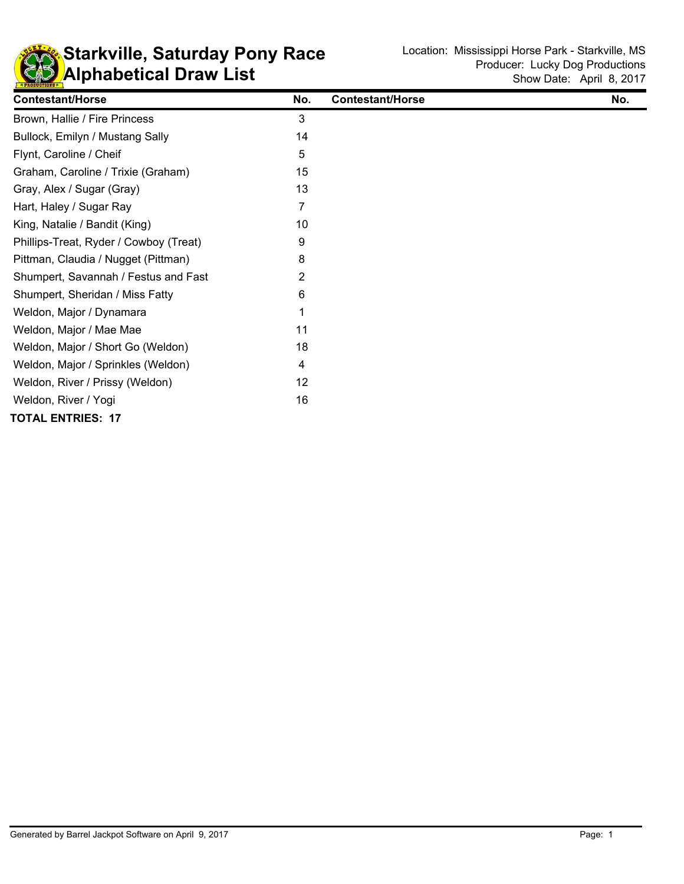# Starkville, Saturday Pony Race
## Alphabetical Draw List

Location: Mississippi Horse Park - Starkville, MS
Producer: Lucky Dog Productions
Show Date: April 8, 2017

| Contestant/Horse | No. | Contestant/Horse | No. |
|---|---|---|---|
| Brown, Hallie / Fire Princess | 3 | | |
| Bullock, Emilyn / Mustang Sally | 14 | | |
| Flynt, Caroline / Cheif | 5 | | |
| Graham, Caroline / Trixie (Graham) | 15 | | |
| Gray, Alex / Sugar (Gray) | 13 | | |
| Hart, Haley / Sugar Ray | 7 | | |
| King, Natalie / Bandit (King) | 10 | | |
| Phillips-Treat, Ryder / Cowboy (Treat) | 9 | | |
| Pittman, Claudia / Nugget (Pittman) | 8 | | |
| Shumpert, Savannah / Festus and Fast | 2 | | |
| Shumpert, Sheridan / Miss Fatty | 6 | | |
| Weldon, Major / Dynamara | 1 | | |
| Weldon, Major / Mae Mae | 11 | | |
| Weldon, Major / Short Go (Weldon) | 18 | | |
| Weldon, Major / Sprinkles (Weldon) | 4 | | |
| Weldon, River / Prissy (Weldon) | 12 | | |
| Weldon, River / Yogi | 16 | | |

**TOTAL ENTRIES: 17**

Generated by Barrel Jackpot Software on April 9, 2017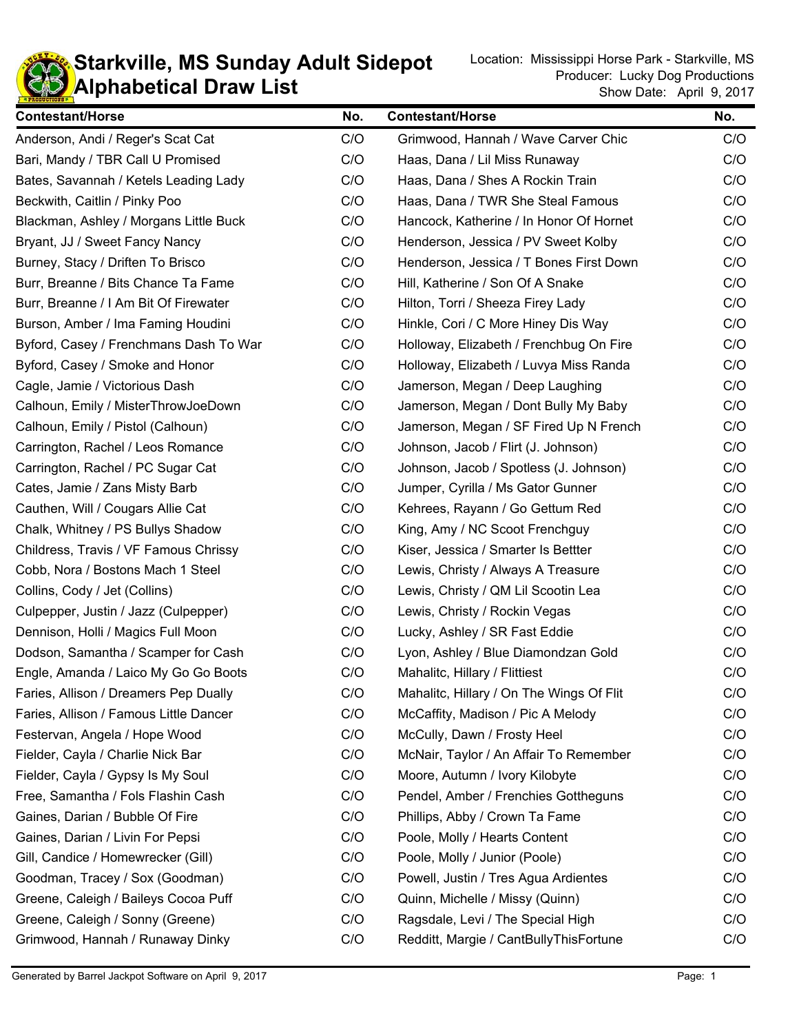# Starkville, MS Sunday Adult Sidepot
# Alphabetical Draw List

Location: Mississippi Horse Park - Starkville, MS
Producer: Lucky Dog Productions
Show Date: April 9, 2017

| Contestant/Horse | No. | Contestant/Horse | No. |
|---|---|---|---|
| Anderson, Andi / Reger's Scat Cat | C/O | Grimwood, Hannah / Wave Carver Chic | C/O |
| Bari, Mandy / TBR Call U Promised | C/O | Haas, Dana / Lil Miss Runaway | C/O |
| Bates, Savannah / Ketels Leading Lady | C/O | Haas, Dana / Shes A Rockin Train | C/O |
| Beckwith, Caitlin / Pinky Poo | C/O | Haas, Dana / TWR She Steal Famous | C/O |
| Blackman, Ashley / Morgans Little Buck | C/O | Hancock, Katherine / In Honor Of Hornet | C/O |
| Bryant, JJ / Sweet Fancy Nancy | C/O | Henderson, Jessica / PV Sweet Kolby | C/O |
| Burney, Stacy / Driften To Brisco | C/O | Henderson, Jessica / T Bones First Down | C/O |
| Burr, Breanne / Bits Chance Ta Fame | C/O | Hill, Katherine / Son Of A Snake | C/O |
| Burr, Breanne / I Am Bit Of Firewater | C/O | Hilton, Torri / Sheeza Firey Lady | C/O |
| Burson, Amber / Ima Faming Houdini | C/O | Hinkle, Cori / C More Hiney Dis Way | C/O |
| Byford, Casey / Frenchmans Dash To War | C/O | Holloway, Elizabeth / Frenchbug On Fire | C/O |
| Byford, Casey / Smoke and Honor | C/O | Holloway, Elizabeth / Luvya Miss Randa | C/O |
| Cagle, Jamie / Victorious Dash | C/O | Jamerson, Megan / Deep Laughing | C/O |
| Calhoun, Emily / MisterThrowJoeDown | C/O | Jamerson, Megan / Dont Bully My Baby | C/O |
| Calhoun, Emily / Pistol (Calhoun) | C/O | Jamerson, Megan / SF Fired Up N French | C/O |
| Carrington, Rachel / Leos Romance | C/O | Johnson, Jacob / Flirt (J. Johnson) | C/O |
| Carrington, Rachel / PC Sugar Cat | C/O | Johnson, Jacob / Spotless (J. Johnson) | C/O |
| Cates, Jamie / Zans Misty Barb | C/O | Jumper, Cyrilla / Ms Gator Gunner | C/O |
| Cauthen, Will / Cougars Allie Cat | C/O | Kehrees, Rayann / Go Gettum Red | C/O |
| Chalk, Whitney / PS Bullys Shadow | C/O | King, Amy / NC Scoot Frenchguy | C/O |
| Childress, Travis / VF Famous Chrissy | C/O | Kiser, Jessica / Smarter Is Bettter | C/O |
| Cobb, Nora / Bostons Mach 1 Steel | C/O | Lewis, Christy / Always A Treasure | C/O |
| Collins, Cody / Jet (Collins) | C/O | Lewis, Christy / QM Lil Scootin Lea | C/O |
| Culpepper, Justin / Jazz (Culpepper) | C/O | Lewis, Christy / Rockin Vegas | C/O |
| Dennison, Holli / Magics Full Moon | C/O | Lucky, Ashley / SR Fast Eddie | C/O |
| Dodson, Samantha / Scamper for Cash | C/O | Lyon, Ashley / Blue Diamondzan Gold | C/O |
| Engle, Amanda / Laico My Go Go Boots | C/O | Mahalitc, Hillary / Flittiest | C/O |
| Faries, Allison / Dreamers Pep Dually | C/O | Mahalitc, Hillary / On The Wings Of Flit | C/O |
| Faries, Allison / Famous Little Dancer | C/O | McCaffity, Madison / Pic A Melody | C/O |
| Festervan, Angela / Hope Wood | C/O | McCully, Dawn / Frosty Heel | C/O |
| Fielder, Cayla / Charlie Nick Bar | C/O | McNair, Taylor / An Affair To Remember | C/O |
| Fielder, Cayla / Gypsy Is My Soul | C/O | Moore, Autumn / Ivory Kilobyte | C/O |
| Free, Samantha / Fols Flashin Cash | C/O | Pendel, Amber / Frenchies Gottheguns | C/O |
| Gaines, Darian / Bubble Of Fire | C/O | Phillips, Abby / Crown Ta Fame | C/O |
| Gaines, Darian / Livin For Pepsi | C/O | Poole, Molly / Hearts Content | C/O |
| Gill, Candice / Homewrecker (Gill) | C/O | Poole, Molly / Junior (Poole) | C/O |
| Goodman, Tracey / Sox (Goodman) | C/O | Powell, Justin / Tres Agua Ardientes | C/O |
| Greene, Caleigh / Baileys Cocoa Puff | C/O | Quinn, Michelle / Missy (Quinn) | C/O |
| Greene, Caleigh / Sonny (Greene) | C/O | Ragsdale, Levi / The Special High | C/O |
| Grimwood, Hannah / Runaway Dinky | C/O | Redditt, Margie / CantBullyThisFortune | C/O |

Generated by Barrel Jackpot Software on April 9, 2017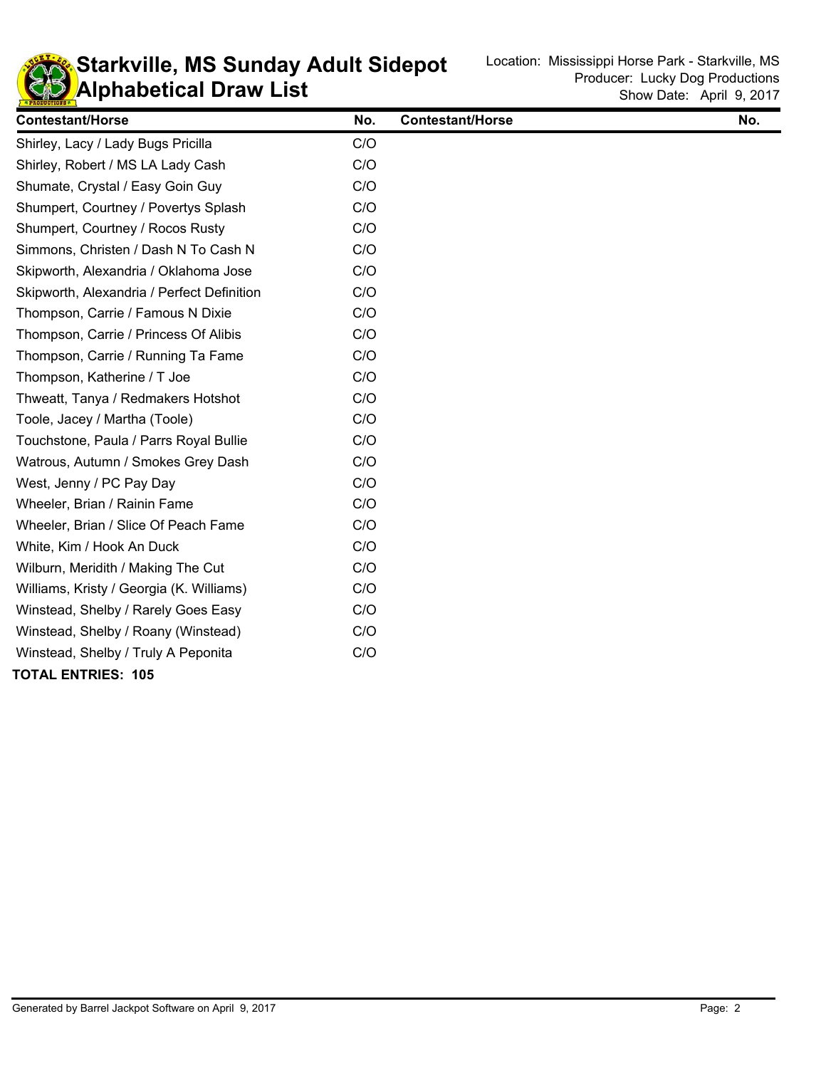# Starkville, MS Sunday Adult Sidepot
# Alphabetical Draw List

Location: Mississippi Horse Park - Starkville, MS
Producer: Lucky Dog Productions
Show Date: April 9, 2017

| Contestant/Horse | No. | Contestant/Horse | No. |
|---|---|---|---|
| Shirley, Lacy / Lady Bugs Pricilla | C/O | | |
| Shirley, Robert / MS LA Lady Cash | C/O | | |
| Shumate, Crystal / Easy Goin Guy | C/O | | |
| Shumpert, Courtney / Povertys Splash | C/O | | |
| Shumpert, Courtney / Rocos Rusty | C/O | | |
| Simmons, Christen / Dash N To Cash N | C/O | | |
| Skipworth, Alexandria / Oklahoma Jose | C/O | | |
| Skipworth, Alexandria / Perfect Definition | C/O | | |
| Thompson, Carrie / Famous N Dixie | C/O | | |
| Thompson, Carrie / Princess Of Alibis | C/O | | |
| Thompson, Carrie / Running Ta Fame | C/O | | |
| Thompson, Katherine / T Joe | C/O | | |
| Thweatt, Tanya / Redmakers Hotshot | C/O | | |
| Toole, Jacey / Martha (Toole) | C/O | | |
| Touchstone, Paula / Parrs Royal Bullie | C/O | | |
| Watrous, Autumn / Smokes Grey Dash | C/O | | |
| West, Jenny / PC Pay Day | C/O | | |
| Wheeler, Brian / Rainin Fame | C/O | | |
| Wheeler, Brian / Slice Of Peach Fame | C/O | | |
| White, Kim / Hook An Duck | C/O | | |
| Wilburn, Meridith / Making The Cut | C/O | | |
| Williams, Kristy / Georgia (K. Williams) | C/O | | |
| Winstead, Shelby / Rarely Goes Easy | C/O | | |
| Winstead, Shelby / Roany (Winstead) | C/O | | |
| Winstead, Shelby / Truly A Peponita | C/O | | |

**TOTAL ENTRIES: 105**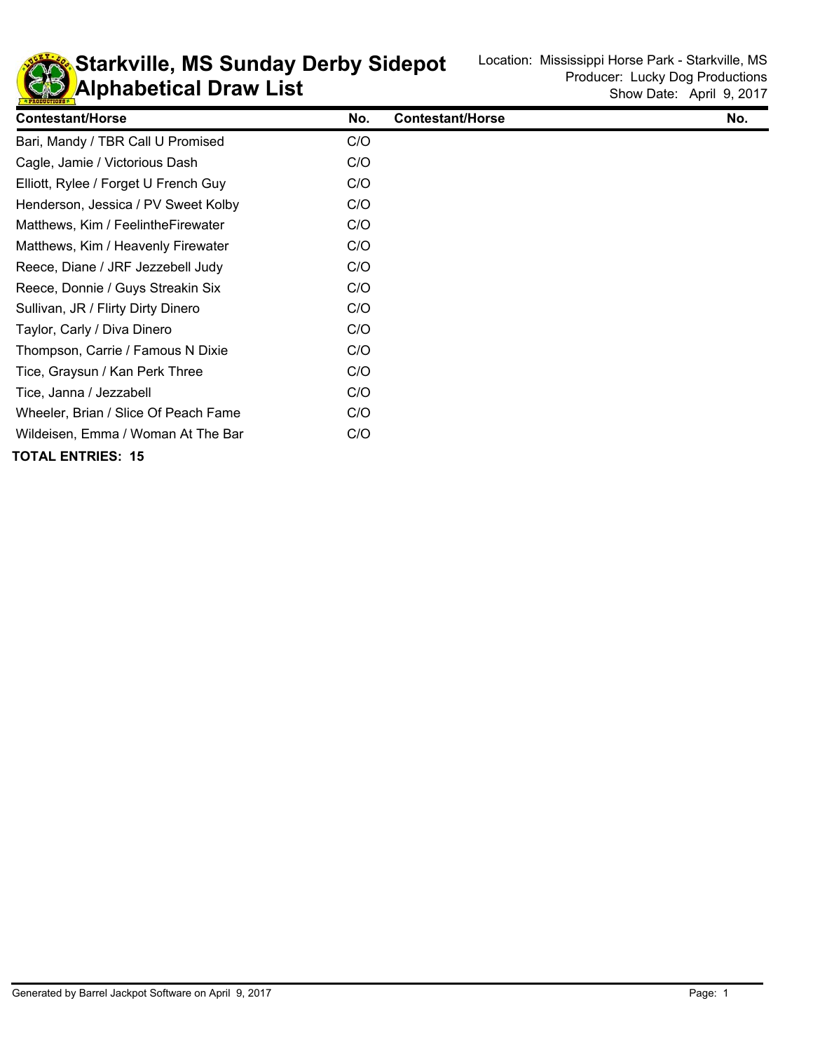# Starkville, MS Sunday Derby Sidepot
# Alphabetical Draw List

Location: Mississippi Horse Park - Starkville, MS
Producer: Lucky Dog Productions
Show Date: April 9, 2017

| Contestant/Horse | No. | Contestant/Horse | No. |
|---|---|---|---|
| Bari, Mandy / TBR Call U Promised | C/O | | |
| Cagle, Jamie / Victorious Dash | C/O | | |
| Elliott, Rylee / Forget U French Guy | C/O | | |
| Henderson, Jessica / PV Sweet Kolby | C/O | | |
| Matthews, Kim / FeelintheFirewater | C/O | | |
| Matthews, Kim / Heavenly Firewater | C/O | | |
| Reece, Diane / JRF Jezzebell Judy | C/O | | |
| Reece, Donnie / Guys Streakin Six | C/O | | |
| Sullivan, JR / Flirty Dirty Dinero | C/O | | |
| Taylor, Carly / Diva Dinero | C/O | | |
| Thompson, Carrie / Famous N Dixie | C/O | | |
| Tice, Graysun / Kan Perk Three | C/O | | |
| Tice, Janna / Jezzabell | C/O | | |
| Wheeler, Brian / Slice Of Peach Fame | C/O | | |
| Wildeisen, Emma / Woman At The Bar | C/O | | |

**TOTAL ENTRIES: 15**

Generated by Barrel Jackpot Software on April 9, 2017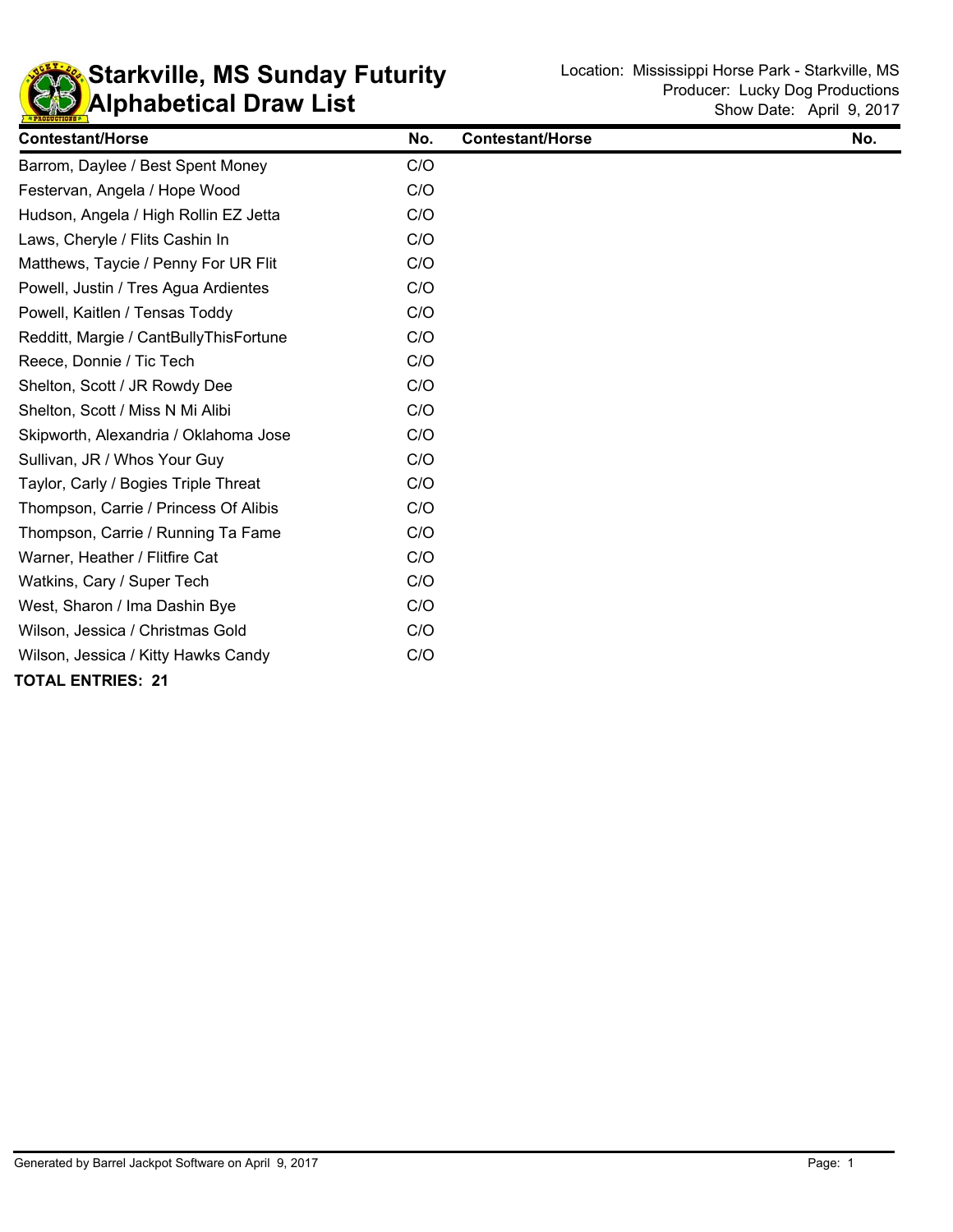# Starkville, MS Sunday Futurity
# Alphabetical Draw List

Location: Mississippi Horse Park - Starkville, MS
Producer: Lucky Dog Productions
Show Date: April 9, 2017

| Contestant/Horse | No. |
|---|---|
| Barrom, Daylee / Best Spent Money | C/O |
| Festervan, Angela / Hope Wood | C/O |
| Hudson, Angela / High Rollin EZ Jetta | C/O |
| Laws, Cheryle / Flits Cashin In | C/O |
| Matthews, Taycie / Penny For UR Flit | C/O |
| Powell, Justin / Tres Agua Ardientes | C/O |
| Powell, Kaitlen / Tensas Toddy | C/O |
| Redditt, Margie / CantBullyThisFortune | C/O |
| Reece, Donnie / Tic Tech | C/O |
| Shelton, Scott / JR Rowdy Dee | C/O |
| Shelton, Scott / Miss N Mi Alibi | C/O |
| Skipworth, Alexandria / Oklahoma Jose | C/O |
| Sullivan, JR / Whos Your Guy | C/O |
| Taylor, Carly / Bogies Triple Threat | C/O |
| Thompson, Carrie / Princess Of Alibis | C/O |
| Thompson, Carrie / Running Ta Fame | C/O |
| Warner, Heather / Flitfire Cat | C/O |
| Watkins, Cary / Super Tech | C/O |
| West, Sharon / Ima Dashin Bye | C/O |
| Wilson, Jessica / Christmas Gold | C/O |
| Wilson, Jessica / Kitty Hawks Candy | C/O |

**TOTAL ENTRIES: 21**

Generated by Barrel Jackpot Software on April 9, 2017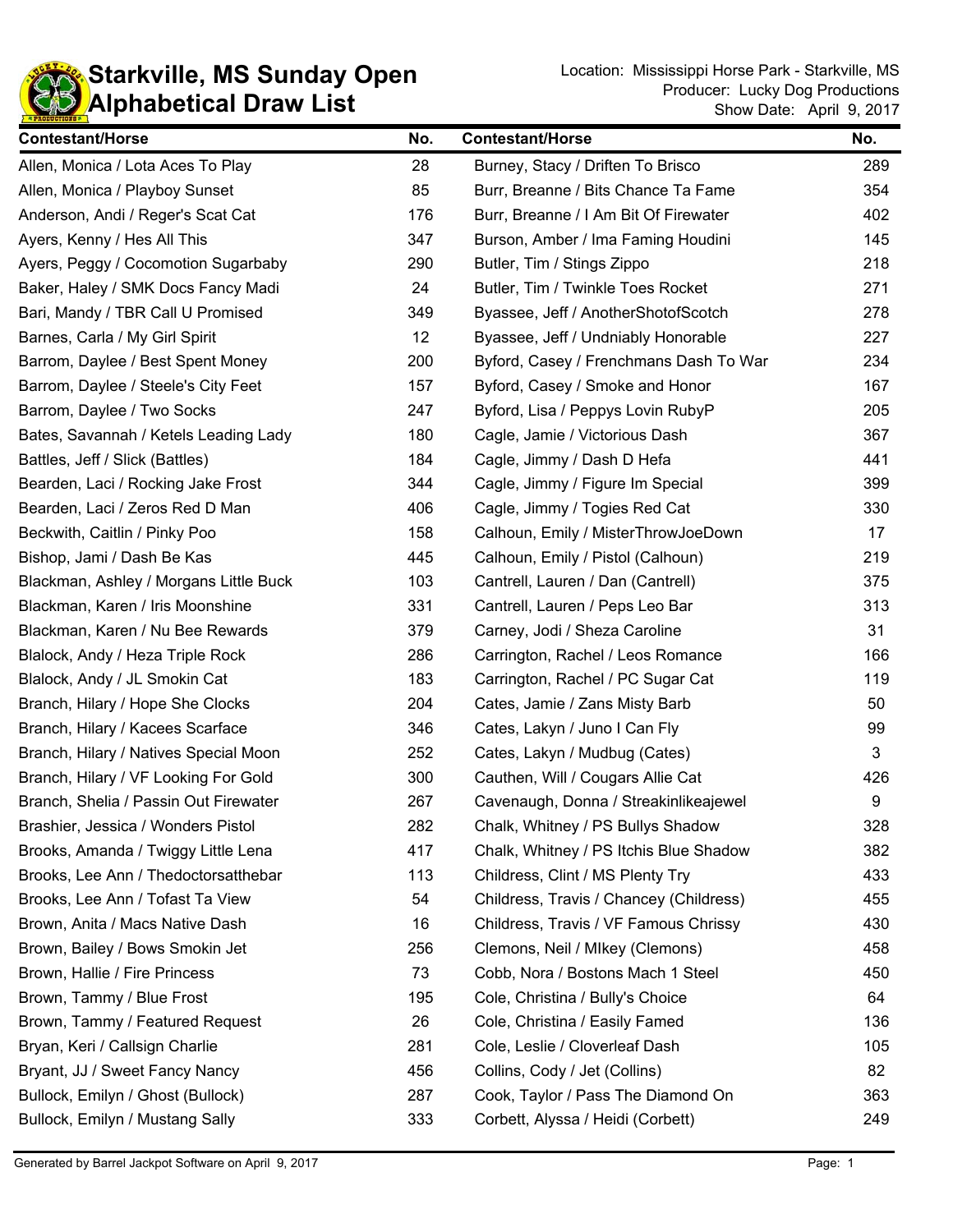# Starkville, MS Sunday Open
## Alphabetical Draw List

Location: Mississippi Horse Park - Starkville, MS
Producer: Lucky Dog Productions
Show Date: April 9, 2017

| Contestant/Horse | No. | Contestant/Horse | No. |
|---|---|---|---|
| Allen, Monica / Lota Aces To Play | 28 | Burney, Stacy / Driften To Brisco | 289 |
| Allen, Monica / Playboy Sunset | 85 | Burr, Breanne / Bits Chance Ta Fame | 354 |
| Anderson, Andi / Reger's Scat Cat | 176 | Burr, Breanne / I Am Bit Of Firewater | 402 |
| Ayers, Kenny / Hes All This | 347 | Burson, Amber / Ima Faming Houdini | 145 |
| Ayers, Peggy / Cocomotion Sugarbaby | 290 | Butler, Tim / Stings Zippo | 218 |
| Baker, Haley / SMK Docs Fancy Madi | 24 | Butler, Tim / Twinkle Toes Rocket | 271 |
| Bari, Mandy / TBR Call U Promised | 349 | Byassee, Jeff / AnotherShotofScotch | 278 |
| Barnes, Carla / My Girl Spirit | 12 | Byassee, Jeff / Undniably Honorable | 227 |
| Barrom, Daylee / Best Spent Money | 200 | Byford, Casey / Frenchmans Dash To War | 234 |
| Barrom, Daylee / Steele's City Feet | 157 | Byford, Casey / Smoke and Honor | 167 |
| Barrom, Daylee / Two Socks | 247 | Byford, Lisa / Peppys Lovin RubyP | 205 |
| Bates, Savannah / Ketels Leading Lady | 180 | Cagle, Jamie / Victorious Dash | 367 |
| Battles, Jeff / Slick (Battles) | 184 | Cagle, Jimmy / Dash D Hefa | 441 |
| Bearden, Laci / Rocking Jake Frost | 344 | Cagle, Jimmy / Figure Im Special | 399 |
| Bearden, Laci / Zeros Red D Man | 406 | Cagle, Jimmy / Togies Red Cat | 330 |
| Beckwith, Caitlin / Pinky Poo | 158 | Calhoun, Emily / MisterThrowJoeDown | 17 |
| Bishop, Jami / Dash Be Kas | 445 | Calhoun, Emily / Pistol (Calhoun) | 219 |
| Blackman, Ashley / Morgans Little Buck | 103 | Cantrell, Lauren / Dan (Cantrell) | 375 |
| Blackman, Karen / Iris Moonshine | 331 | Cantrell, Lauren / Peps Leo Bar | 313 |
| Blackman, Karen / Nu Bee Rewards | 379 | Carney, Jodi / Sheza Caroline | 31 |
| Blalock, Andy / Heza Triple Rock | 286 | Carrington, Rachel / Leos Romance | 166 |
| Blalock, Andy / JL Smokin Cat | 183 | Carrington, Rachel / PC Sugar Cat | 119 |
| Branch, Hilary / Hope She Clocks | 204 | Cates, Jamie / Zans Misty Barb | 50 |
| Branch, Hilary / Kacees Scarface | 346 | Cates, Lakyn / Juno I Can Fly | 99 |
| Branch, Hilary / Natives Special Moon | 252 | Cates, Lakyn / Mudbug (Cates) | 3 |
| Branch, Hilary / VF Looking For Gold | 300 | Cauthen, Will / Cougars Allie Cat | 426 |
| Branch, Shelia / Passin Out Firewater | 267 | Cavenaugh, Donna / Streakinlikeajewel | 9 |
| Brashier, Jessica / Wonders Pistol | 282 | Chalk, Whitney / PS Bullys Shadow | 328 |
| Brooks, Amanda / Twiggy Little Lena | 417 | Chalk, Whitney / PS Itchis Blue Shadow | 382 |
| Brooks, Lee Ann / Thedoctorsatthebar | 113 | Childress, Clint / MS Plenty Try | 433 |
| Brooks, Lee Ann / Tofast Ta View | 54 | Childress, Travis / Chancey (Childress) | 455 |
| Brown, Anita / Macs Native Dash | 16 | Childress, Travis / VF Famous Chrissy | 430 |
| Brown, Bailey / Bows Smokin Jet | 256 | Clemons, Neil / MIkey (Clemons) | 458 |
| Brown, Hallie / Fire Princess | 73 | Cobb, Nora / Bostons Mach 1 Steel | 450 |
| Brown, Tammy / Blue Frost | 195 | Cole, Christina / Bully's Choice | 64 |
| Brown, Tammy / Featured Request | 26 | Cole, Christina / Easily Famed | 136 |
| Bryan, Keri / Callsign Charlie | 281 | Cole, Leslie / Cloverleaf Dash | 105 |
| Bryant, JJ / Sweet Fancy Nancy | 456 | Collins, Cody / Jet (Collins) | 82 |
| Bullock, Emilyn / Ghost (Bullock) | 287 | Cook, Taylor / Pass The Diamond On | 363 |
| Bullock, Emilyn / Mustang Sally | 333 | Corbett, Alyssa / Heidi (Corbett) | 249 |

Generated by Barrel Jackpot Software on April 9, 2017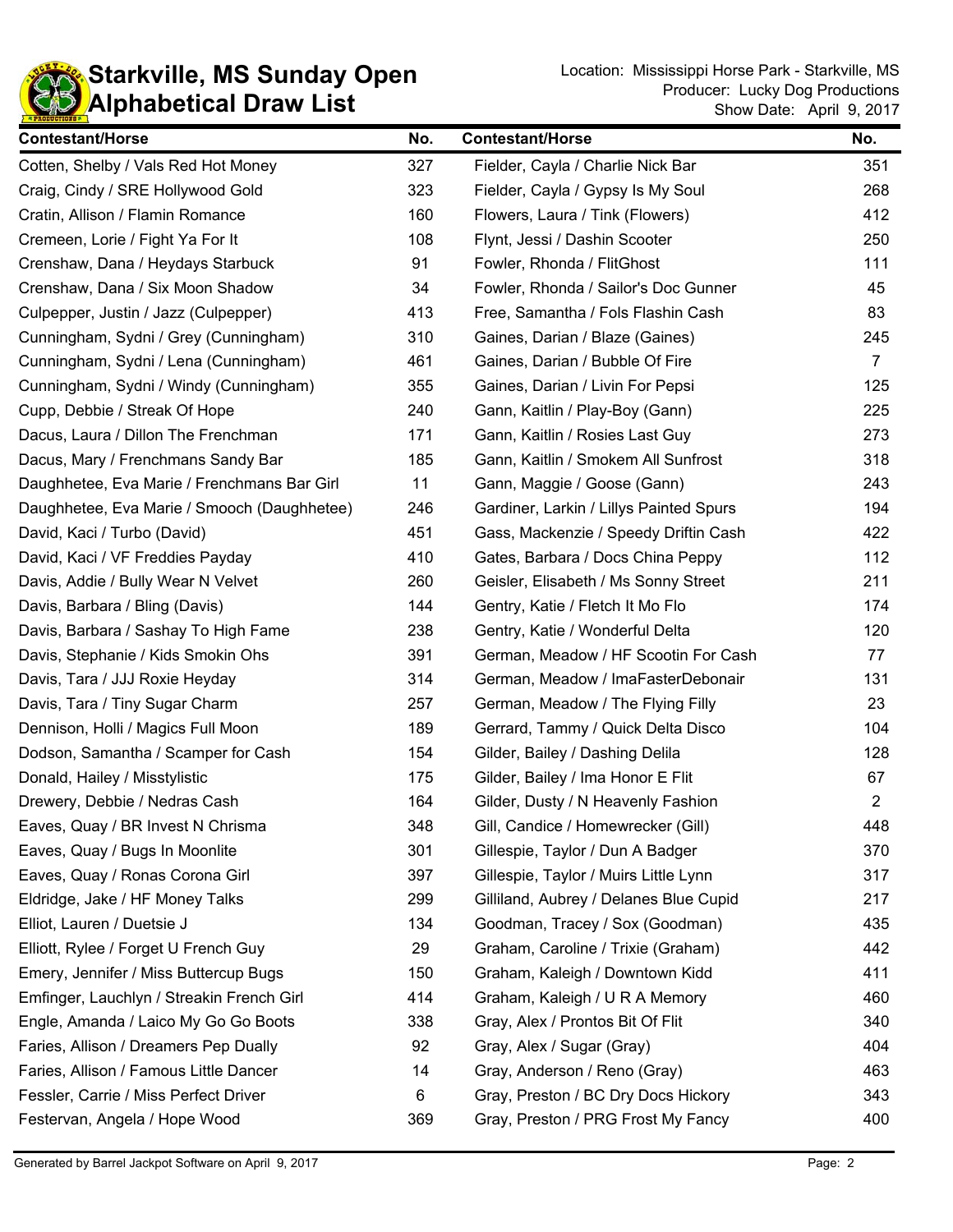# Starkville, MS Sunday Open
## Alphabetical Draw List

Location: Mississippi Horse Park - Starkville, MS
Producer: Lucky Dog Productions
Show Date: April 9, 2017

| Contestant/Horse | No. | Contestant/Horse | No. |
|---|---|---|---|
| Cotten, Shelby / Vals Red Hot Money | 327 | Fielder, Cayla / Charlie Nick Bar | 351 |
| Craig, Cindy / SRE Hollywood Gold | 323 | Fielder, Cayla / Gypsy Is My Soul | 268 |
| Cratin, Allison / Flamin Romance | 160 | Flowers, Laura / Tink (Flowers) | 412 |
| Cremeen, Lorie / Fight Ya For It | 108 | Flynt, Jessi / Dashin Scooter | 250 |
| Crenshaw, Dana / Heydays Starbuck | 91 | Fowler, Rhonda / FlitGhost | 111 |
| Crenshaw, Dana / Six Moon Shadow | 34 | Fowler, Rhonda / Sailor's Doc Gunner | 45 |
| Culpepper, Justin / Jazz (Culpepper) | 413 | Free, Samantha / Fols Flashin Cash | 83 |
| Cunningham, Sydni / Grey (Cunningham) | 310 | Gaines, Darian / Blaze (Gaines) | 245 |
| Cunningham, Sydni / Lena (Cunningham) | 461 | Gaines, Darian / Bubble Of Fire | 7 |
| Cunningham, Sydni / Windy (Cunningham) | 355 | Gaines, Darian / Livin For Pepsi | 125 |
| Cupp, Debbie / Streak Of Hope | 240 | Gann, Kaitlin / Play-Boy (Gann) | 225 |
| Dacus, Laura / Dillon The Frenchman | 171 | Gann, Kaitlin / Rosies Last Guy | 273 |
| Dacus, Mary / Frenchmans Sandy Bar | 185 | Gann, Kaitlin / Smokem All Sunfrost | 318 |
| Daughhetee, Eva Marie / Frenchmans Bar Girl | 11 | Gann, Maggie / Goose (Gann) | 243 |
| Daughhetee, Eva Marie / Smooch (Daughhetee) | 246 | Gardiner, Larkin / Lillys Painted Spurs | 194 |
| David, Kaci / Turbo (David) | 451 | Gass, Mackenzie / Speedy Driftin Cash | 422 |
| David, Kaci / VF Freddies Payday | 410 | Gates, Barbara / Docs China Peppy | 112 |
| Davis, Addie / Bully Wear N Velvet | 260 | Geisler, Elisabeth / Ms Sonny Street | 211 |
| Davis, Barbara / Bling (Davis) | 144 | Gentry, Katie / Fletch It Mo Flo | 174 |
| Davis, Barbara / Sashay To High Fame | 238 | Gentry, Katie / Wonderful Delta | 120 |
| Davis, Stephanie / Kids Smokin Ohs | 391 | German, Meadow / HF Scootin For Cash | 77 |
| Davis, Tara / JJJ Roxie Heyday | 314 | German, Meadow / ImaFasterDebonair | 131 |
| Davis, Tara / Tiny Sugar Charm | 257 | German, Meadow / The Flying Filly | 23 |
| Dennison, Holli / Magics Full Moon | 189 | Gerrard, Tammy / Quick Delta Disco | 104 |
| Dodson, Samantha / Scamper for Cash | 154 | Gilder, Bailey / Dashing Delila | 128 |
| Donald, Hailey / Misstylistic | 175 | Gilder, Bailey / Ima Honor E Flit | 67 |
| Drewery, Debbie / Nedras Cash | 164 | Gilder, Dusty / N Heavenly Fashion | 2 |
| Eaves, Quay / BR Invest N Chrisma | 348 | Gill, Candice / Homewrecker (Gill) | 448 |
| Eaves, Quay / Bugs In Moonlite | 301 | Gillespie, Taylor / Dun A Badger | 370 |
| Eaves, Quay / Ronas Corona Girl | 397 | Gillespie, Taylor / Muirs Little Lynn | 317 |
| Eldridge, Jake / HF Money Talks | 299 | Gilliland, Aubrey / Delanes Blue Cupid | 217 |
| Elliot, Lauren / Duetsie J | 134 | Goodman, Tracey / Sox (Goodman) | 435 |
| Elliott, Rylee / Forget U French Guy | 29 | Graham, Caroline / Trixie (Graham) | 442 |
| Emery, Jennifer / Miss Buttercup Bugs | 150 | Graham, Kaleigh / Downtown Kidd | 411 |
| Emfinger, Lauchlyn / Streakin French Girl | 414 | Graham, Kaleigh / U R A Memory | 460 |
| Engle, Amanda / Laico My Go Go Boots | 338 | Gray, Alex / Prontos Bit Of Flit | 340 |
| Faries, Allison / Dreamers Pep Dually | 92 | Gray, Alex / Sugar (Gray) | 404 |
| Faries, Allison / Famous Little Dancer | 14 | Gray, Anderson / Reno (Gray) | 463 |
| Fessler, Carrie / Miss Perfect Driver | 6 | Gray, Preston / BC Dry Docs Hickory | 343 |
| Festervan, Angela / Hope Wood | 369 | Gray, Preston / PRG Frost My Fancy | 400 |

Generated by Barrel Jackpot Software on April 9, 2017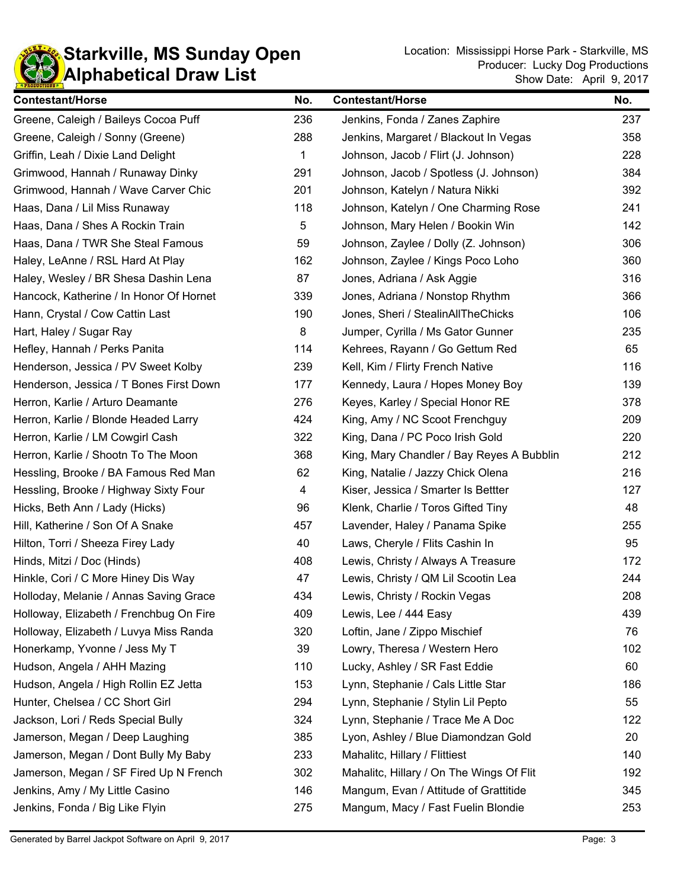# Starkville, MS Sunday Open
# Alphabetical Draw List

Location: Mississippi Horse Park - Starkville, MS
Producer: Lucky Dog Productions
Show Date: April 9, 2017

| Contestant/Horse | No. | Contestant/Horse | No. |
|---|---|---|---|
| Greene, Caleigh / Baileys Cocoa Puff | 236 | Jenkins, Fonda / Zanes Zaphire | 237 |
| Greene, Caleigh / Sonny (Greene) | 288 | Jenkins, Margaret / Blackout In Vegas | 358 |
| Griffin, Leah / Dixie Land Delight | 1 | Johnson, Jacob / Flirt (J. Johnson) | 228 |
| Grimwood, Hannah / Runaway Dinky | 291 | Johnson, Jacob / Spotless (J. Johnson) | 384 |
| Grimwood, Hannah / Wave Carver Chic | 201 | Johnson, Katelyn / Natura Nikki | 392 |
| Haas, Dana / Lil Miss Runaway | 118 | Johnson, Katelyn / One Charming Rose | 241 |
| Haas, Dana / Shes A Rockin Train | 5 | Johnson, Mary Helen / Bookin Win | 142 |
| Haas, Dana / TWR She Steal Famous | 59 | Johnson, Zaylee / Dolly (Z. Johnson) | 306 |
| Haley, LeAnne / RSL Hard At Play | 162 | Johnson, Zaylee / Kings Poco Loho | 360 |
| Haley, Wesley / BR Shesa Dashin Lena | 87 | Jones, Adriana / Ask Aggie | 316 |
| Hancock, Katherine / In Honor Of Hornet | 339 | Jones, Adriana / Nonstop Rhythm | 366 |
| Hann, Crystal / Cow Cattin Last | 190 | Jones, Sheri / StealinAllTheChicks | 106 |
| Hart, Haley / Sugar Ray | 8 | Jumper, Cyrilla / Ms Gator Gunner | 235 |
| Hefley, Hannah / Perks Panita | 114 | Kehrees, Rayann / Go Gettum Red | 65 |
| Henderson, Jessica / PV Sweet Kolby | 239 | Kell, Kim / Flirty French Native | 116 |
| Henderson, Jessica / T Bones First Down | 177 | Kennedy, Laura / Hopes Money Boy | 139 |
| Herron, Karlie / Arturo Deamante | 276 | Keyes, Karley / Special Honor RE | 378 |
| Herron, Karlie / Blonde Headed Larry | 424 | King, Amy / NC Scoot Frenchguy | 209 |
| Herron, Karlie / LM Cowgirl Cash | 322 | King, Dana / PC Poco Irish Gold | 220 |
| Herron, Karlie / Shootn To The Moon | 368 | King, Mary Chandler / Bay Reyes A Bubblin | 212 |
| Hessling, Brooke / BA Famous Red Man | 62 | King, Natalie / Jazzy Chick Olena | 216 |
| Hessling, Brooke / Highway Sixty Four | 4 | Kiser, Jessica / Smarter Is Bettter | 127 |
| Hicks, Beth Ann / Lady (Hicks) | 96 | Klenk, Charlie / Toros Gifted Tiny | 48 |
| Hill, Katherine / Son Of A Snake | 457 | Lavender, Haley / Panama Spike | 255 |
| Hilton, Torri / Sheeza Firey Lady | 40 | Laws, Cheryle / Flits Cashin In | 95 |
| Hinds, Mitzi / Doc (Hinds) | 408 | Lewis, Christy / Always A Treasure | 172 |
| Hinkle, Cori / C More Hiney Dis Way | 47 | Lewis, Christy / QM Lil Scootin Lea | 244 |
| Holloday, Melanie / Annas Saving Grace | 434 | Lewis, Christy / Rockin Vegas | 208 |
| Holloway, Elizabeth / Frenchbug On Fire | 409 | Lewis, Lee / 444 Easy | 439 |
| Holloway, Elizabeth / Luvya Miss Randa | 320 | Loftin, Jane / Zippo Mischief | 76 |
| Honerkamp, Yvonne / Jess My T | 39 | Lowry, Theresa / Western Hero | 102 |
| Hudson, Angela / AHH Mazing | 110 | Lucky, Ashley / SR Fast Eddie | 60 |
| Hudson, Angela / High Rollin EZ Jetta | 153 | Lynn, Stephanie / Cals Little Star | 186 |
| Hunter, Chelsea / CC Short Girl | 294 | Lynn, Stephanie / Stylin Lil Pepto | 55 |
| Jackson, Lori / Reds Special Bully | 324 | Lynn, Stephanie / Trace Me A Doc | 122 |
| Jamerson, Megan / Deep Laughing | 385 | Lyon, Ashley / Blue Diamondzan Gold | 20 |
| Jamerson, Megan / Dont Bully My Baby | 233 | Mahalitc, Hillary / Flittiest | 140 |
| Jamerson, Megan / SF Fired Up N French | 302 | Mahalitc, Hillary / On The Wings Of Flit | 192 |
| Jenkins, Amy / My Little Casino | 146 | Mangum, Evan / Attitude of Grattitide | 345 |
| Jenkins, Fonda / Big Like Flyin | 275 | Mangum, Macy / Fast Fuelin Blondie | 253 |

Generated by Barrel Jackpot Software on April 9, 2017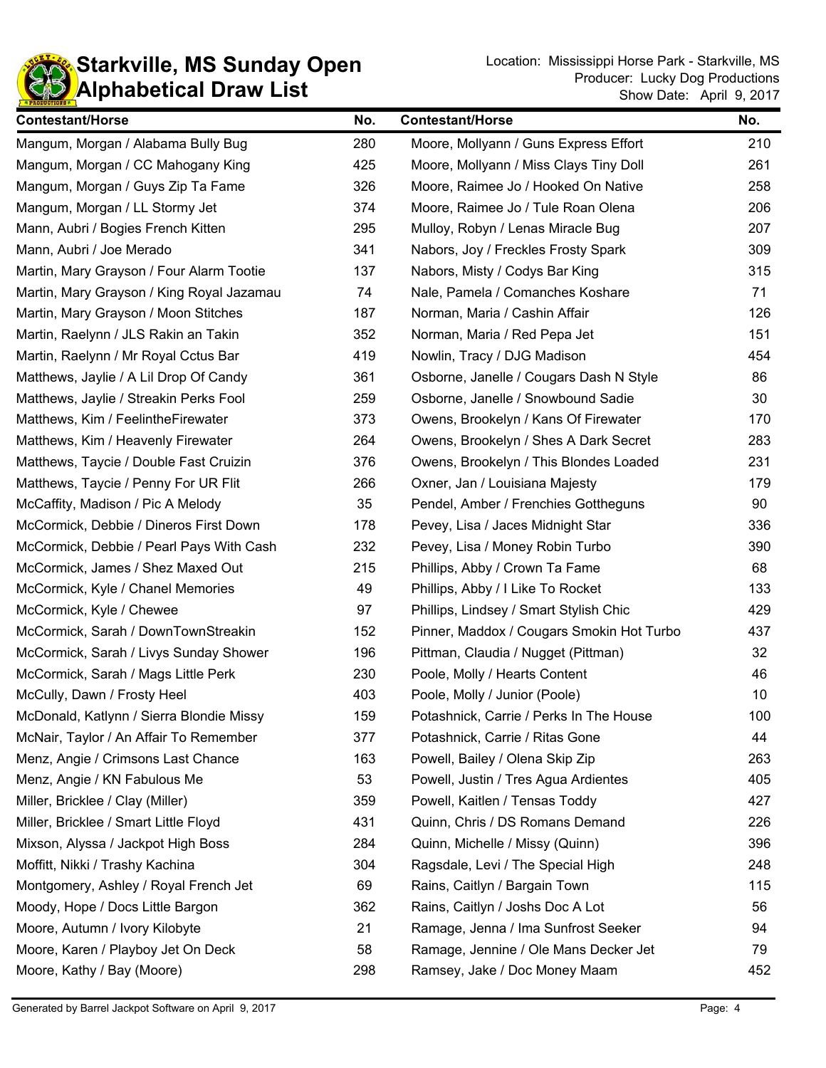# Starkville, MS Sunday Open
## Alphabetical Draw List

Location: Mississippi Horse Park - Starkville, MS
Producer: Lucky Dog Productions
Show Date: April 9, 2017

| Contestant/Horse | No. | Contestant/Horse | No. |
|---|---|---|---|
| Mangum, Morgan / Alabama Bully Bug | 280 | Moore, Mollyann / Guns Express Effort | 210 |
| Mangum, Morgan / CC Mahogany King | 425 | Moore, Mollyann / Miss Clays Tiny Doll | 261 |
| Mangum, Morgan / Guys Zip Ta Fame | 326 | Moore, Raimee Jo / Hooked On Native | 258 |
| Mangum, Morgan / LL Stormy Jet | 374 | Moore, Raimee Jo / Tule Roan Olena | 206 |
| Mann, Aubri / Bogies French Kitten | 295 | Mulloy, Robyn / Lenas Miracle Bug | 207 |
| Mann, Aubri / Joe Merado | 341 | Nabors, Joy / Freckles Frosty Spark | 309 |
| Martin, Mary Grayson / Four Alarm Tootie | 137 | Nabors, Misty / Codys Bar King | 315 |
| Martin, Mary Grayson / King Royal Jazamau | 74 | Nale, Pamela / Comanches Koshare | 71 |
| Martin, Mary Grayson / Moon Stitches | 187 | Norman, Maria / Cashin Affair | 126 |
| Martin, Raelynn / JLS Rakin an Takin | 352 | Norman, Maria / Red Pepa Jet | 151 |
| Martin, Raelynn / Mr Royal Cctus Bar | 419 | Nowlin, Tracy / DJG Madison | 454 |
| Matthews, Jaylie / A Lil Drop Of Candy | 361 | Osborne, Janelle / Cougars Dash N Style | 86 |
| Matthews, Jaylie / Streakin Perks Fool | 259 | Osborne, Janelle / Snowbound Sadie | 30 |
| Matthews, Kim / FeelintheFirewater | 373 | Owens, Brookelyn / Kans Of Firewater | 170 |
| Matthews, Kim / Heavenly Firewater | 264 | Owens, Brookelyn / Shes A Dark Secret | 283 |
| Matthews, Taycie / Double Fast Cruizin | 376 | Owens, Brookelyn / This Blondes Loaded | 231 |
| Matthews, Taycie / Penny For UR Flit | 266 | Oxner, Jan / Louisiana Majesty | 179 |
| McCaffity, Madison / Pic A Melody | 35 | Pendel, Amber / Frenchies Gottheguns | 90 |
| McCormick, Debbie / Dineros First Down | 178 | Pevey, Lisa / Jaces Midnight Star | 336 |
| McCormick, Debbie / Pearl Pays With Cash | 232 | Pevey, Lisa / Money Robin Turbo | 390 |
| McCormick, James / Shez Maxed Out | 215 | Phillips, Abby / Crown Ta Fame | 68 |
| McCormick, Kyle / Chanel Memories | 49 | Phillips, Abby / I Like To Rocket | 133 |
| McCormick, Kyle / Chewee | 97 | Phillips, Lindsey / Smart Stylish Chic | 429 |
| McCormick, Sarah / DownTownStreakin | 152 | Pinner, Maddox / Cougars Smokin Hot Turbo | 437 |
| McCormick, Sarah / Livys Sunday Shower | 196 | Pittman, Claudia / Nugget (Pittman) | 32 |
| McCormick, Sarah / Mags Little Perk | 230 | Poole, Molly / Hearts Content | 46 |
| McCully, Dawn / Frosty Heel | 403 | Poole, Molly / Junior (Poole) | 10 |
| McDonald, Katlynn / Sierra Blondie Missy | 159 | Potashnick, Carrie / Perks In The House | 100 |
| McNair, Taylor / An Affair To Remember | 377 | Potashnick, Carrie / Ritas Gone | 44 |
| Menz, Angie / Crimsons Last Chance | 163 | Powell, Bailey / Olena Skip Zip | 263 |
| Menz, Angie / KN Fabulous Me | 53 | Powell, Justin / Tres Agua Ardientes | 405 |
| Miller, Bricklee / Clay (Miller) | 359 | Powell, Kaitlen / Tensas Toddy | 427 |
| Miller, Bricklee / Smart Little Floyd | 431 | Quinn, Chris / DS Romans Demand | 226 |
| Mixson, Alyssa / Jackpot High Boss | 284 | Quinn, Michelle / Missy (Quinn) | 396 |
| Moffitt, Nikki / Trashy Kachina | 304 | Ragsdale, Levi / The Special High | 248 |
| Montgomery, Ashley / Royal French Jet | 69 | Rains, Caitlyn / Bargain Town | 115 |
| Moody, Hope / Docs Little Bargon | 362 | Rains, Caitlyn / Joshs Doc A Lot | 56 |
| Moore, Autumn / Ivory Kilobyte | 21 | Ramage, Jenna / Ima Sunfrost Seeker | 94 |
| Moore, Karen / Playboy Jet On Deck | 58 | Ramage, Jennine / Ole Mans Decker Jet | 79 |
| Moore, Kathy / Bay (Moore) | 298 | Ramsey, Jake / Doc Money Maam | 452 |

Generated by Barrel Jackpot Software on April 9, 2017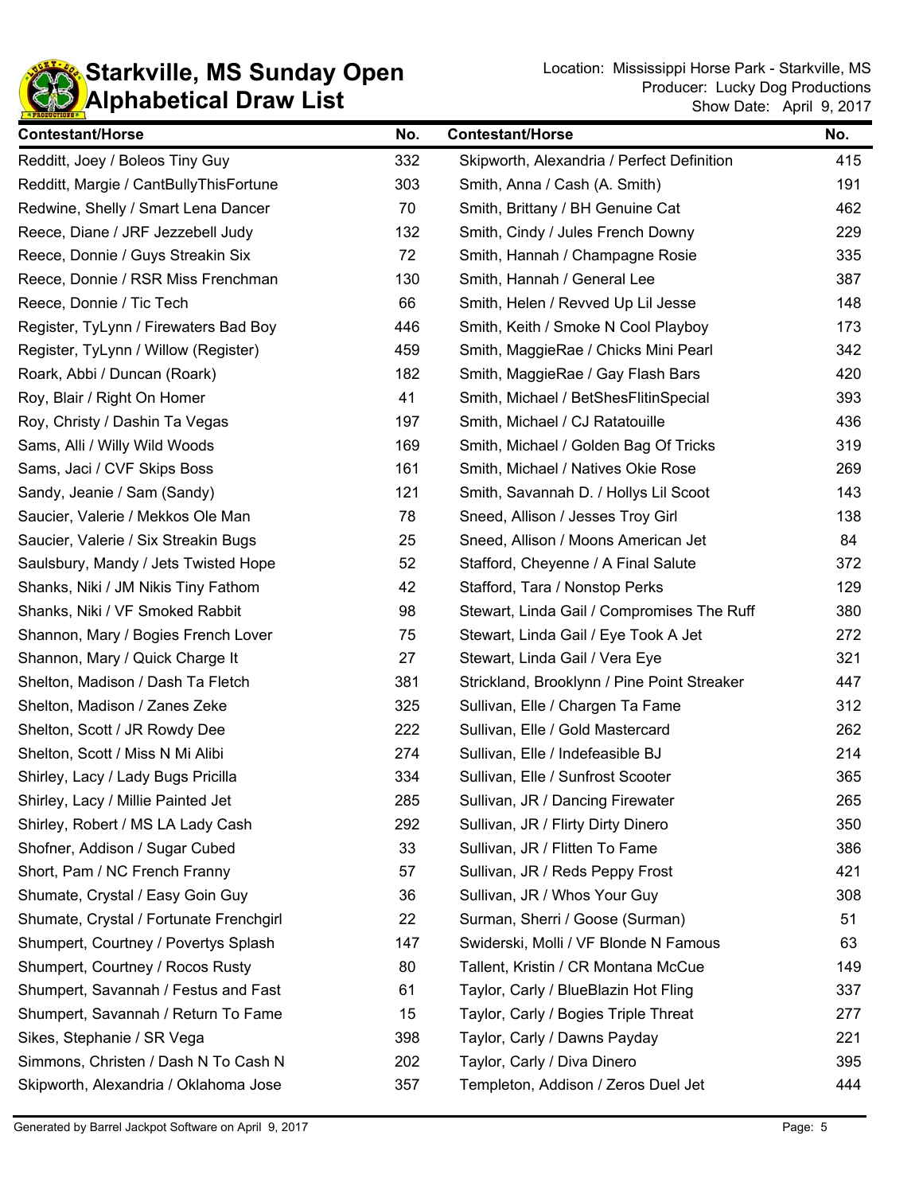# Starkville, MS Sunday Open
## Alphabetical Draw List

Location: Mississippi Horse Park - Starkville, MS
Producer: Lucky Dog Productions
Show Date: April 9, 2017

| Contestant/Horse | No. |
|---|---|
| Redditt, Joey / Boleos Tiny Guy | 332 |
| Redditt, Margie / CantBullyThisFortune | 303 |
| Redwine, Shelly / Smart Lena Dancer | 70 |
| Reece, Diane / JRF Jezzebell Judy | 132 |
| Reece, Donnie / Guys Streakin Six | 72 |
| Reece, Donnie / RSR Miss Frenchman | 130 |
| Reece, Donnie / Tic Tech | 66 |
| Register, TyLynn / Firewaters Bad Boy | 446 |
| Register, TyLynn / Willow (Register) | 459 |
| Roark, Abbi / Duncan (Roark) | 182 |
| Roy, Blair / Right On Homer | 41 |
| Roy, Christy / Dashin Ta Vegas | 197 |
| Sams, Alli / Willy Wild Woods | 169 |
| Sams, Jaci / CVF Skips Boss | 161 |
| Sandy, Jeanie / Sam (Sandy) | 121 |
| Saucier, Valerie / Mekkos Ole Man | 78 |
| Saucier, Valerie / Six Streakin Bugs | 25 |
| Saulsbury, Mandy / Jets Twisted Hope | 52 |
| Shanks, Niki / JM Nikis Tiny Fathom | 42 |
| Shanks, Niki / VF Smoked Rabbit | 98 |
| Shannon, Mary / Bogies French Lover | 75 |
| Shannon, Mary / Quick Charge It | 27 |
| Shelton, Madison / Dash Ta Fletch | 381 |
| Shelton, Madison / Zanes Zeke | 325 |
| Shelton, Scott / JR Rowdy Dee | 222 |
| Shelton, Scott / Miss N Mi Alibi | 274 |
| Shirley, Lacy / Lady Bugs Pricilla | 334 |
| Shirley, Lacy / Millie Painted Jet | 285 |
| Shirley, Robert / MS LA Lady Cash | 292 |
| Shofner, Addison / Sugar Cubed | 33 |
| Short, Pam / NC French Franny | 57 |
| Shumate, Crystal / Easy Goin Guy | 36 |
| Shumate, Crystal / Fortunate Frenchgirl | 22 |
| Shumpert, Courtney / Povertys Splash | 147 |
| Shumpert, Courtney / Rocos Rusty | 80 |
| Shumpert, Savannah / Festus and Fast | 61 |
| Shumpert, Savannah / Return To Fame | 15 |
| Sikes, Stephanie / SR Vega | 398 |
| Simmons, Christen / Dash N To Cash N | 202 |
| Skipworth, Alexandria / Oklahoma Jose | 357 |
| Skipworth, Alexandria / Perfect Definition | 415 |
| Smith, Anna / Cash (A. Smith) | 191 |
| Smith, Brittany / BH Genuine Cat | 462 |
| Smith, Cindy / Jules French Downy | 229 |
| Smith, Hannah / Champagne Rosie | 335 |
| Smith, Hannah / General Lee | 387 |
| Smith, Helen / Revved Up Lil Jesse | 148 |
| Smith, Keith / Smoke N Cool Playboy | 173 |
| Smith, MaggieRae / Chicks Mini Pearl | 342 |
| Smith, MaggieRae / Gay Flash Bars | 420 |
| Smith, Michael / BetShesFlitinSpecial | 393 |
| Smith, Michael / CJ Ratatouille | 436 |
| Smith, Michael / Golden Bag Of Tricks | 319 |
| Smith, Michael / Natives Okie Rose | 269 |
| Smith, Savannah D. / Hollys Lil Scoot | 143 |
| Sneed, Allison / Jesses Troy Girl | 138 |
| Sneed, Allison / Moons American Jet | 84 |
| Stafford, Cheyenne / A Final Salute | 372 |
| Stafford, Tara / Nonstop Perks | 129 |
| Stewart, Linda Gail / Compromises The Ruff | 380 |
| Stewart, Linda Gail / Eye Took A Jet | 272 |
| Stewart, Linda Gail / Vera Eye | 321 |
| Strickland, Brooklynn / Pine Point Streaker | 447 |
| Sullivan, Elle / Chargen Ta Fame | 312 |
| Sullivan, Elle / Gold Mastercard | 262 |
| Sullivan, Elle / Indefeasible BJ | 214 |
| Sullivan, Elle / Sunfrost Scooter | 365 |
| Sullivan, JR / Dancing Firewater | 265 |
| Sullivan, JR / Flirty Dirty Dinero | 350 |
| Sullivan, JR / Flitten To Fame | 386 |
| Sullivan, JR / Reds Peppy Frost | 421 |
| Sullivan, JR / Whos Your Guy | 308 |
| Surman, Sherri / Goose (Surman) | 51 |
| Swiderski, Molli / VF Blonde N Famous | 63 |
| Tallent, Kristin / CR Montana McCue | 149 |
| Taylor, Carly / BlueBlazin Hot Fling | 337 |
| Taylor, Carly / Bogies Triple Threat | 277 |
| Taylor, Carly / Dawns Payday | 221 |
| Taylor, Carly / Diva Dinero | 395 |
| Templeton, Addison / Zeros Duel Jet | 444 |

Generated by Barrel Jackpot Software on April 9, 2017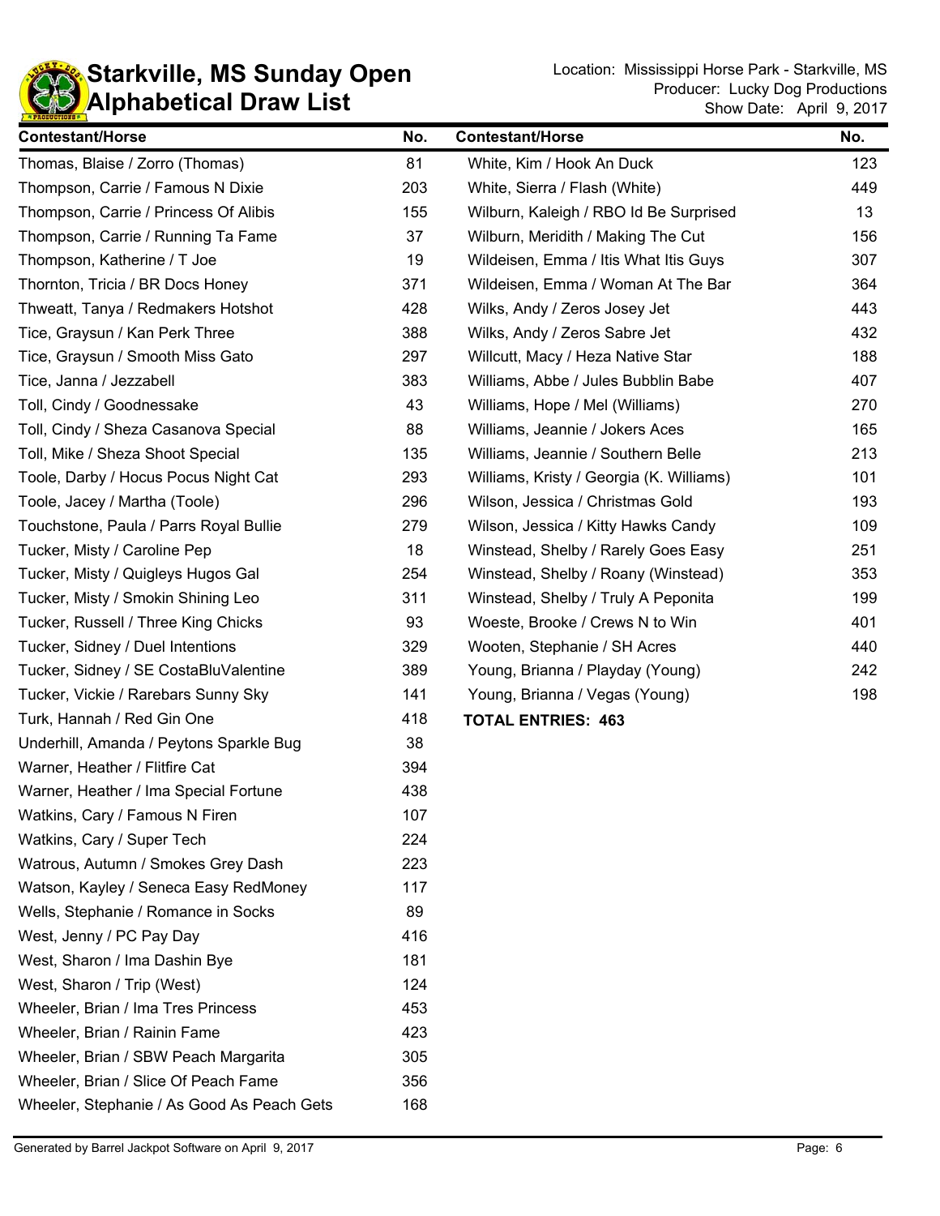# Starkville, MS Sunday Open
# Alphabetical Draw List

Location: Mississippi Horse Park - Starkville, MS
Producer: Lucky Dog Productions
Show Date: April 9, 2017

| Contestant/Horse | No. |
|---|---|
| Thomas, Blaise / Zorro (Thomas) | 81 |
| Thompson, Carrie / Famous N Dixie | 203 |
| Thompson, Carrie / Princess Of Alibis | 155 |
| Thompson, Carrie / Running Ta Fame | 37 |
| Thompson, Katherine / T Joe | 19 |
| Thornton, Tricia / BR Docs Honey | 371 |
| Thweatt, Tanya / Redmakers Hotshot | 428 |
| Tice, Graysun / Kan Perk Three | 388 |
| Tice, Graysun / Smooth Miss Gato | 297 |
| Tice, Janna / Jezzabell | 383 |
| Toll, Cindy / Goodnessake | 43 |
| Toll, Cindy / Sheza Casanova Special | 88 |
| Toll, Mike / Sheza Shoot Special | 135 |
| Toole, Darby / Hocus Pocus Night Cat | 293 |
| Toole, Jacey / Martha (Toole) | 296 |
| Touchstone, Paula / Parrs Royal Bullie | 279 |
| Tucker, Misty / Caroline Pep | 18 |
| Tucker, Misty / Quigleys Hugos Gal | 254 |
| Tucker, Misty / Smokin Shining Leo | 311 |
| Tucker, Russell / Three King Chicks | 93 |
| Tucker, Sidney / Duel Intentions | 329 |
| Tucker, Sidney / SE CostaBluValentine | 389 |
| Tucker, Vickie / Rarebars Sunny Sky | 141 |
| Turk, Hannah / Red Gin One | 418 |
| Underhill, Amanda / Peytons Sparkle Bug | 38 |
| Warner, Heather / Flitfire Cat | 394 |
| Warner, Heather / Ima Special Fortune | 438 |
| Watkins, Cary / Famous N Firen | 107 |
| Watkins, Cary / Super Tech | 224 |
| Watrous, Autumn / Smokes Grey Dash | 223 |
| Watson, Kayley / Seneca Easy RedMoney | 117 |
| Wells, Stephanie / Romance in Socks | 89 |
| West, Jenny / PC Pay Day | 416 |
| West, Sharon / Ima Dashin Bye | 181 |
| West, Sharon / Trip (West) | 124 |
| Wheeler, Brian / Ima Tres Princess | 453 |
| Wheeler, Brian / Rainin Fame | 423 |
| Wheeler, Brian / SBW Peach Margarita | 305 |
| Wheeler, Brian / Slice Of Peach Fame | 356 |
| Wheeler, Stephanie / As Good As Peach Gets | 168 |
| White, Kim / Hook An Duck | 123 |
| White, Sierra / Flash (White) | 449 |
| Wilburn, Kaleigh / RBO Id Be Surprised | 13 |
| Wilburn, Meridith / Making The Cut | 156 |
| Wildeisen, Emma / Itis What Itis Guys | 307 |
| Wildeisen, Emma / Woman At The Bar | 364 |
| Wilks, Andy / Zeros Josey Jet | 443 |
| Wilks, Andy / Zeros Sabre Jet | 432 |
| Willcutt, Macy / Heza Native Star | 188 |
| Williams, Abbe / Jules Bubblin Babe | 407 |
| Williams, Hope / Mel (Williams) | 270 |
| Williams, Jeannie / Jokers Aces | 165 |
| Williams, Jeannie / Southern Belle | 213 |
| Williams, Kristy / Georgia (K. Williams) | 101 |
| Wilson, Jessica / Christmas Gold | 193 |
| Wilson, Jessica / Kitty Hawks Candy | 109 |
| Winstead, Shelby / Rarely Goes Easy | 251 |
| Winstead, Shelby / Roany (Winstead) | 353 |
| Winstead, Shelby / Truly A Peponita | 199 |
| Woeste, Brooke / Crews N to Win | 401 |
| Wooten, Stephanie / SH Acres | 440 |
| Young, Brianna / Playday (Young) | 242 |
| Young, Brianna / Vegas (Young) | 198 |

**TOTAL ENTRIES: 463**

Generated by Barrel Jackpot Software on April 9, 2017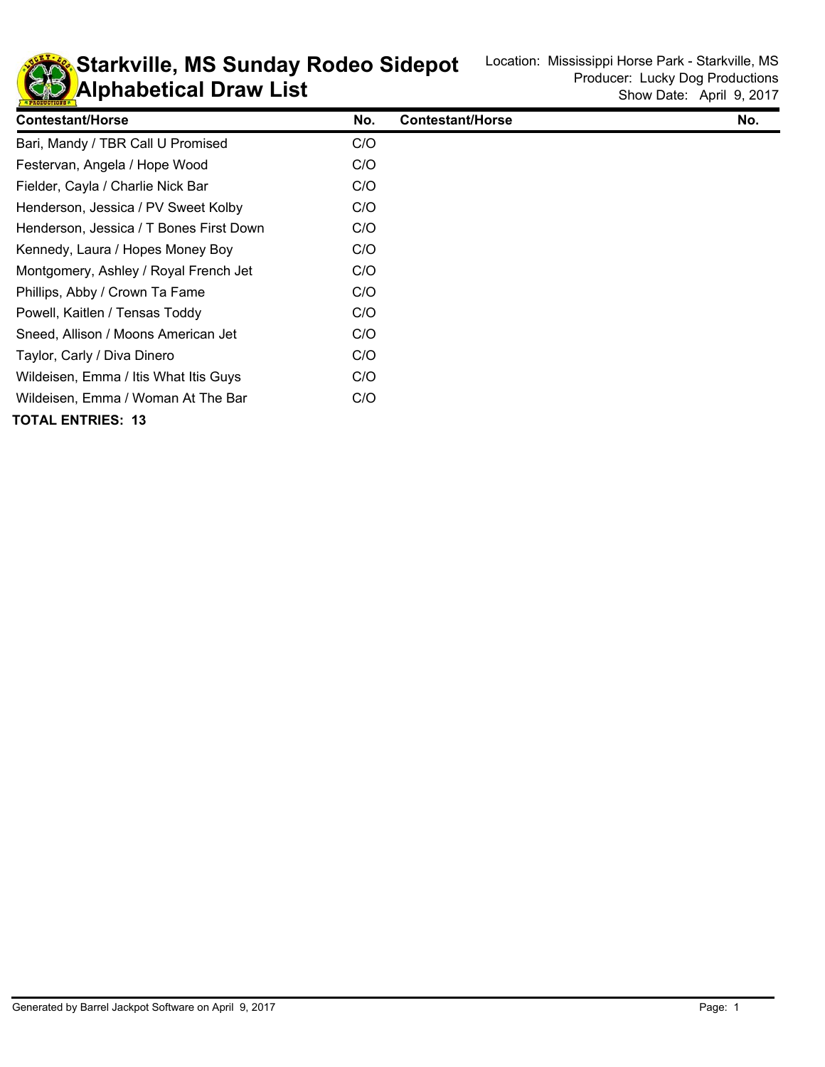# Starkville, MS Sunday Rodeo Sidepot
# Alphabetical Draw List

Location: Mississippi Horse Park - Starkville, MS
Producer: Lucky Dog Productions
Show Date: April 9, 2017

| Contestant/Horse | No. | Contestant/Horse | No. |
|---|---|---|---|
| Bari, Mandy / TBR Call U Promised | C/O | | |
| Festervan, Angela / Hope Wood | C/O | | |
| Fielder, Cayla / Charlie Nick Bar | C/O | | |
| Henderson, Jessica / PV Sweet Kolby | C/O | | |
| Henderson, Jessica / T Bones First Down | C/O | | |
| Kennedy, Laura / Hopes Money Boy | C/O | | |
| Montgomery, Ashley / Royal French Jet | C/O | | |
| Phillips, Abby / Crown Ta Fame | C/O | | |
| Powell, Kaitlen / Tensas Toddy | C/O | | |
| Sneed, Allison / Moons American Jet | C/O | | |
| Taylor, Carly / Diva Dinero | C/O | | |
| Wildeisen, Emma / Itis What Itis Guys | C/O | | |
| Wildeisen, Emma / Woman At The Bar | C/O | | |

**TOTAL ENTRIES: 13**

Generated by Barrel Jackpot Software on April 9, 2017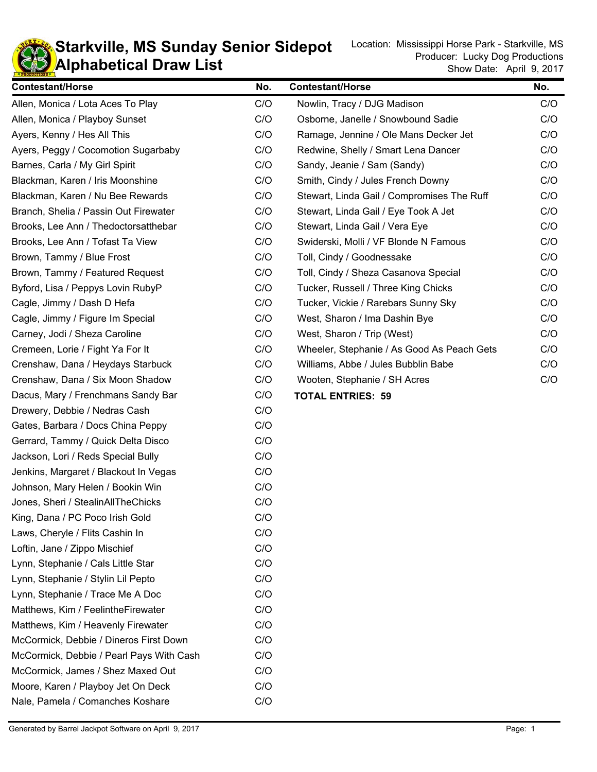# Starkville, MS Sunday Senior Sidepot
# Alphabetical Draw List

Location: Mississippi Horse Park - Starkville, MS
Producer: Lucky Dog Productions
Show Date: April 9, 2017

| Contestant/Horse | No. |
|---|---|
| Allen, Monica / Lota Aces To Play | C/O |
| Allen, Monica / Playboy Sunset | C/O |
| Ayers, Kenny / Hes All This | C/O |
| Ayers, Peggy / Cocomotion Sugarbaby | C/O |
| Barnes, Carla / My Girl Spirit | C/O |
| Blackman, Karen / Iris Moonshine | C/O |
| Blackman, Karen / Nu Bee Rewards | C/O |
| Branch, Shelia / Passin Out Firewater | C/O |
| Brooks, Lee Ann / Thedoctorsatthebar | C/O |
| Brooks, Lee Ann / Tofast Ta View | C/O |
| Brown, Tammy / Blue Frost | C/O |
| Brown, Tammy / Featured Request | C/O |
| Byford, Lisa / Peppys Lovin RubyP | C/O |
| Cagle, Jimmy / Dash D Hefa | C/O |
| Cagle, Jimmy / Figure Im Special | C/O |
| Carney, Jodi / Sheza Caroline | C/O |
| Cremeen, Lorie / Fight Ya For It | C/O |
| Crenshaw, Dana / Heydays Starbuck | C/O |
| Crenshaw, Dana / Six Moon Shadow | C/O |
| Dacus, Mary / Frenchmans Sandy Bar | C/O |
| Drewery, Debbie / Nedras Cash | C/O |
| Gates, Barbara / Docs China Peppy | C/O |
| Gerrard, Tammy / Quick Delta Disco | C/O |
| Jackson, Lori / Reds Special Bully | C/O |
| Jenkins, Margaret / Blackout In Vegas | C/O |
| Johnson, Mary Helen / Bookin Win | C/O |
| Jones, Sheri / StealinAllTheChicks | C/O |
| King, Dana / PC Poco Irish Gold | C/O |
| Laws, Cheryle / Flits Cashin In | C/O |
| Loftin, Jane / Zippo Mischief | C/O |
| Lynn, Stephanie / Cals Little Star | C/O |
| Lynn, Stephanie / Stylin Lil Pepto | C/O |
| Lynn, Stephanie / Trace Me A Doc | C/O |
| Matthews, Kim / FeelintheFirewater | C/O |
| Matthews, Kim / Heavenly Firewater | C/O |
| McCormick, Debbie / Dineros First Down | C/O |
| McCormick, Debbie / Pearl Pays With Cash | C/O |
| McCormick, James / Shez Maxed Out | C/O |
| Moore, Karen / Playboy Jet On Deck | C/O |
| Nale, Pamela / Comanches Koshare | C/O |
| Nowlin, Tracy / DJG Madison | C/O |
| Osborne, Janelle / Snowbound Sadie | C/O |
| Ramage, Jennine / Ole Mans Decker Jet | C/O |
| Redwine, Shelly / Smart Lena Dancer | C/O |
| Sandy, Jeanie / Sam (Sandy) | C/O |
| Smith, Cindy / Jules French Downy | C/O |
| Stewart, Linda Gail / Compromises The Ruff | C/O |
| Stewart, Linda Gail / Eye Took A Jet | C/O |
| Stewart, Linda Gail / Vera Eye | C/O |
| Swiderski, Molli / VF Blonde N Famous | C/O |
| Toll, Cindy / Goodnessake | C/O |
| Toll, Cindy / Sheza Casanova Special | C/O |
| Tucker, Russell / Three King Chicks | C/O |
| Tucker, Vickie / Rarebars Sunny Sky | C/O |
| West, Sharon / Ima Dashin Bye | C/O |
| West, Sharon / Trip (West) | C/O |
| Wheeler, Stephanie / As Good As Peach Gets | C/O |
| Williams, Abbe / Jules Bubblin Babe | C/O |
| Wooten, Stephanie / SH Acres | C/O |

**TOTAL ENTRIES: 59**

Generated by Barrel Jackpot Software on April 9, 2017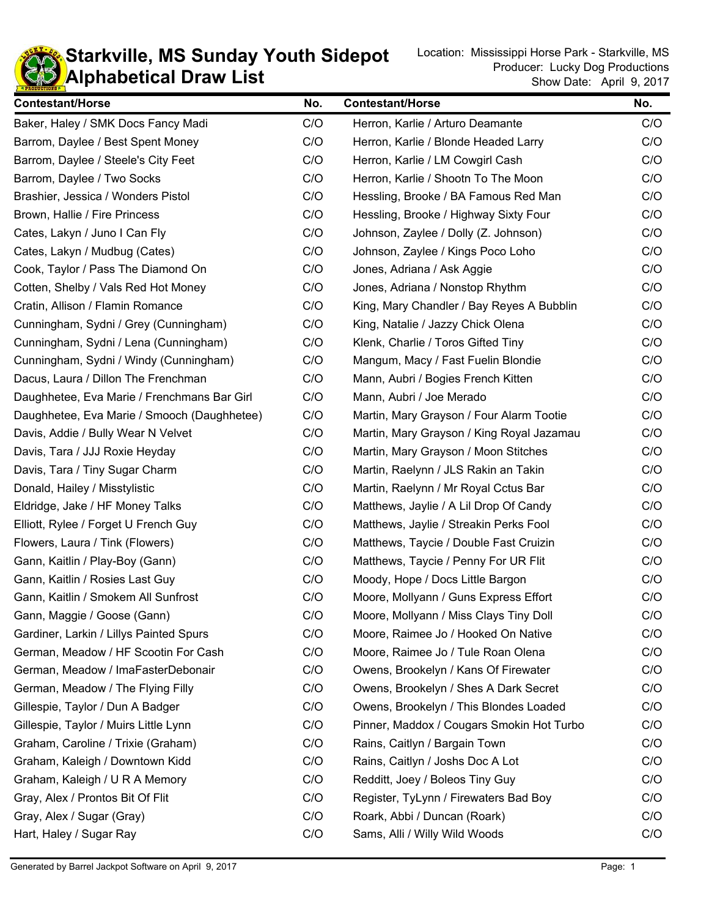# Starkville, MS Sunday Youth Sidepot
## Alphabetical Draw List

Location: Mississippi Horse Park - Starkville, MS
Producer: Lucky Dog Productions
Show Date: April 9, 2017

| Contestant/Horse | No. |
| --- | --- |
| Baker, Haley / SMK Docs Fancy Madi | C/O |
| Barrom, Daylee / Best Spent Money | C/O |
| Barrom, Daylee / Steele's City Feet | C/O |
| Barrom, Daylee / Two Socks | C/O |
| Brashier, Jessica / Wonders Pistol | C/O |
| Brown, Hallie / Fire Princess | C/O |
| Cates, Lakyn / Juno I Can Fly | C/O |
| Cates, Lakyn / Mudbug (Cates) | C/O |
| Cook, Taylor / Pass The Diamond On | C/O |
| Cotten, Shelby / Vals Red Hot Money | C/O |
| Cratin, Allison / Flamin Romance | C/O |
| Cunningham, Sydni / Grey (Cunningham) | C/O |
| Cunningham, Sydni / Lena (Cunningham) | C/O |
| Cunningham, Sydni / Windy (Cunningham) | C/O |
| Dacus, Laura / Dillon The Frenchman | C/O |
| Daughhetee, Eva Marie / Frenchmans Bar Girl | C/O |
| Daughhetee, Eva Marie / Smooch (Daughhetee) | C/O |
| Davis, Addie / Bully Wear N Velvet | C/O |
| Davis, Tara / JJJ Roxie Heyday | C/O |
| Davis, Tara / Tiny Sugar Charm | C/O |
| Donald, Hailey / Misstylistic | C/O |
| Eldridge, Jake / HF Money Talks | C/O |
| Elliott, Rylee / Forget U French Guy | C/O |
| Flowers, Laura / Tink (Flowers) | C/O |
| Gann, Kaitlin / Play-Boy (Gann) | C/O |
| Gann, Kaitlin / Rosies Last Guy | C/O |
| Gann, Kaitlin / Smokem All Sunfrost | C/O |
| Gann, Maggie / Goose (Gann) | C/O |
| Gardiner, Larkin / Lillys Painted Spurs | C/O |
| German, Meadow / HF Scootin For Cash | C/O |
| German, Meadow / ImaFasterDebonair | C/O |
| German, Meadow / The Flying Filly | C/O |
| Gillespie, Taylor / Dun A Badger | C/O |
| Gillespie, Taylor / Muirs Little Lynn | C/O |
| Graham, Caroline / Trixie (Graham) | C/O |
| Graham, Kaleigh / Downtown Kidd | C/O |
| Graham, Kaleigh / U R A Memory | C/O |
| Gray, Alex / Prontos Bit Of Flit | C/O |
| Gray, Alex / Sugar (Gray) | C/O |
| Hart, Haley / Sugar Ray | C/O |
| Herron, Karlie / Arturo Deamante | C/O |
| Herron, Karlie / Blonde Headed Larry | C/O |
| Herron, Karlie / LM Cowgirl Cash | C/O |
| Herron, Karlie / Shootn To The Moon | C/O |
| Hessling, Brooke / BA Famous Red Man | C/O |
| Hessling, Brooke / Highway Sixty Four | C/O |
| Johnson, Zaylee / Dolly (Z. Johnson) | C/O |
| Johnson, Zaylee / Kings Poco Loho | C/O |
| Jones, Adriana / Ask Aggie | C/O |
| Jones, Adriana / Nonstop Rhythm | C/O |
| King, Mary Chandler / Bay Reyes A Bubblin | C/O |
| King, Natalie / Jazzy Chick Olena | C/O |
| Klenk, Charlie / Toros Gifted Tiny | C/O |
| Mangum, Macy / Fast Fuelin Blondie | C/O |
| Mann, Aubri / Bogies French Kitten | C/O |
| Mann, Aubri / Joe Merado | C/O |
| Martin, Mary Grayson / Four Alarm Tootie | C/O |
| Martin, Mary Grayson / King Royal Jazamau | C/O |
| Martin, Mary Grayson / Moon Stitches | C/O |
| Martin, Raelynn / JLS Rakin an Takin | C/O |
| Martin, Raelynn / Mr Royal Cctus Bar | C/O |
| Matthews, Jaylie / A Lil Drop Of Candy | C/O |
| Matthews, Jaylie / Streakin Perks Fool | C/O |
| Matthews, Taycie / Double Fast Cruizin | C/O |
| Matthews, Taycie / Penny For UR Flit | C/O |
| Moody, Hope / Docs Little Bargon | C/O |
| Moore, Mollyann / Guns Express Effort | C/O |
| Moore, Mollyann / Miss Clays Tiny Doll | C/O |
| Moore, Raimee Jo / Hooked On Native | C/O |
| Moore, Raimee Jo / Tule Roan Olena | C/O |
| Owens, Brookelyn / Kans Of Firewater | C/O |
| Owens, Brookelyn / Shes A Dark Secret | C/O |
| Owens, Brookelyn / This Blondes Loaded | C/O |
| Pinner, Maddox / Cougars Smokin Hot Turbo | C/O |
| Rains, Caitlyn / Bargain Town | C/O |
| Rains, Caitlyn / Joshs Doc A Lot | C/O |
| Redditt, Joey / Boleos Tiny Guy | C/O |
| Register, TyLynn / Firewaters Bad Boy | C/O |
| Roark, Abbi / Duncan (Roark) | C/O |
| Sams, Alli / Willy Wild Woods | C/O |

Generated by Barrel Jackpot Software on April 9, 2017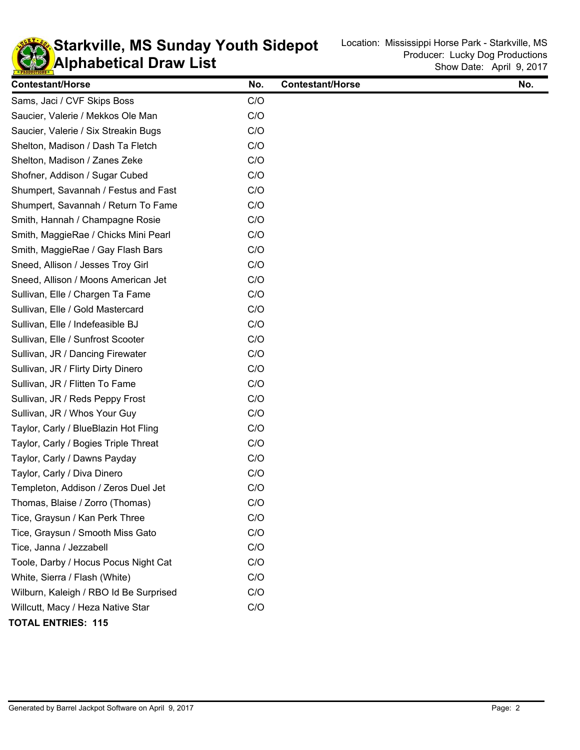# Starkville, MS Sunday Youth Sidepot Alphabetical Draw List

Location: Mississippi Horse Park - Starkville, MS
Producer: Lucky Dog Productions
Show Date: April 9, 2017

| Contestant/Horse | No. | Contestant/Horse | No. |
|---|---|---|---|
| Sams, Jaci / CVF Skips Boss | C/O | | |
| Saucier, Valerie / Mekkos Ole Man | C/O | | |
| Saucier, Valerie / Six Streakin Bugs | C/O | | |
| Shelton, Madison / Dash Ta Fletch | C/O | | |
| Shelton, Madison / Zanes Zeke | C/O | | |
| Shofner, Addison / Sugar Cubed | C/O | | |
| Shumpert, Savannah / Festus and Fast | C/O | | |
| Shumpert, Savannah / Return To Fame | C/O | | |
| Smith, Hannah / Champagne Rosie | C/O | | |
| Smith, MaggieRae / Chicks Mini Pearl | C/O | | |
| Smith, MaggieRae / Gay Flash Bars | C/O | | |
| Sneed, Allison / Jesses Troy Girl | C/O | | |
| Sneed, Allison / Moons American Jet | C/O | | |
| Sullivan, Elle / Chargen Ta Fame | C/O | | |
| Sullivan, Elle / Gold Mastercard | C/O | | |
| Sullivan, Elle / Indefeasible BJ | C/O | | |
| Sullivan, Elle / Sunfrost Scooter | C/O | | |
| Sullivan, JR / Dancing Firewater | C/O | | |
| Sullivan, JR / Flirty Dirty Dinero | C/O | | |
| Sullivan, JR / Flitten To Fame | C/O | | |
| Sullivan, JR / Reds Peppy Frost | C/O | | |
| Sullivan, JR / Whos Your Guy | C/O | | |
| Taylor, Carly / BlueBlazin Hot Fling | C/O | | |
| Taylor, Carly / Bogies Triple Threat | C/O | | |
| Taylor, Carly / Dawns Payday | C/O | | |
| Taylor, Carly / Diva Dinero | C/O | | |
| Templeton, Addison / Zeros Duel Jet | C/O | | |
| Thomas, Blaise / Zorro (Thomas) | C/O | | |
| Tice, Graysun / Kan Perk Three | C/O | | |
| Tice, Graysun / Smooth Miss Gato | C/O | | |
| Tice, Janna / Jezzabell | C/O | | |
| Toole, Darby / Hocus Pocus Night Cat | C/O | | |
| White, Sierra / Flash (White) | C/O | | |
| Wilburn, Kaleigh / RBO Id Be Surprised | C/O | | |
| Willcutt, Macy / Heza Native Star | C/O | | |

**TOTAL ENTRIES: 115**

Generated by Barrel Jackpot Software on April 9, 2017